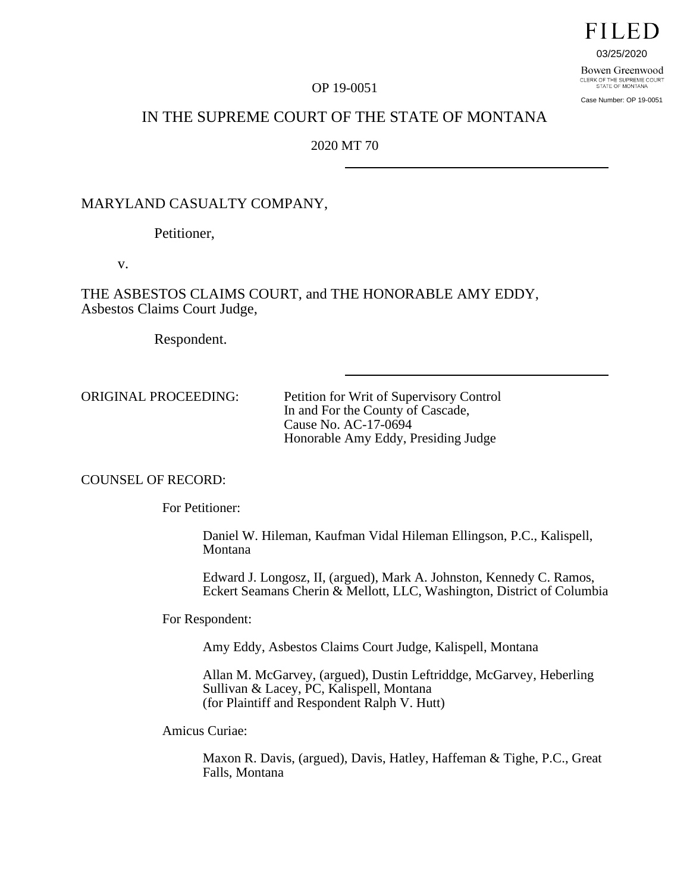FILED

03/25/2020

Bowen Greenwood
CLERK OF THE SUPREME COURT
STATE OF MONTANA

Case Number: OP 19-0051

OP 19-0051

IN THE SUPREME COURT OF THE STATE OF MONTANA

2020 MT 70

---

MARYLAND CASUALTY COMPANY,

Petitioner,

v.

THE ASBESTOS CLAIMS COURT, and THE HONORABLE AMY EDDY, Asbestos Claims Court Judge,

Respondent.

---

ORIGINAL PROCEEDING: Petition for Writ of Supervisory Control
In and For the County of Cascade,
Cause No. AC-17-0694
Honorable Amy Eddy, Presiding Judge

COUNSEL OF RECORD:

For Petitioner:

Daniel W. Hileman, Kaufman Vidal Hileman Ellingson, P.C., Kalispell, Montana

Edward J. Longosz, II, (argued), Mark A. Johnston, Kennedy C. Ramos, Eckert Seamans Cherin & Mellott, LLC, Washington, District of Columbia

For Respondent:

Amy Eddy, Asbestos Claims Court Judge, Kalispell, Montana

Allan M. McGarvey, (argued), Dustin Leftriddge, McGarvey, Heberling Sullivan & Lacey, PC, Kalispell, Montana
(for Plaintiff and Respondent Ralph V. Hutt)

Amicus Curiae:

Maxon R. Davis, (argued), Davis, Hatley, Haffeman & Tighe, P.C., Great Falls, Montana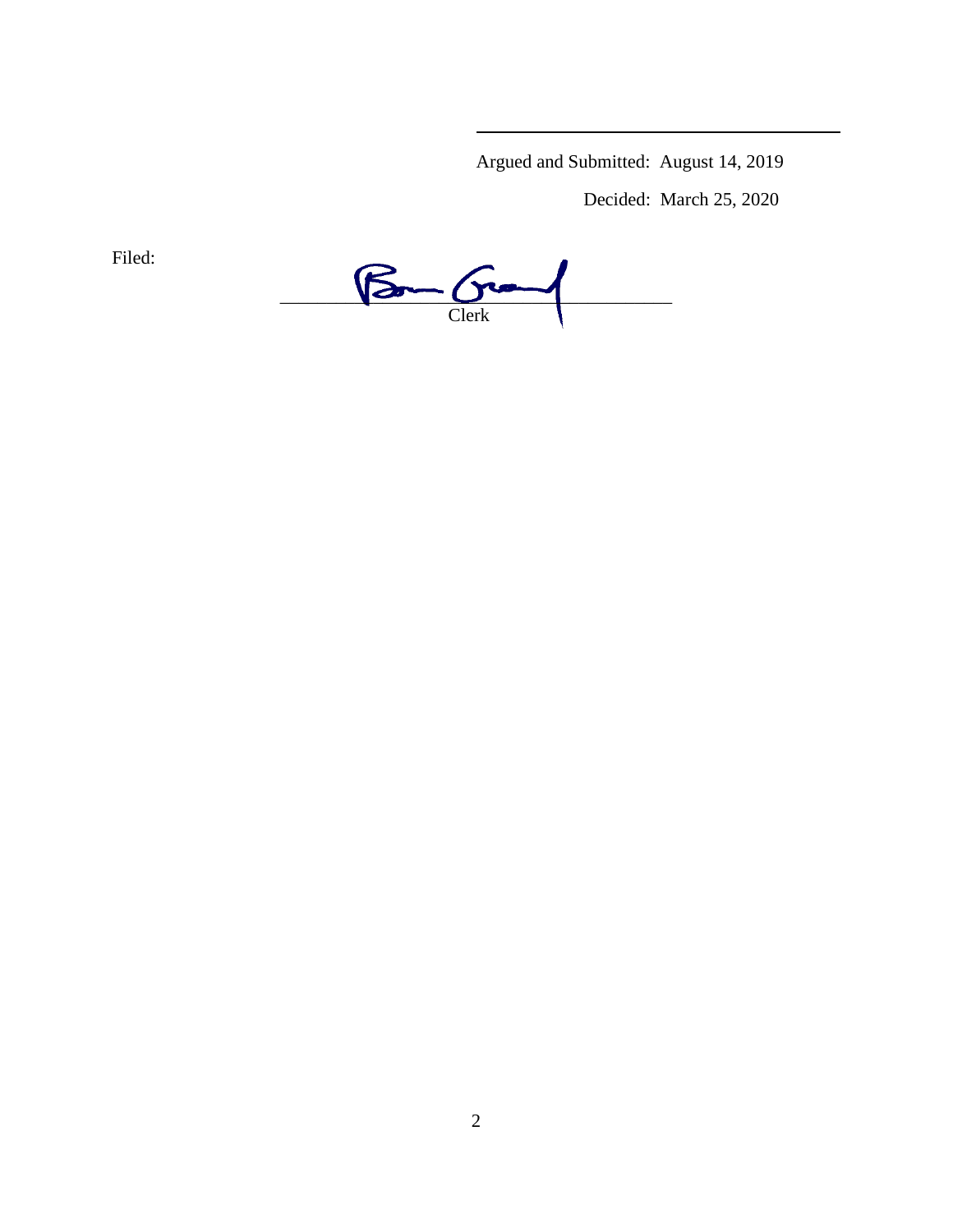Argued and Submitted: August 14, 2019

Decided: March 25, 2020

Filed: \_\_\_\_\_\_\_\_\_\_\_\_\_\_\_\_\_\_\_\_\_\_\_\_\_\_\_\_\_\_\_\_\_\_\_\_

Clerk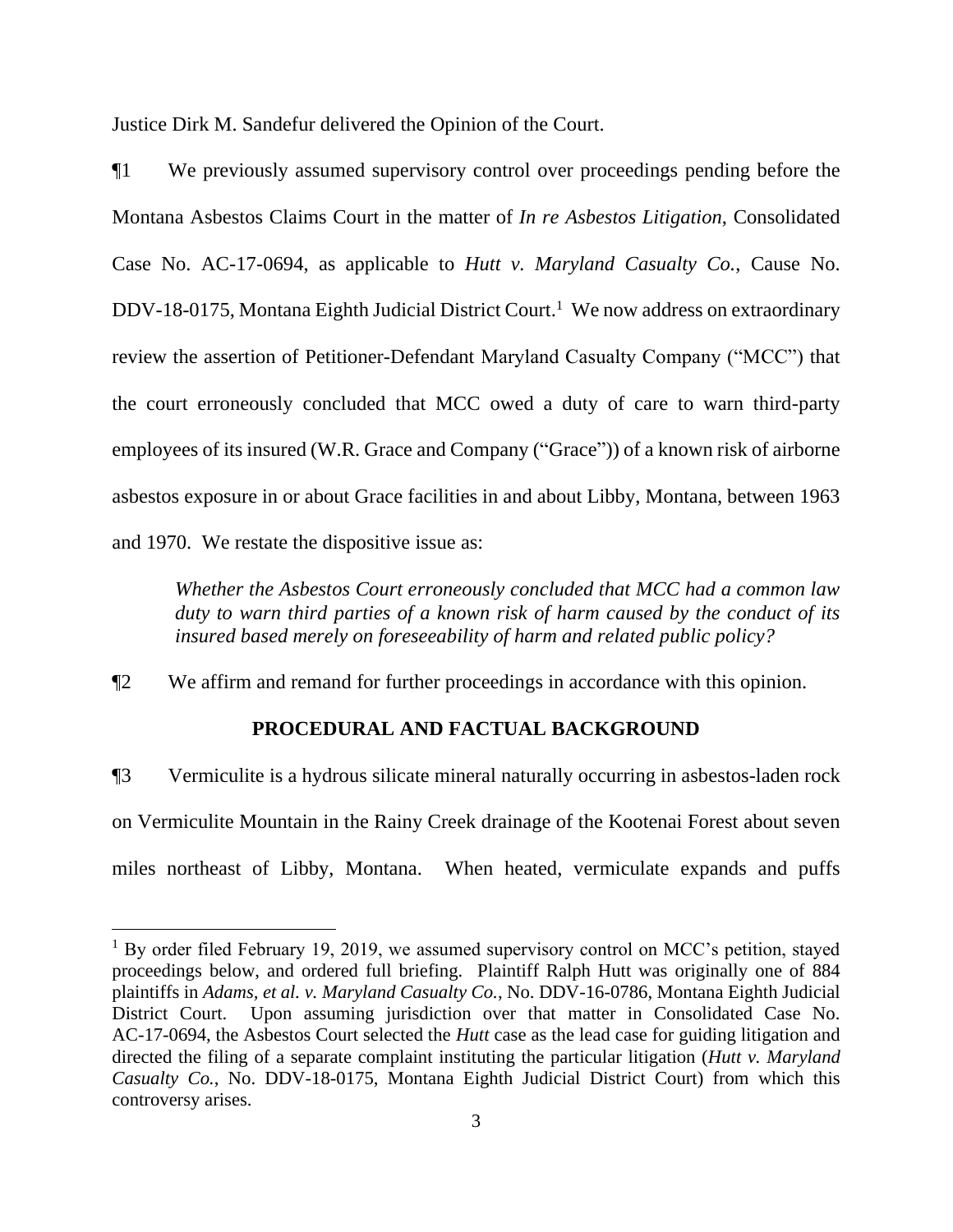Justice Dirk M. Sandefur delivered the Opinion of the Court.

¶1 We previously assumed supervisory control over proceedings pending before the Montana Asbestos Claims Court in the matter of *In re Asbestos Litigation*, Consolidated Case No. AC-17-0694, as applicable to *Hutt v. Maryland Casualty Co.*, Cause No. DDV-18-0175, Montana Eighth Judicial District Court.[1] We now address on extraordinary review the assertion of Petitioner-Defendant Maryland Casualty Company ("MCC") that the court erroneously concluded that MCC owed a duty of care to warn third-party employees of its insured (W.R. Grace and Company ("Grace")) of a known risk of airborne asbestos exposure in or about Grace facilities in and about Libby, Montana, between 1963 and 1970. We restate the dispositive issue as:

> *Whether the Asbestos Court erroneously concluded that MCC had a common law duty to warn third parties of a known risk of harm caused by the conduct of its insured based merely on foreseeability of harm and related public policy?*

¶2 We affirm and remand for further proceedings in accordance with this opinion.

## PROCEDURAL AND FACTUAL BACKGROUND

¶3 Vermiculite is a hydrous silicate mineral naturally occurring in asbestos-laden rock on Vermiculite Mountain in the Rainy Creek drainage of the Kootenai Forest about seven miles northeast of Libby, Montana. When heated, vermiculate expands and puffs

---

[1] By order filed February 19, 2019, we assumed supervisory control on MCC's petition, stayed proceedings below, and ordered full briefing. Plaintiff Ralph Hutt was originally one of 884 plaintiffs in *Adams, et al. v. Maryland Casualty Co.*, No. DDV-16-0786, Montana Eighth Judicial District Court. Upon assuming jurisdiction over that matter in Consolidated Case No. AC-17-0694, the Asbestos Court selected the *Hutt* case as the lead case for guiding litigation and directed the filing of a separate complaint instituting the particular litigation (*Hutt v. Maryland Casualty Co.*, No. DDV-18-0175, Montana Eighth Judicial District Court) from which this controversy arises.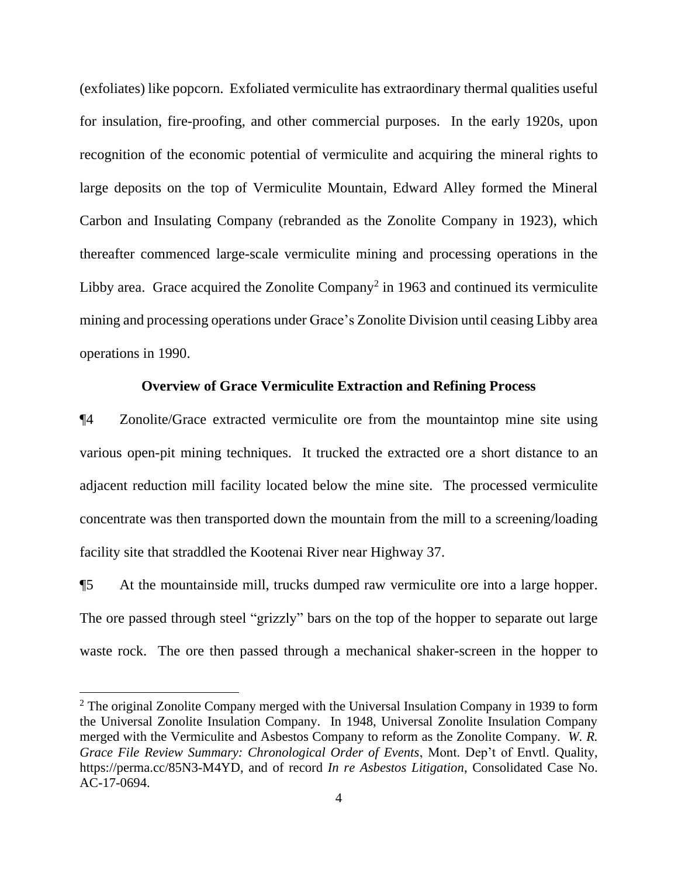(exfoliates) like popcorn. Exfoliated vermiculite has extraordinary thermal qualities useful for insulation, fire-proofing, and other commercial purposes. In the early 1920s, upon recognition of the economic potential of vermiculite and acquiring the mineral rights to large deposits on the top of Vermiculite Mountain, Edward Alley formed the Mineral Carbon and Insulating Company (rebranded as the Zonolite Company in 1923), which thereafter commenced large-scale vermiculite mining and processing operations in the Libby area. Grace acquired the Zonolite Company[2] in 1963 and continued its vermiculite mining and processing operations under Grace's Zonolite Division until ceasing Libby area operations in 1990.

**Overview of Grace Vermiculite Extraction and Refining Process**

¶4 Zonolite/Grace extracted vermiculite ore from the mountaintop mine site using various open-pit mining techniques. It trucked the extracted ore a short distance to an adjacent reduction mill facility located below the mine site. The processed vermiculite concentrate was then transported down the mountain from the mill to a screening/loading facility site that straddled the Kootenai River near Highway 37.

¶5 At the mountainside mill, trucks dumped raw vermiculite ore into a large hopper. The ore passed through steel "grizzly" bars on the top of the hopper to separate out large waste rock. The ore then passed through a mechanical shaker-screen in the hopper to

[2] The original Zonolite Company merged with the Universal Insulation Company in 1939 to form the Universal Zonolite Insulation Company. In 1948, Universal Zonolite Insulation Company merged with the Vermiculite and Asbestos Company to reform as the Zonolite Company. *W. R. Grace File Review Summary: Chronological Order of Events*, Mont. Dep't of Envtl. Quality, https://perma.cc/85N3-M4YD, and of record *In re Asbestos Litigation*, Consolidated Case No. AC-17-0694.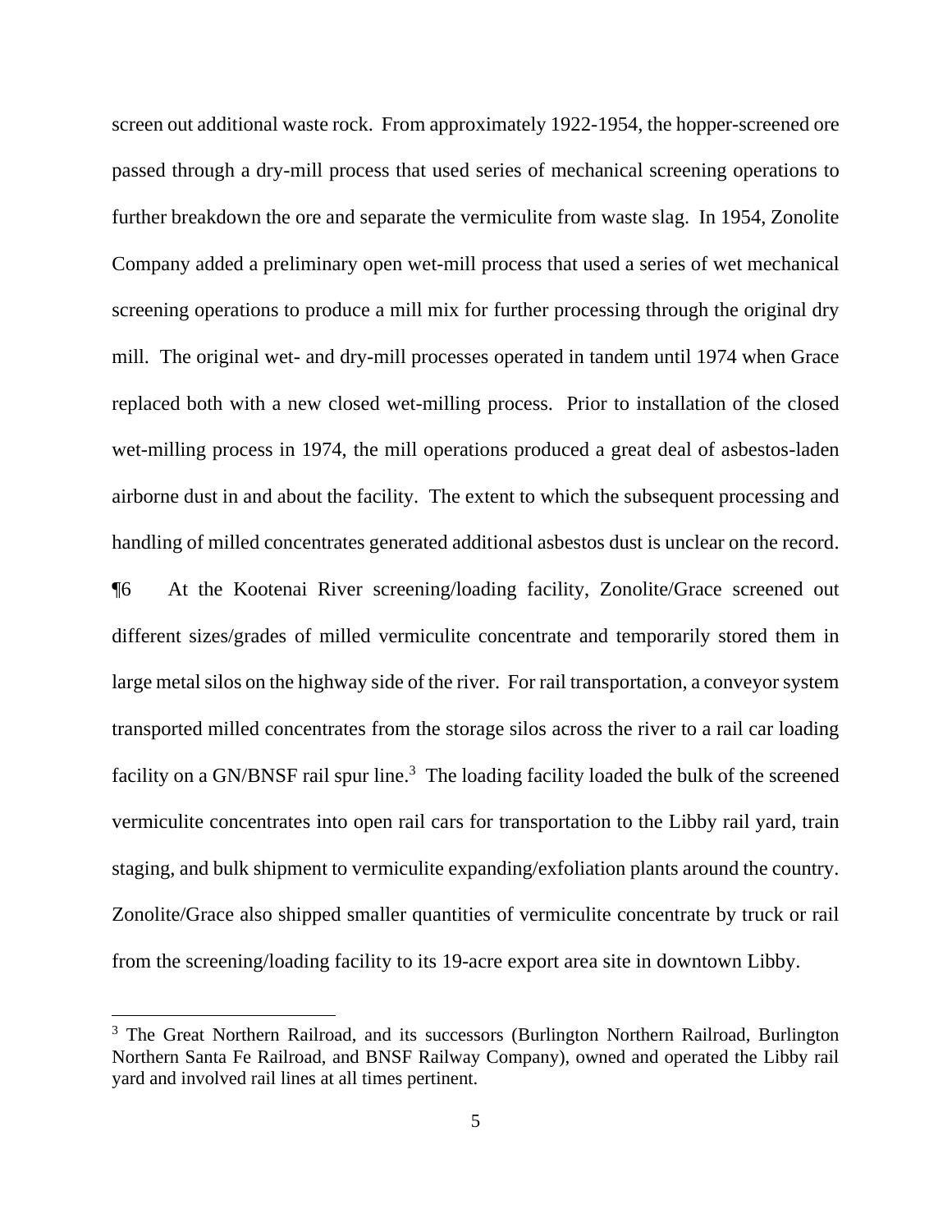screen out additional waste rock. From approximately 1922-1954, the hopper-screened ore passed through a dry-mill process that used series of mechanical screening operations to further breakdown the ore and separate the vermiculite from waste slag. In 1954, Zonolite Company added a preliminary open wet-mill process that used a series of wet mechanical screening operations to produce a mill mix for further processing through the original dry mill. The original wet- and dry-mill processes operated in tandem until 1974 when Grace replaced both with a new closed wet-milling process. Prior to installation of the closed wet-milling process in 1974, the mill operations produced a great deal of asbestos-laden airborne dust in and about the facility. The extent to which the subsequent processing and handling of milled concentrates generated additional asbestos dust is unclear on the record.

¶6 At the Kootenai River screening/loading facility, Zonolite/Grace screened out different sizes/grades of milled vermiculite concentrate and temporarily stored them in large metal silos on the highway side of the river. For rail transportation, a conveyor system transported milled concentrates from the storage silos across the river to a rail car loading facility on a GN/BNSF rail spur line.[3] The loading facility loaded the bulk of the screened vermiculite concentrates into open rail cars for transportation to the Libby rail yard, train staging, and bulk shipment to vermiculite expanding/exfoliation plants around the country. Zonolite/Grace also shipped smaller quantities of vermiculite concentrate by truck or rail from the screening/loading facility to its 19-acre export area site in downtown Libby.

---

[3] The Great Northern Railroad, and its successors (Burlington Northern Railroad, Burlington Northern Santa Fe Railroad, and BNSF Railway Company), owned and operated the Libby rail yard and involved rail lines at all times pertinent.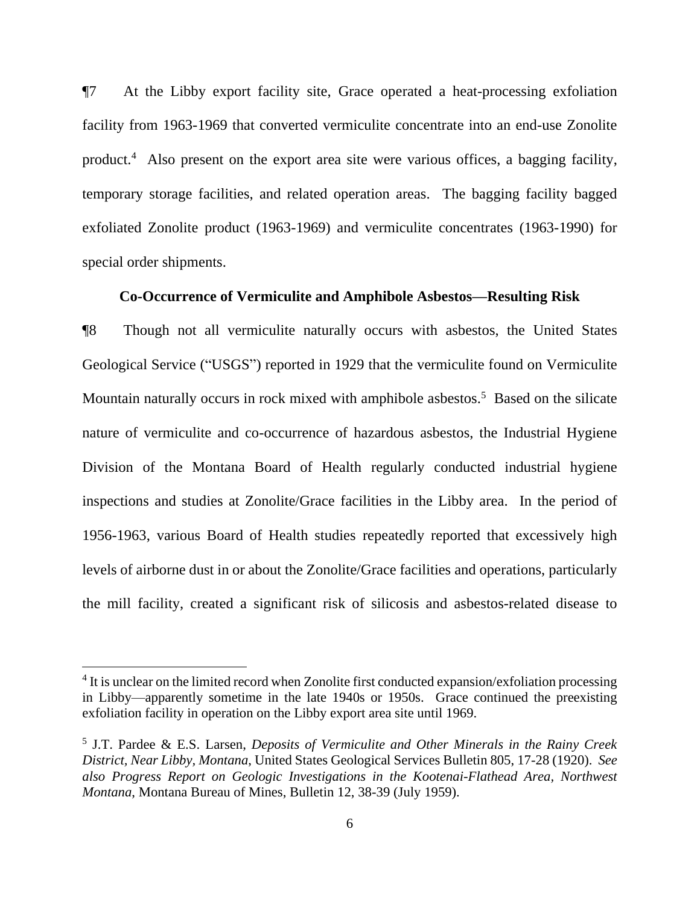¶7 At the Libby export facility site, Grace operated a heat-processing exfoliation facility from 1963-1969 that converted vermiculite concentrate into an end-use Zonolite product.[4] Also present on the export area site were various offices, a bagging facility, temporary storage facilities, and related operation areas. The bagging facility bagged exfoliated Zonolite product (1963-1969) and vermiculite concentrates (1963-1990) for special order shipments.

**Co-Occurrence of Vermiculite and Amphibole Asbestos—Resulting Risk**

¶8 Though not all vermiculite naturally occurs with asbestos, the United States Geological Service ("USGS") reported in 1929 that the vermiculite found on Vermiculite Mountain naturally occurs in rock mixed with amphibole asbestos.[5] Based on the silicate nature of vermiculite and co-occurrence of hazardous asbestos, the Industrial Hygiene Division of the Montana Board of Health regularly conducted industrial hygiene inspections and studies at Zonolite/Grace facilities in the Libby area. In the period of 1956-1963, various Board of Health studies repeatedly reported that excessively high levels of airborne dust in or about the Zonolite/Grace facilities and operations, particularly the mill facility, created a significant risk of silicosis and asbestos-related disease to

---

[4] It is unclear on the limited record when Zonolite first conducted expansion/exfoliation processing in Libby—apparently sometime in the late 1940s or 1950s. Grace continued the preexisting exfoliation facility in operation on the Libby export area site until 1969.

[5] J.T. Pardee & E.S. Larsen, *Deposits of Vermiculite and Other Minerals in the Rainy Creek District, Near Libby, Montana*, United States Geological Services Bulletin 805, 17-28 (1920). *See also Progress Report on Geologic Investigations in the Kootenai-Flathead Area, Northwest Montana*, Montana Bureau of Mines, Bulletin 12, 38-39 (July 1959).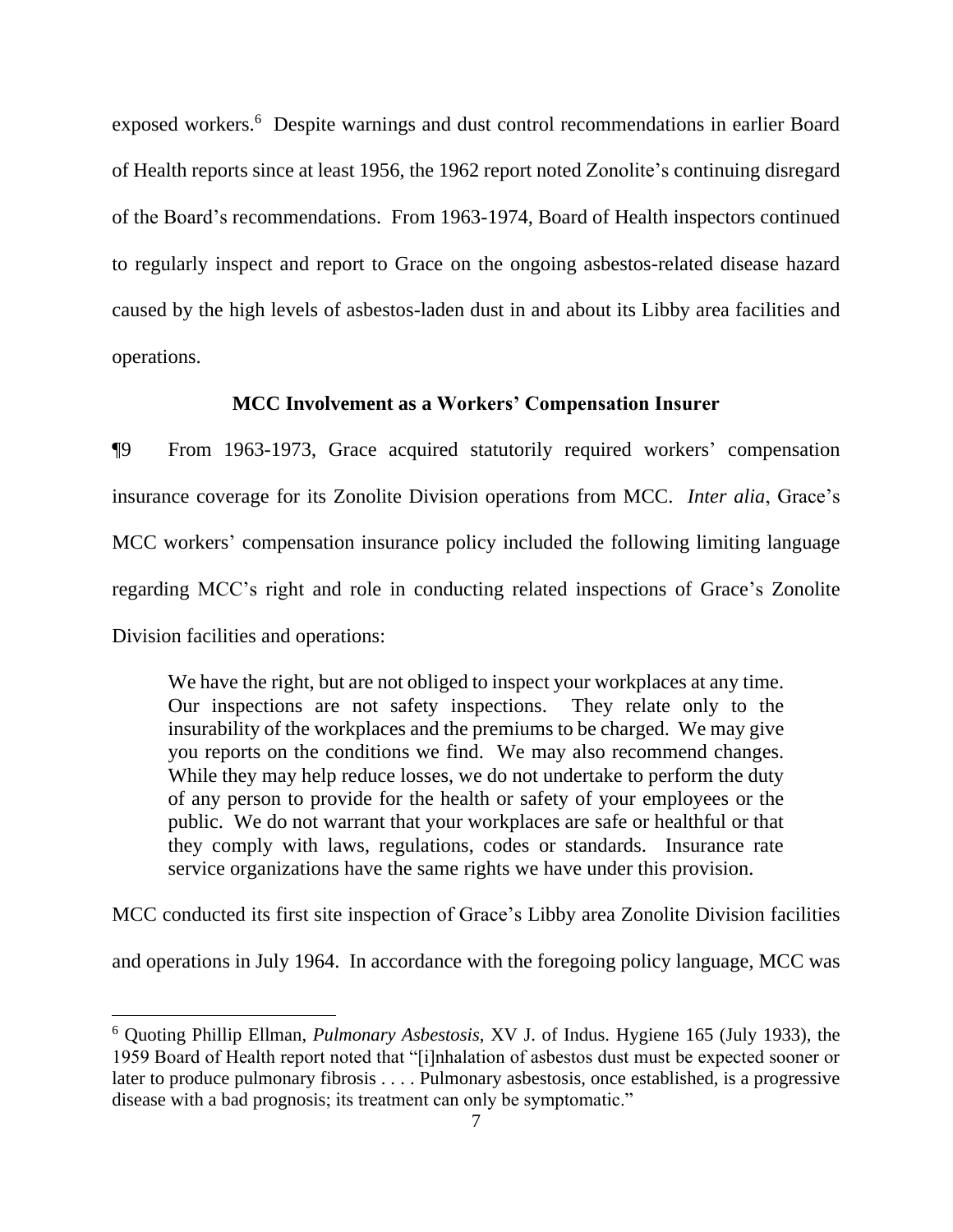exposed workers.[6] Despite warnings and dust control recommendations in earlier Board of Health reports since at least 1956, the 1962 report noted Zonolite's continuing disregard of the Board's recommendations. From 1963-1974, Board of Health inspectors continued to regularly inspect and report to Grace on the ongoing asbestos-related disease hazard caused by the high levels of asbestos-laden dust in and about its Libby area facilities and operations.

### MCC Involvement as a Workers' Compensation Insurer

¶9 From 1963-1973, Grace acquired statutorily required workers' compensation insurance coverage for its Zonolite Division operations from MCC. *Inter alia*, Grace's MCC workers' compensation insurance policy included the following limiting language regarding MCC's right and role in conducting related inspections of Grace's Zonolite Division facilities and operations:

> We have the right, but are not obliged to inspect your workplaces at any time. Our inspections are not safety inspections. They relate only to the insurability of the workplaces and the premiums to be charged. We may give you reports on the conditions we find. We may also recommend changes. While they may help reduce losses, we do not undertake to perform the duty of any person to provide for the health or safety of your employees or the public. We do not warrant that your workplaces are safe or healthful or that they comply with laws, regulations, codes or standards. Insurance rate service organizations have the same rights we have under this provision.

MCC conducted its first site inspection of Grace's Libby area Zonolite Division facilities and operations in July 1964. In accordance with the foregoing policy language, MCC was

[6] Quoting Phillip Ellman, *Pulmonary Asbestosis*, XV J. of Indus. Hygiene 165 (July 1933), the 1959 Board of Health report noted that "[i]nhalation of asbestos dust must be expected sooner or later to produce pulmonary fibrosis . . . . Pulmonary asbestosis, once established, is a progressive disease with a bad prognosis; its treatment can only be symptomatic."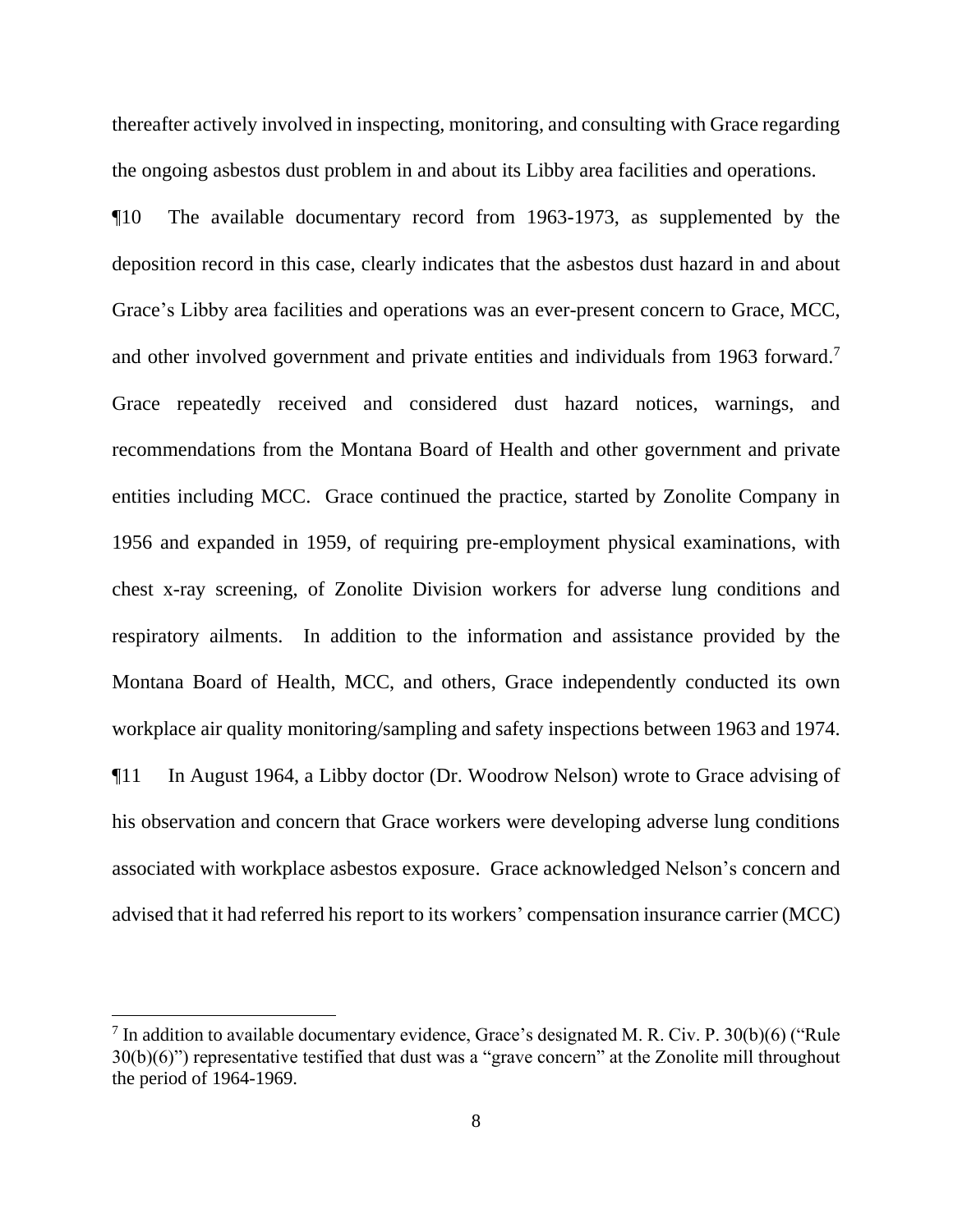thereafter actively involved in inspecting, monitoring, and consulting with Grace regarding the ongoing asbestos dust problem in and about its Libby area facilities and operations.

¶10 The available documentary record from 1963-1973, as supplemented by the deposition record in this case, clearly indicates that the asbestos dust hazard in and about Grace's Libby area facilities and operations was an ever-present concern to Grace, MCC, and other involved government and private entities and individuals from 1963 forward.[7] Grace repeatedly received and considered dust hazard notices, warnings, and recommendations from the Montana Board of Health and other government and private entities including MCC. Grace continued the practice, started by Zonolite Company in 1956 and expanded in 1959, of requiring pre-employment physical examinations, with chest x-ray screening, of Zonolite Division workers for adverse lung conditions and respiratory ailments. In addition to the information and assistance provided by the Montana Board of Health, MCC, and others, Grace independently conducted its own workplace air quality monitoring/sampling and safety inspections between 1963 and 1974.

¶11 In August 1964, a Libby doctor (Dr. Woodrow Nelson) wrote to Grace advising of his observation and concern that Grace workers were developing adverse lung conditions associated with workplace asbestos exposure. Grace acknowledged Nelson's concern and advised that it had referred his report to its workers' compensation insurance carrier (MCC)

[7] In addition to available documentary evidence, Grace's designated M. R. Civ. P. 30(b)(6) ("Rule 30(b)(6)") representative testified that dust was a "grave concern" at the Zonolite mill throughout the period of 1964-1969.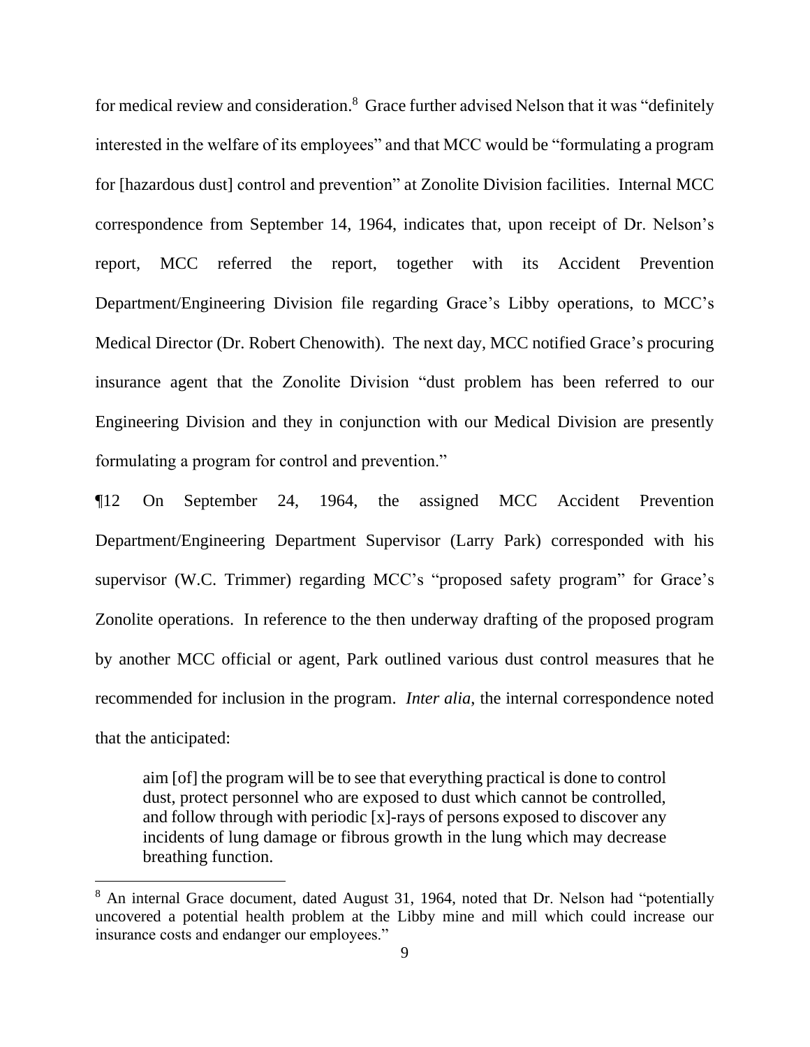for medical review and consideration.[8] Grace further advised Nelson that it was "definitely interested in the welfare of its employees" and that MCC would be "formulating a program for [hazardous dust] control and prevention" at Zonolite Division facilities. Internal MCC correspondence from September 14, 1964, indicates that, upon receipt of Dr. Nelson's report, MCC referred the report, together with its Accident Prevention Department/Engineering Division file regarding Grace's Libby operations, to MCC's Medical Director (Dr. Robert Chenowith). The next day, MCC notified Grace's procuring insurance agent that the Zonolite Division "dust problem has been referred to our Engineering Division and they in conjunction with our Medical Division are presently formulating a program for control and prevention."

¶12 On September 24, 1964, the assigned MCC Accident Prevention Department/Engineering Department Supervisor (Larry Park) corresponded with his supervisor (W.C. Trimmer) regarding MCC's "proposed safety program" for Grace's Zonolite operations. In reference to the then underway drafting of the proposed program by another MCC official or agent, Park outlined various dust control measures that he recommended for inclusion in the program. *Inter alia*, the internal correspondence noted that the anticipated:

> aim [of] the program will be to see that everything practical is done to control dust, protect personnel who are exposed to dust which cannot be controlled, and follow through with periodic [x]-rays of persons exposed to discover any incidents of lung damage or fibrous growth in the lung which may decrease breathing function.

---

[8] An internal Grace document, dated August 31, 1964, noted that Dr. Nelson had "potentially uncovered a potential health problem at the Libby mine and mill which could increase our insurance costs and endanger our employees."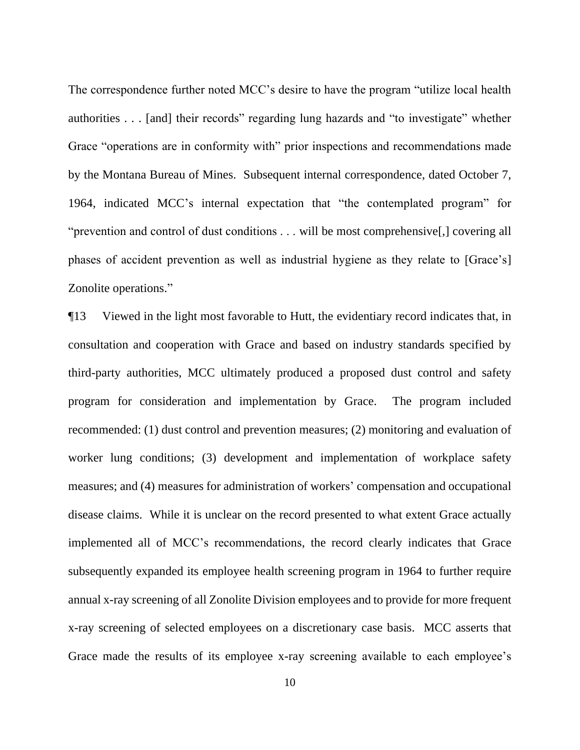The correspondence further noted MCC's desire to have the program "utilize local health authorities . . . [and] their records" regarding lung hazards and "to investigate" whether Grace "operations are in conformity with" prior inspections and recommendations made by the Montana Bureau of Mines. Subsequent internal correspondence, dated October 7, 1964, indicated MCC's internal expectation that "the contemplated program" for "prevention and control of dust conditions . . . will be most comprehensive[,] covering all phases of accident prevention as well as industrial hygiene as they relate to [Grace's] Zonolite operations."

¶13 Viewed in the light most favorable to Hutt, the evidentiary record indicates that, in consultation and cooperation with Grace and based on industry standards specified by third-party authorities, MCC ultimately produced a proposed dust control and safety program for consideration and implementation by Grace. The program included recommended: (1) dust control and prevention measures; (2) monitoring and evaluation of worker lung conditions; (3) development and implementation of workplace safety measures; and (4) measures for administration of workers' compensation and occupational disease claims. While it is unclear on the record presented to what extent Grace actually implemented all of MCC's recommendations, the record clearly indicates that Grace subsequently expanded its employee health screening program in 1964 to further require annual x-ray screening of all Zonolite Division employees and to provide for more frequent x-ray screening of selected employees on a discretionary case basis. MCC asserts that Grace made the results of its employee x-ray screening available to each employee's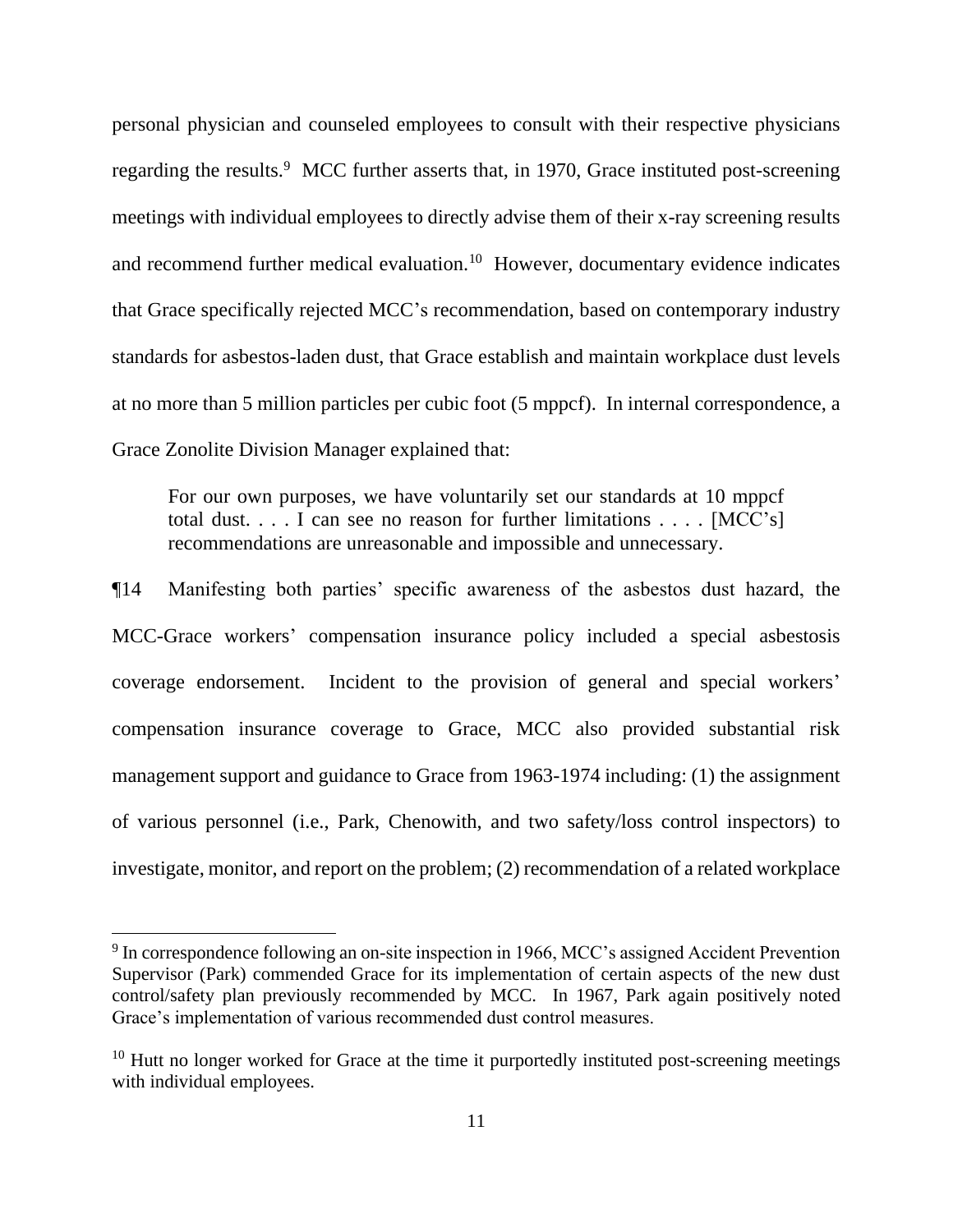personal physician and counseled employees to consult with their respective physicians regarding the results.[9] MCC further asserts that, in 1970, Grace instituted post-screening meetings with individual employees to directly advise them of their x-ray screening results and recommend further medical evaluation.[10] However, documentary evidence indicates that Grace specifically rejected MCC's recommendation, based on contemporary industry standards for asbestos-laden dust, that Grace establish and maintain workplace dust levels at no more than 5 million particles per cubic foot (5 mppcf). In internal correspondence, a Grace Zonolite Division Manager explained that:

> For our own purposes, we have voluntarily set our standards at 10 mppcf total dust. . . . I can see no reason for further limitations . . . . [MCC's] recommendations are unreasonable and impossible and unnecessary.

¶14 Manifesting both parties' specific awareness of the asbestos dust hazard, the MCC-Grace workers' compensation insurance policy included a special asbestosis coverage endorsement. Incident to the provision of general and special workers' compensation insurance coverage to Grace, MCC also provided substantial risk management support and guidance to Grace from 1963-1974 including: (1) the assignment of various personnel (i.e., Park, Chenowith, and two safety/loss control inspectors) to investigate, monitor, and report on the problem; (2) recommendation of a related workplace

---

[9] In correspondence following an on-site inspection in 1966, MCC's assigned Accident Prevention Supervisor (Park) commended Grace for its implementation of certain aspects of the new dust control/safety plan previously recommended by MCC. In 1967, Park again positively noted Grace's implementation of various recommended dust control measures.

[10] Hutt no longer worked for Grace at the time it purportedly instituted post-screening meetings with individual employees.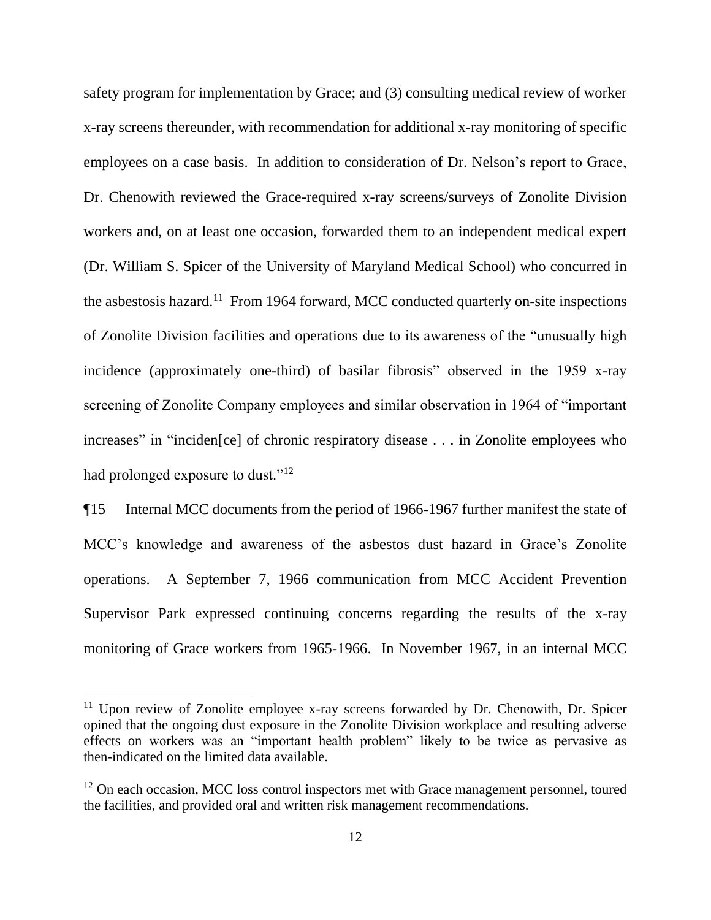safety program for implementation by Grace; and (3) consulting medical review of worker x-ray screens thereunder, with recommendation for additional x-ray monitoring of specific employees on a case basis. In addition to consideration of Dr. Nelson's report to Grace, Dr. Chenowith reviewed the Grace-required x-ray screens/surveys of Zonolite Division workers and, on at least one occasion, forwarded them to an independent medical expert (Dr. William S. Spicer of the University of Maryland Medical School) who concurred in the asbestosis hazard.[11] From 1964 forward, MCC conducted quarterly on-site inspections of Zonolite Division facilities and operations due to its awareness of the "unusually high incidence (approximately one-third) of basilar fibrosis" observed in the 1959 x-ray screening of Zonolite Company employees and similar observation in 1964 of "important increases" in "inciden[ce] of chronic respiratory disease . . . in Zonolite employees who had prolonged exposure to dust."[12]

¶15 Internal MCC documents from the period of 1966-1967 further manifest the state of MCC's knowledge and awareness of the asbestos dust hazard in Grace's Zonolite operations. A September 7, 1966 communication from MCC Accident Prevention Supervisor Park expressed continuing concerns regarding the results of the x-ray monitoring of Grace workers from 1965-1966. In November 1967, in an internal MCC

---

[11] Upon review of Zonolite employee x-ray screens forwarded by Dr. Chenowith, Dr. Spicer opined that the ongoing dust exposure in the Zonolite Division workplace and resulting adverse effects on workers was an "important health problem" likely to be twice as pervasive as then-indicated on the limited data available.

[12] On each occasion, MCC loss control inspectors met with Grace management personnel, toured the facilities, and provided oral and written risk management recommendations.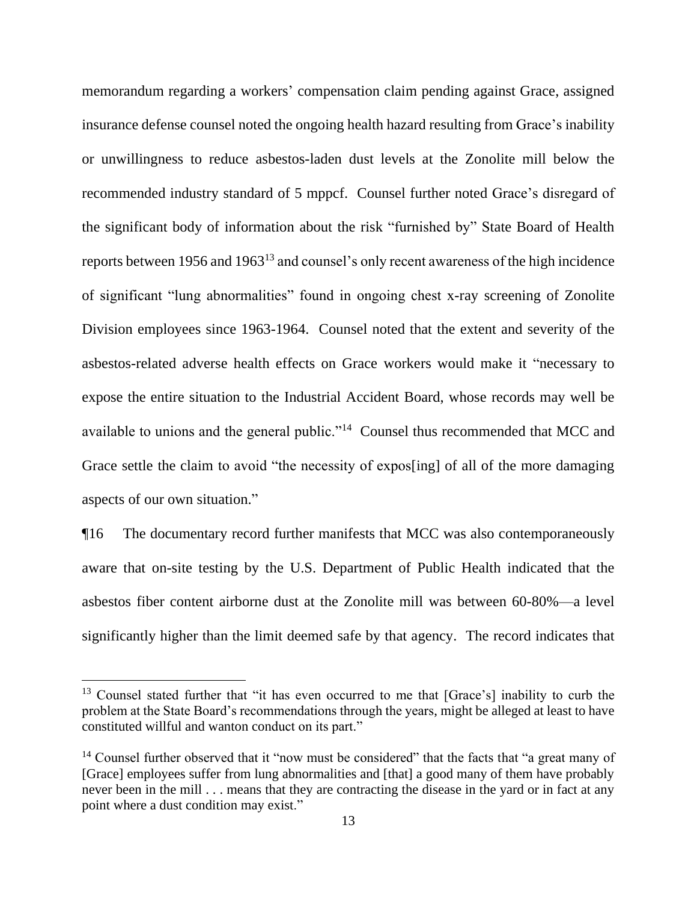memorandum regarding a workers' compensation claim pending against Grace, assigned insurance defense counsel noted the ongoing health hazard resulting from Grace's inability or unwillingness to reduce asbestos-laden dust levels at the Zonolite mill below the recommended industry standard of 5 mppcf. Counsel further noted Grace's disregard of the significant body of information about the risk "furnished by" State Board of Health reports between 1956 and 1963[13] and counsel's only recent awareness of the high incidence of significant "lung abnormalities" found in ongoing chest x-ray screening of Zonolite Division employees since 1963-1964. Counsel noted that the extent and severity of the asbestos-related adverse health effects on Grace workers would make it "necessary to expose the entire situation to the Industrial Accident Board, whose records may well be available to unions and the general public."[14] Counsel thus recommended that MCC and Grace settle the claim to avoid "the necessity of expos[ing] of all of the more damaging aspects of our own situation."

¶16 The documentary record further manifests that MCC was also contemporaneously aware that on-site testing by the U.S. Department of Public Health indicated that the asbestos fiber content airborne dust at the Zonolite mill was between 60-80%—a level significantly higher than the limit deemed safe by that agency. The record indicates that

---

[13] Counsel stated further that "it has even occurred to me that [Grace's] inability to curb the problem at the State Board's recommendations through the years, might be alleged at least to have constituted willful and wanton conduct on its part."

[14] Counsel further observed that it "now must be considered" that the facts that "a great many of [Grace] employees suffer from lung abnormalities and [that] a good many of them have probably never been in the mill . . . means that they are contracting the disease in the yard or in fact at any point where a dust condition may exist."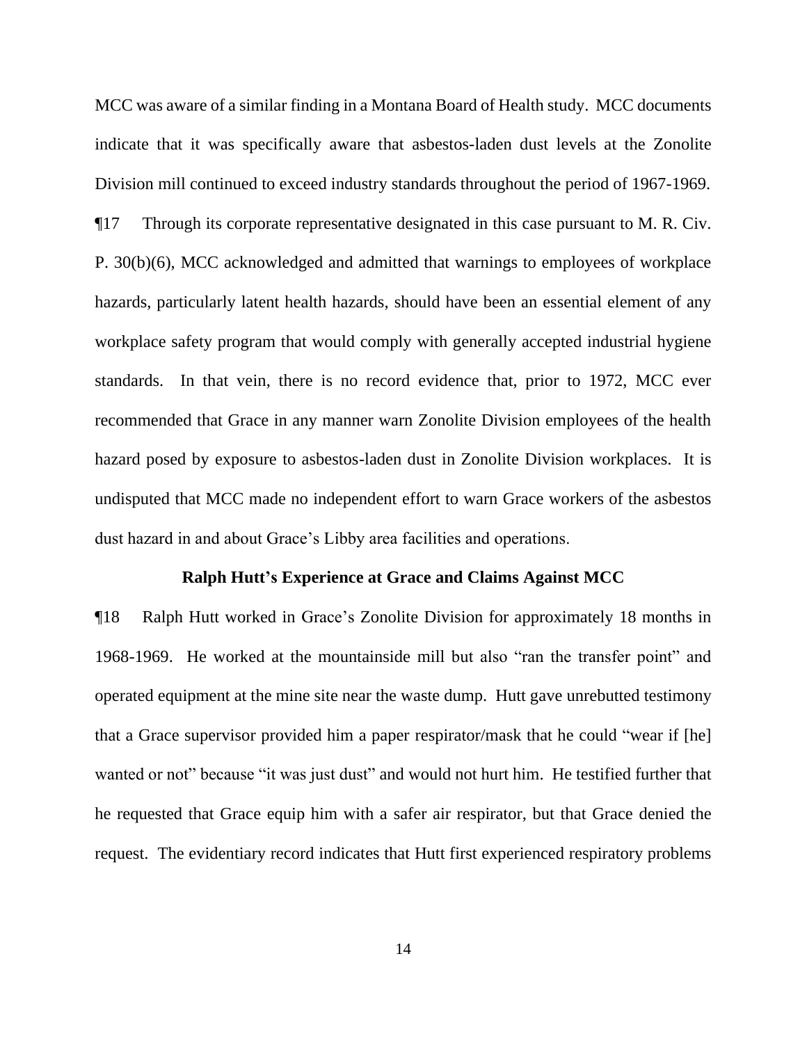MCC was aware of a similar finding in a Montana Board of Health study. MCC documents indicate that it was specifically aware that asbestos-laden dust levels at the Zonolite Division mill continued to exceed industry standards throughout the period of 1967-1969.

¶17 Through its corporate representative designated in this case pursuant to M. R. Civ. P. 30(b)(6), MCC acknowledged and admitted that warnings to employees of workplace hazards, particularly latent health hazards, should have been an essential element of any workplace safety program that would comply with generally accepted industrial hygiene standards. In that vein, there is no record evidence that, prior to 1972, MCC ever recommended that Grace in any manner warn Zonolite Division employees of the health hazard posed by exposure to asbestos-laden dust in Zonolite Division workplaces. It is undisputed that MCC made no independent effort to warn Grace workers of the asbestos dust hazard in and about Grace's Libby area facilities and operations.

**Ralph Hutt's Experience at Grace and Claims Against MCC**

¶18 Ralph Hutt worked in Grace's Zonolite Division for approximately 18 months in 1968-1969. He worked at the mountainside mill but also "ran the transfer point" and operated equipment at the mine site near the waste dump. Hutt gave unrebutted testimony that a Grace supervisor provided him a paper respirator/mask that he could "wear if [he] wanted or not" because "it was just dust" and would not hurt him. He testified further that he requested that Grace equip him with a safer air respirator, but that Grace denied the request. The evidentiary record indicates that Hutt first experienced respiratory problems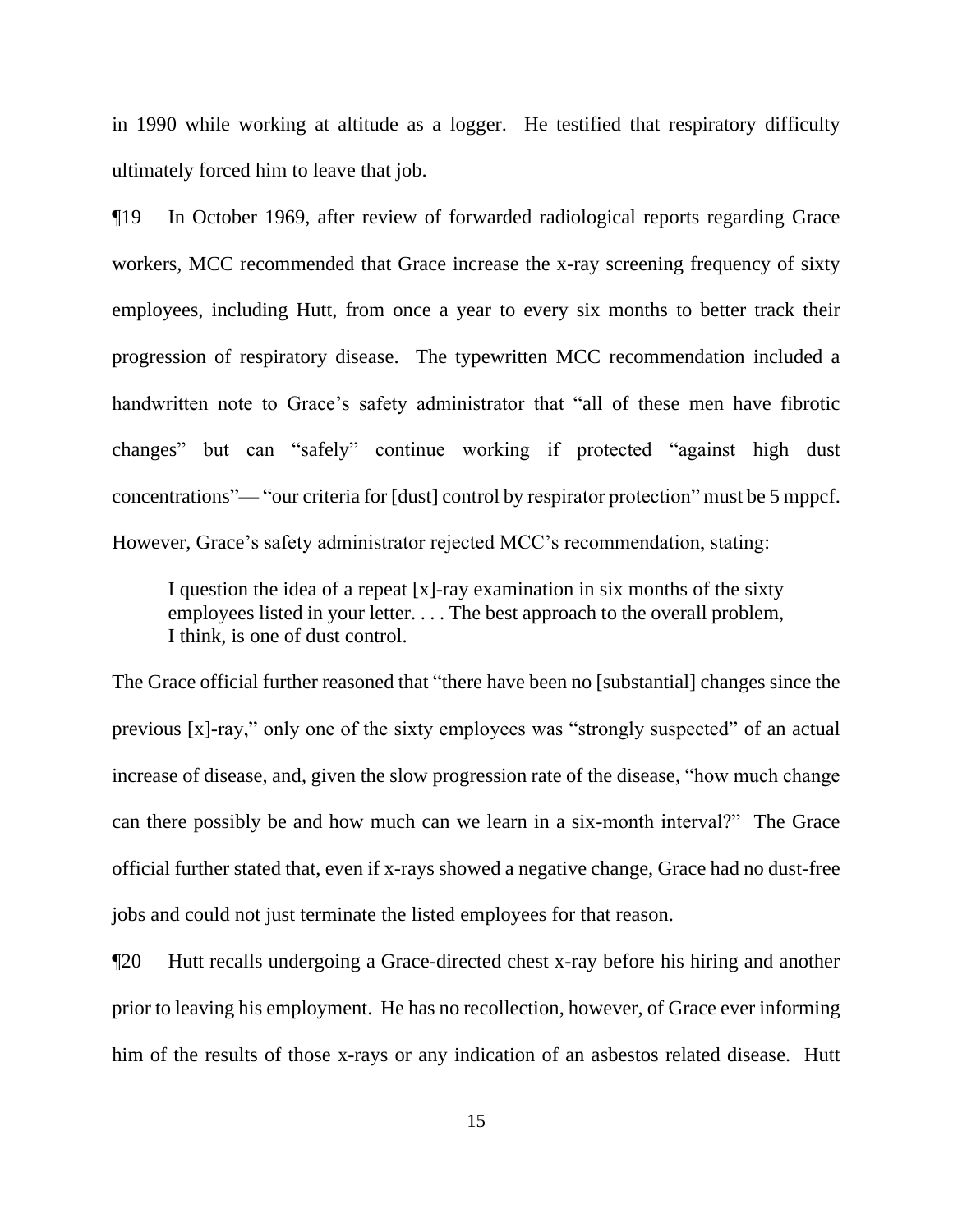in 1990 while working at altitude as a logger. He testified that respiratory difficulty ultimately forced him to leave that job.

¶19 In October 1969, after review of forwarded radiological reports regarding Grace workers, MCC recommended that Grace increase the x-ray screening frequency of sixty employees, including Hutt, from once a year to every six months to better track their progression of respiratory disease. The typewritten MCC recommendation included a handwritten note to Grace's safety administrator that "all of these men have fibrotic changes" but can "safely" continue working if protected "against high dust concentrations"— "our criteria for [dust] control by respirator protection" must be 5 mppcf. However, Grace's safety administrator rejected MCC's recommendation, stating:

> I question the idea of a repeat [x]-ray examination in six months of the sixty employees listed in your letter. . . . The best approach to the overall problem, I think, is one of dust control.

The Grace official further reasoned that "there have been no [substantial] changes since the previous [x]-ray," only one of the sixty employees was "strongly suspected" of an actual increase of disease, and, given the slow progression rate of the disease, "how much change can there possibly be and how much can we learn in a six-month interval?" The Grace official further stated that, even if x-rays showed a negative change, Grace had no dust-free jobs and could not just terminate the listed employees for that reason.

¶20 Hutt recalls undergoing a Grace-directed chest x-ray before his hiring and another prior to leaving his employment. He has no recollection, however, of Grace ever informing him of the results of those x-rays or any indication of an asbestos related disease. Hutt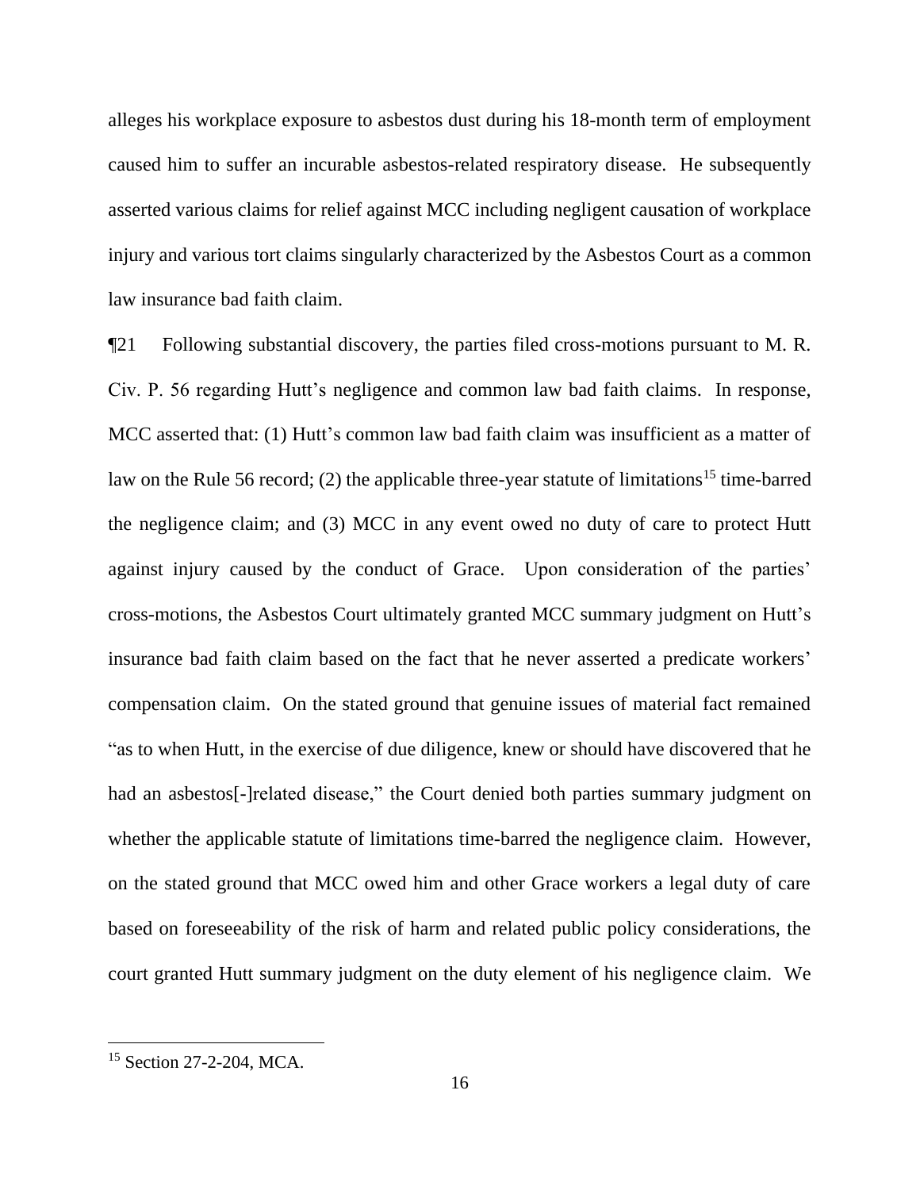alleges his workplace exposure to asbestos dust during his 18-month term of employment caused him to suffer an incurable asbestos-related respiratory disease. He subsequently asserted various claims for relief against MCC including negligent causation of workplace injury and various tort claims singularly characterized by the Asbestos Court as a common law insurance bad faith claim.

¶21 Following substantial discovery, the parties filed cross-motions pursuant to M. R. Civ. P. 56 regarding Hutt's negligence and common law bad faith claims. In response, MCC asserted that: (1) Hutt's common law bad faith claim was insufficient as a matter of law on the Rule 56 record; (2) the applicable three-year statute of limitations[15] time-barred the negligence claim; and (3) MCC in any event owed no duty of care to protect Hutt against injury caused by the conduct of Grace. Upon consideration of the parties' cross-motions, the Asbestos Court ultimately granted MCC summary judgment on Hutt's insurance bad faith claim based on the fact that he never asserted a predicate workers' compensation claim. On the stated ground that genuine issues of material fact remained "as to when Hutt, in the exercise of due diligence, knew or should have discovered that he had an asbestos[-]related disease," the Court denied both parties summary judgment on whether the applicable statute of limitations time-barred the negligence claim. However, on the stated ground that MCC owed him and other Grace workers a legal duty of care based on foreseeability of the risk of harm and related public policy considerations, the court granted Hutt summary judgment on the duty element of his negligence claim. We

[15] Section 27-2-204, MCA.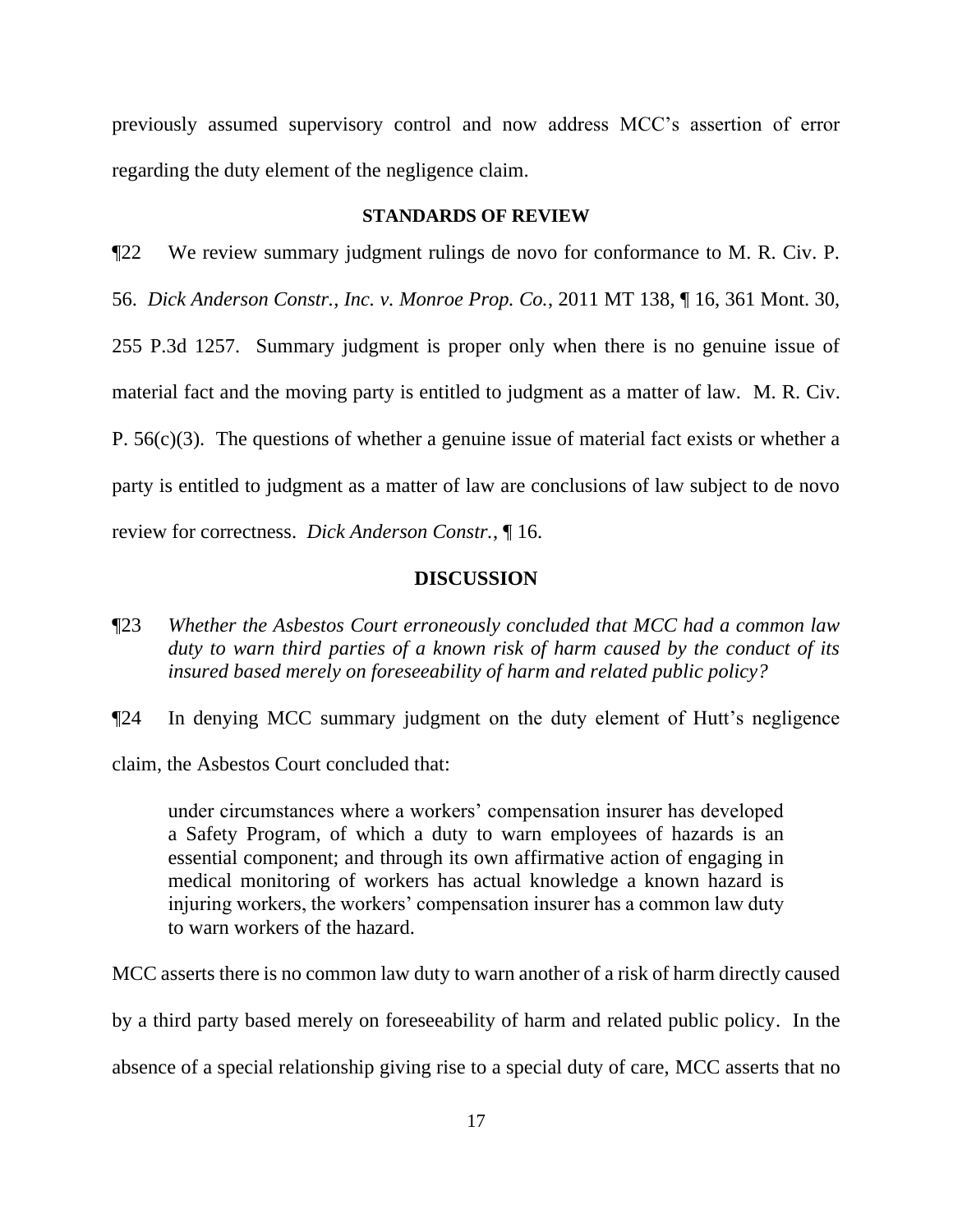previously assumed supervisory control and now address MCC's assertion of error regarding the duty element of the negligence claim.

**STANDARDS OF REVIEW**

¶22 We review summary judgment rulings de novo for conformance to M. R. Civ. P. 56. *Dick Anderson Constr., Inc. v. Monroe Prop. Co.*, 2011 MT 138, ¶ 16, 361 Mont. 30, 255 P.3d 1257. Summary judgment is proper only when there is no genuine issue of material fact and the moving party is entitled to judgment as a matter of law. M. R. Civ. P. 56(c)(3). The questions of whether a genuine issue of material fact exists or whether a party is entitled to judgment as a matter of law are conclusions of law subject to de novo review for correctness. *Dick Anderson Constr.*, ¶ 16.

**DISCUSSION**

¶23 *Whether the Asbestos Court erroneously concluded that MCC had a common law duty to warn third parties of a known risk of harm caused by the conduct of its insured based merely on foreseeability of harm and related public policy?*

¶24 In denying MCC summary judgment on the duty element of Hutt's negligence claim, the Asbestos Court concluded that:

> under circumstances where a workers' compensation insurer has developed a Safety Program, of which a duty to warn employees of hazards is an essential component; and through its own affirmative action of engaging in medical monitoring of workers has actual knowledge a known hazard is injuring workers, the workers' compensation insurer has a common law duty to warn workers of the hazard.

MCC asserts there is no common law duty to warn another of a risk of harm directly caused by a third party based merely on foreseeability of harm and related public policy. In the absence of a special relationship giving rise to a special duty of care, MCC asserts that no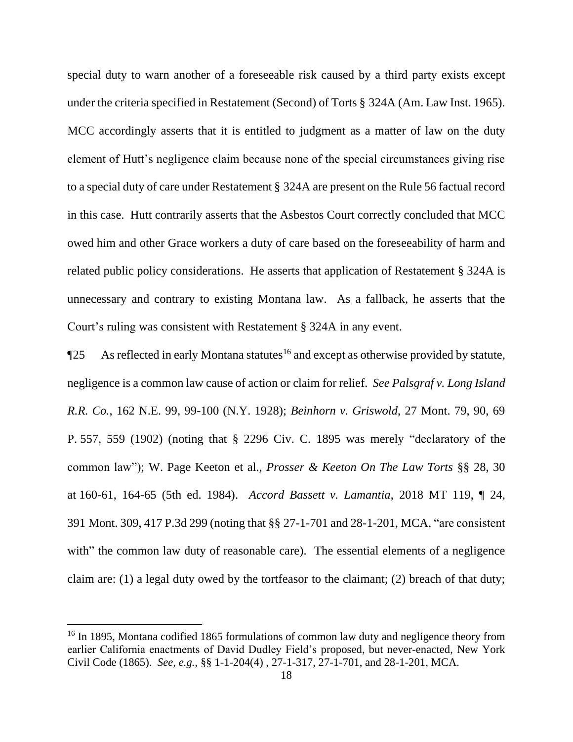special duty to warn another of a foreseeable risk caused by a third party exists except under the criteria specified in Restatement (Second) of Torts § 324A (Am. Law Inst. 1965). MCC accordingly asserts that it is entitled to judgment as a matter of law on the duty element of Hutt's negligence claim because none of the special circumstances giving rise to a special duty of care under Restatement § 324A are present on the Rule 56 factual record in this case. Hutt contrarily asserts that the Asbestos Court correctly concluded that MCC owed him and other Grace workers a duty of care based on the foreseeability of harm and related public policy considerations. He asserts that application of Restatement § 324A is unnecessary and contrary to existing Montana law. As a fallback, he asserts that the Court's ruling was consistent with Restatement § 324A in any event.

¶25 As reflected in early Montana statutes[16] and except as otherwise provided by statute, negligence is a common law cause of action or claim for relief. *See Palsgraf v. Long Island R.R. Co.*, 162 N.E. 99, 99-100 (N.Y. 1928); *Beinhorn v. Griswold*, 27 Mont. 79, 90, 69 P. 557, 559 (1902) (noting that § 2296 Civ. C. 1895 was merely "declaratory of the common law"); W. Page Keeton et al., *Prosser & Keeton On The Law Torts* §§ 28, 30 at 160-61, 164-65 (5th ed. 1984). *Accord Bassett v. Lamantia*, 2018 MT 119, ¶ 24, 391 Mont. 309, 417 P.3d 299 (noting that §§ 27-1-701 and 28-1-201, MCA, "are consistent with" the common law duty of reasonable care). The essential elements of a negligence claim are: (1) a legal duty owed by the tortfeasor to the claimant; (2) breach of that duty;

[16] In 1895, Montana codified 1865 formulations of common law duty and negligence theory from earlier California enactments of David Dudley Field's proposed, but never-enacted, New York Civil Code (1865). *See, e.g.*, §§ 1-1-204(4) , 27-1-317, 27-1-701, and 28-1-201, MCA.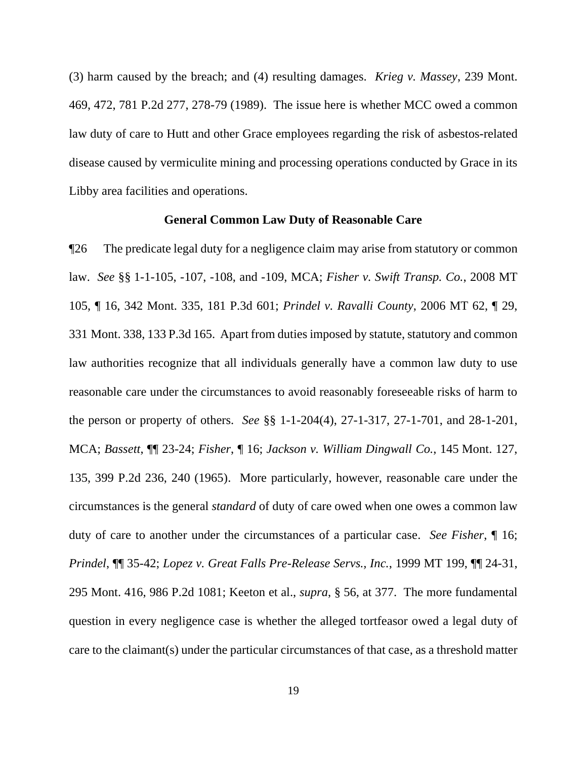(3) harm caused by the breach; and (4) resulting damages. *Krieg v. Massey*, 239 Mont. 469, 472, 781 P.2d 277, 278-79 (1989). The issue here is whether MCC owed a common law duty of care to Hutt and other Grace employees regarding the risk of asbestos-related disease caused by vermiculite mining and processing operations conducted by Grace in its Libby area facilities and operations.

**General Common Law Duty of Reasonable Care**

¶26 The predicate legal duty for a negligence claim may arise from statutory or common law. *See* §§ 1-1-105, -107, -108, and -109, MCA; *Fisher v. Swift Transp. Co.*, 2008 MT 105, ¶ 16, 342 Mont. 335, 181 P.3d 601; *Prindel v. Ravalli County*, 2006 MT 62, ¶ 29, 331 Mont. 338, 133 P.3d 165. Apart from duties imposed by statute, statutory and common law authorities recognize that all individuals generally have a common law duty to use reasonable care under the circumstances to avoid reasonably foreseeable risks of harm to the person or property of others. *See* §§ 1-1-204(4), 27-1-317, 27-1-701, and 28-1-201, MCA; *Bassett*, ¶¶ 23-24; *Fisher*, ¶ 16; *Jackson v. William Dingwall Co.*, 145 Mont. 127, 135, 399 P.2d 236, 240 (1965). More particularly, however, reasonable care under the circumstances is the general *standard* of duty of care owed when one owes a common law duty of care to another under the circumstances of a particular case. *See Fisher*, ¶ 16; *Prindel*, ¶¶ 35-42; *Lopez v. Great Falls Pre-Release Servs., Inc.*, 1999 MT 199, ¶¶ 24-31, 295 Mont. 416, 986 P.2d 1081; Keeton et al., *supra*, § 56, at 377. The more fundamental question in every negligence case is whether the alleged tortfeasor owed a legal duty of care to the claimant(s) under the particular circumstances of that case, as a threshold matter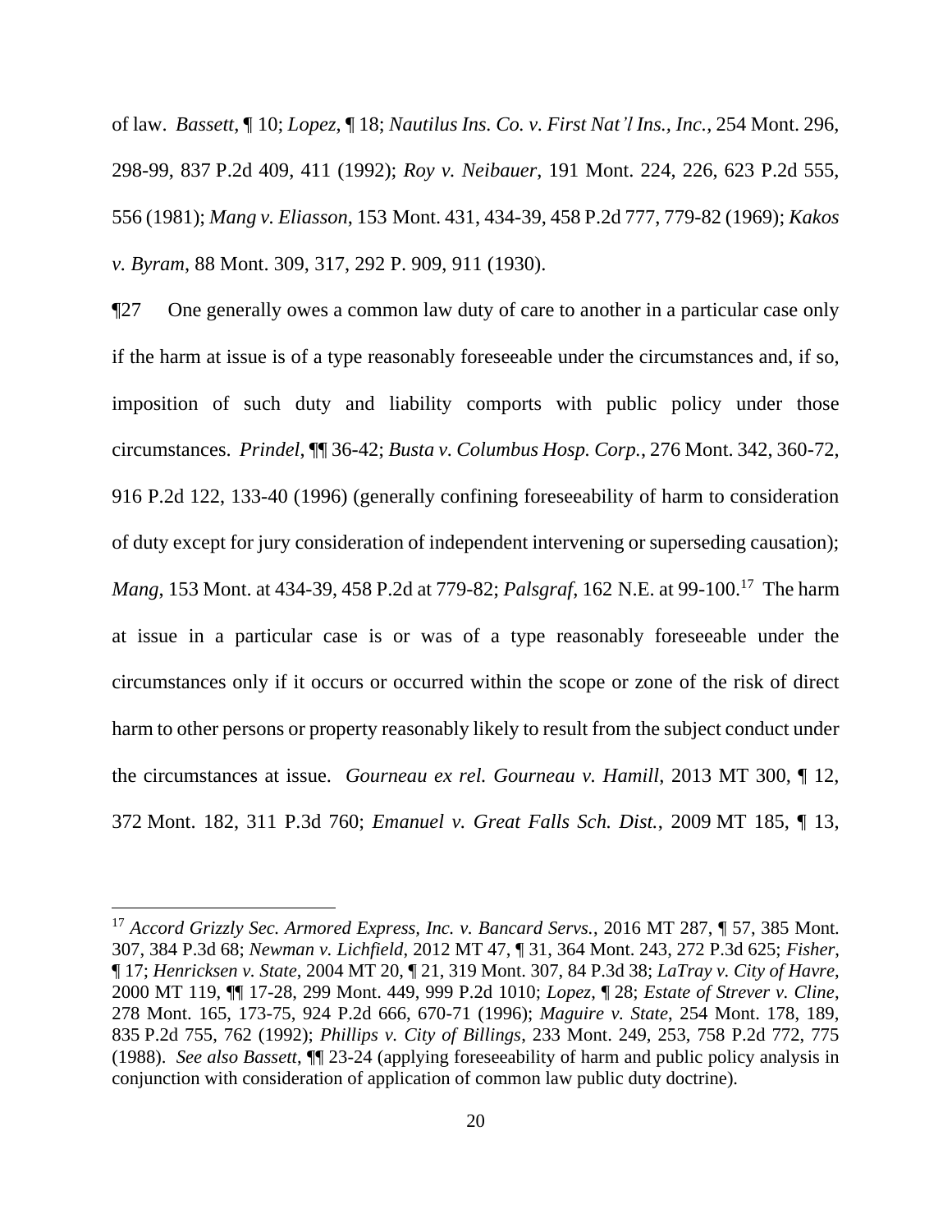of law. *Bassett*, ¶ 10; *Lopez*, ¶ 18; *Nautilus Ins. Co. v. First Nat'l Ins., Inc.*, 254 Mont. 296, 298-99, 837 P.2d 409, 411 (1992); *Roy v. Neibauer*, 191 Mont. 224, 226, 623 P.2d 555, 556 (1981); *Mang v. Eliasson*, 153 Mont. 431, 434-39, 458 P.2d 777, 779-82 (1969); *Kakos v. Byram*, 88 Mont. 309, 317, 292 P. 909, 911 (1930).

¶27 One generally owes a common law duty of care to another in a particular case only if the harm at issue is of a type reasonably foreseeable under the circumstances and, if so, imposition of such duty and liability comports with public policy under those circumstances. *Prindel*, ¶¶ 36-42; *Busta v. Columbus Hosp. Corp.*, 276 Mont. 342, 360-72, 916 P.2d 122, 133-40 (1996) (generally confining foreseeability of harm to consideration of duty except for jury consideration of independent intervening or superseding causation); *Mang*, 153 Mont. at 434-39, 458 P.2d at 779-82; *Palsgraf*, 162 N.E. at 99-100.[17] The harm at issue in a particular case is or was of a type reasonably foreseeable under the circumstances only if it occurs or occurred within the scope or zone of the risk of direct harm to other persons or property reasonably likely to result from the subject conduct under the circumstances at issue. *Gourneau ex rel. Gourneau v. Hamill*, 2013 MT 300, ¶ 12, 372 Mont. 182, 311 P.3d 760; *Emanuel v. Great Falls Sch. Dist.*, 2009 MT 185, ¶ 13,

---

[17] *Accord Grizzly Sec. Armored Express, Inc. v. Bancard Servs.*, 2016 MT 287, ¶ 57, 385 Mont. 307, 384 P.3d 68; *Newman v. Lichfield*, 2012 MT 47, ¶ 31, 364 Mont. 243, 272 P.3d 625; *Fisher*, ¶ 17; *Henricksen v. State*, 2004 MT 20, ¶ 21, 319 Mont. 307, 84 P.3d 38; *LaTray v. City of Havre*, 2000 MT 119, ¶¶ 17-28, 299 Mont. 449, 999 P.2d 1010; *Lopez*, ¶ 28; *Estate of Strever v. Cline*, 278 Mont. 165, 173-75, 924 P.2d 666, 670-71 (1996); *Maguire v. State*, 254 Mont. 178, 189, 835 P.2d 755, 762 (1992); *Phillips v. City of Billings*, 233 Mont. 249, 253, 758 P.2d 772, 775 (1988). *See also Bassett*, ¶¶ 23-24 (applying foreseeability of harm and public policy analysis in conjunction with consideration of application of common law public duty doctrine).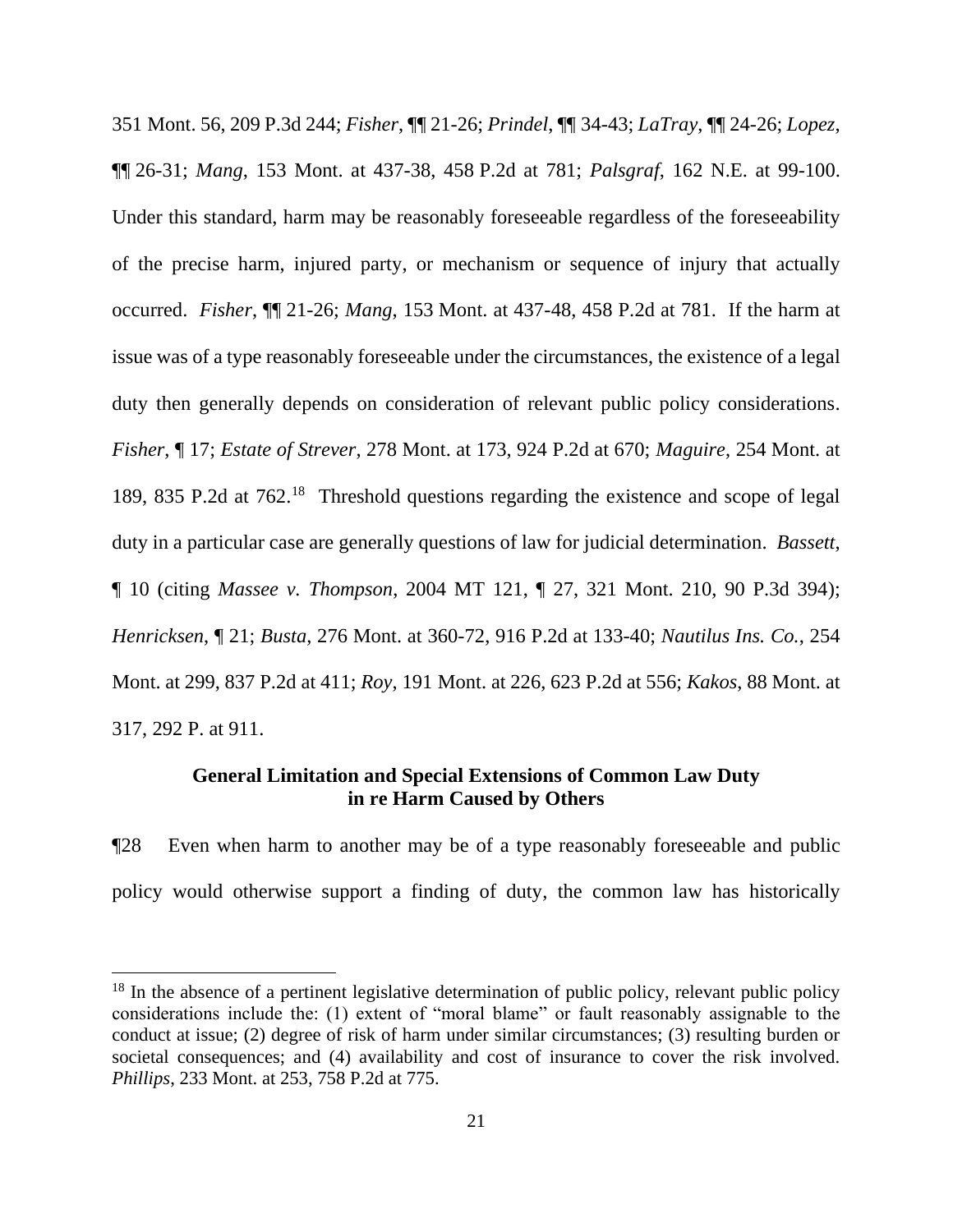351 Mont. 56, 209 P.3d 244; *Fisher*, ¶¶ 21-26; *Prindel*, ¶¶ 34-43; *LaTray*, ¶¶ 24-26; *Lopez*, ¶¶ 26-31; *Mang*, 153 Mont. at 437-38, 458 P.2d at 781; *Palsgraf*, 162 N.E. at 99-100. Under this standard, harm may be reasonably foreseeable regardless of the foreseeability of the precise harm, injured party, or mechanism or sequence of injury that actually occurred. *Fisher*, ¶¶ 21-26; *Mang*, 153 Mont. at 437-48, 458 P.2d at 781. If the harm at issue was of a type reasonably foreseeable under the circumstances, the existence of a legal duty then generally depends on consideration of relevant public policy considerations. *Fisher*, ¶ 17; *Estate of Strever*, 278 Mont. at 173, 924 P.2d at 670; *Maguire*, 254 Mont. at 189, 835 P.2d at 762.[18] Threshold questions regarding the existence and scope of legal duty in a particular case are generally questions of law for judicial determination. *Bassett*, ¶ 10 (citing *Massee v. Thompson*, 2004 MT 121, ¶ 27, 321 Mont. 210, 90 P.3d 394); *Henricksen*, ¶ 21; *Busta*, 276 Mont. at 360-72, 916 P.2d at 133-40; *Nautilus Ins. Co.*, 254 Mont. at 299, 837 P.2d at 411; *Roy*, 191 Mont. at 226, 623 P.2d at 556; *Kakos*, 88 Mont. at 317, 292 P. at 911.

**General Limitation and Special Extensions of Common Law Duty in re Harm Caused by Others**

¶28 Even when harm to another may be of a type reasonably foreseeable and public policy would otherwise support a finding of duty, the common law has historically

[18] In the absence of a pertinent legislative determination of public policy, relevant public policy considerations include the: (1) extent of "moral blame" or fault reasonably assignable to the conduct at issue; (2) degree of risk of harm under similar circumstances; (3) resulting burden or societal consequences; and (4) availability and cost of insurance to cover the risk involved. *Phillips*, 233 Mont. at 253, 758 P.2d at 775.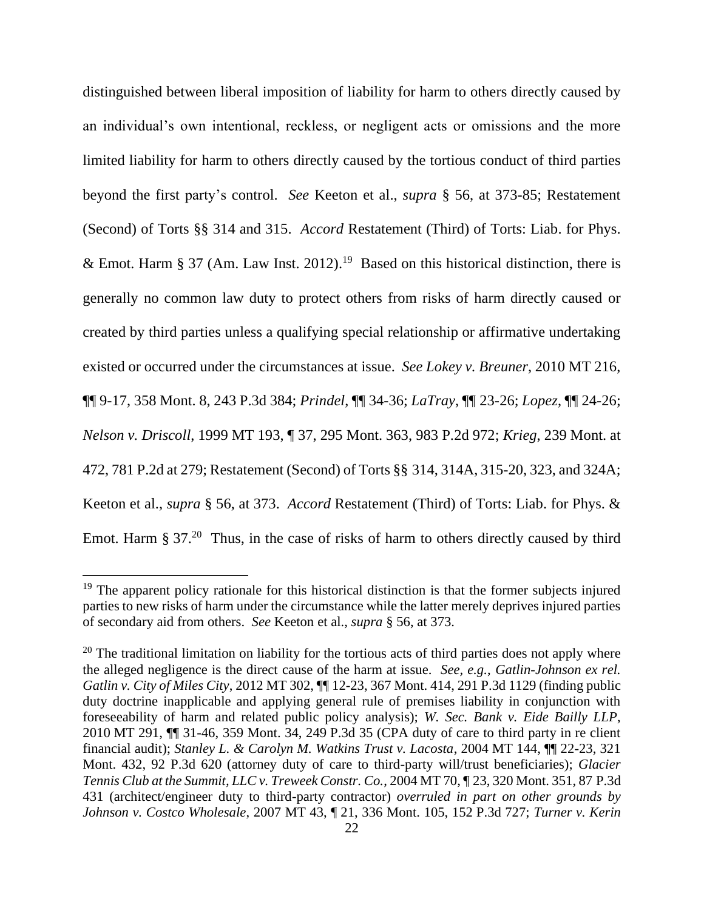distinguished between liberal imposition of liability for harm to others directly caused by an individual's own intentional, reckless, or negligent acts or omissions and the more limited liability for harm to others directly caused by the tortious conduct of third parties beyond the first party's control. *See* Keeton et al., *supra* § 56, at 373-85; Restatement (Second) of Torts §§ 314 and 315. *Accord* Restatement (Third) of Torts: Liab. for Phys. & Emot. Harm § 37 (Am. Law Inst. 2012).[19] Based on this historical distinction, there is generally no common law duty to protect others from risks of harm directly caused or created by third parties unless a qualifying special relationship or affirmative undertaking existed or occurred under the circumstances at issue. *See Lokey v. Breuner*, 2010 MT 216, ¶¶ 9-17, 358 Mont. 8, 243 P.3d 384; *Prindel*, ¶¶ 34-36; *LaTray*, ¶¶ 23-26; *Lopez*, ¶¶ 24-26; *Nelson v. Driscoll*, 1999 MT 193, ¶ 37, 295 Mont. 363, 983 P.2d 972; *Krieg*, 239 Mont. at 472, 781 P.2d at 279; Restatement (Second) of Torts §§ 314, 314A, 315-20, 323, and 324A; Keeton et al., *supra* § 56, at 373. *Accord* Restatement (Third) of Torts: Liab. for Phys. & Emot. Harm § 37.[20] Thus, in the case of risks of harm to others directly caused by third

---

[19] The apparent policy rationale for this historical distinction is that the former subjects injured parties to new risks of harm under the circumstance while the latter merely deprives injured parties of secondary aid from others. *See* Keeton et al., *supra* § 56, at 373.

[20] The traditional limitation on liability for the tortious acts of third parties does not apply where the alleged negligence is the direct cause of the harm at issue. *See, e.g.*, *Gatlin-Johnson ex rel. Gatlin v. City of Miles City*, 2012 MT 302, ¶¶ 12-23, 367 Mont. 414, 291 P.3d 1129 (finding public duty doctrine inapplicable and applying general rule of premises liability in conjunction with foreseeability of harm and related public policy analysis); *W. Sec. Bank v. Eide Bailly LLP*, 2010 MT 291, ¶¶ 31-46, 359 Mont. 34, 249 P.3d 35 (CPA duty of care to third party in re client financial audit); *Stanley L. & Carolyn M. Watkins Trust v. Lacosta*, 2004 MT 144, ¶¶ 22-23, 321 Mont. 432, 92 P.3d 620 (attorney duty of care to third-party will/trust beneficiaries); *Glacier Tennis Club at the Summit, LLC v. Treweek Constr. Co.*, 2004 MT 70, ¶ 23, 320 Mont. 351, 87 P.3d 431 (architect/engineer duty to third-party contractor) *overruled in part on other grounds by Johnson v. Costco Wholesale*, 2007 MT 43, ¶ 21, 336 Mont. 105, 152 P.3d 727; *Turner v. Kerin*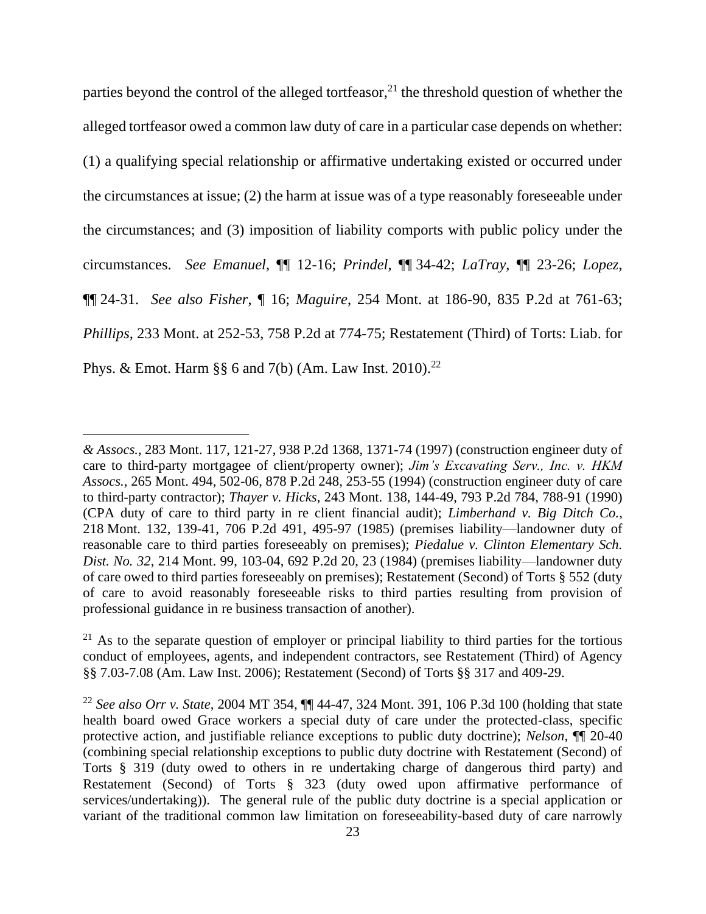parties beyond the control of the alleged tortfeasor,[21] the threshold question of whether the alleged tortfeasor owed a common law duty of care in a particular case depends on whether: (1) a qualifying special relationship or affirmative undertaking existed or occurred under the circumstances at issue; (2) the harm at issue was of a type reasonably foreseeable under the circumstances; and (3) imposition of liability comports with public policy under the circumstances. *See Emanuel*, ¶¶ 12-16; *Prindel*, ¶¶ 34-42; *LaTray*, ¶¶ 23-26; *Lopez*, ¶¶ 24-31. *See also Fisher*, ¶ 16; *Maguire*, 254 Mont. at 186-90, 835 P.2d at 761-63; *Phillips*, 233 Mont. at 252-53, 758 P.2d at 774-75; Restatement (Third) of Torts: Liab. for Phys. & Emot. Harm §§ 6 and 7(b) (Am. Law Inst. 2010).[22]

---

*& Assocs.*, 283 Mont. 117, 121-27, 938 P.2d 1368, 1371-74 (1997) (construction engineer duty of care to third-party mortgagee of client/property owner); *Jim's Excavating Serv., Inc. v. HKM Assocs.*, 265 Mont. 494, 502-06, 878 P.2d 248, 253-55 (1994) (construction engineer duty of care to third-party contractor); *Thayer v. Hicks*, 243 Mont. 138, 144-49, 793 P.2d 784, 788-91 (1990) (CPA duty of care to third party in re client financial audit); *Limberhand v. Big Ditch Co.*, 218 Mont. 132, 139-41, 706 P.2d 491, 495-97 (1985) (premises liability—landowner duty of reasonable care to third parties foreseeably on premises); *Piedalue v. Clinton Elementary Sch. Dist. No. 32*, 214 Mont. 99, 103-04, 692 P.2d 20, 23 (1984) (premises liability—landowner duty of care owed to third parties foreseeably on premises); Restatement (Second) of Torts § 552 (duty of care to avoid reasonably foreseeable risks to third parties resulting from provision of professional guidance in re business transaction of another).

[21] As to the separate question of employer or principal liability to third parties for the tortious conduct of employees, agents, and independent contractors, see Restatement (Third) of Agency §§ 7.03-7.08 (Am. Law Inst. 2006); Restatement (Second) of Torts §§ 317 and 409-29.

[22] *See also Orr v. State*, 2004 MT 354, ¶¶ 44-47, 324 Mont. 391, 106 P.3d 100 (holding that state health board owed Grace workers a special duty of care under the protected-class, specific protective action, and justifiable reliance exceptions to public duty doctrine); *Nelson*, ¶¶ 20-40 (combining special relationship exceptions to public duty doctrine with Restatement (Second) of Torts § 319 (duty owed to others in re undertaking charge of dangerous third party) and Restatement (Second) of Torts § 323 (duty owed upon affirmative performance of services/undertaking)). The general rule of the public duty doctrine is a special application or variant of the traditional common law limitation on foreseeability-based duty of care narrowly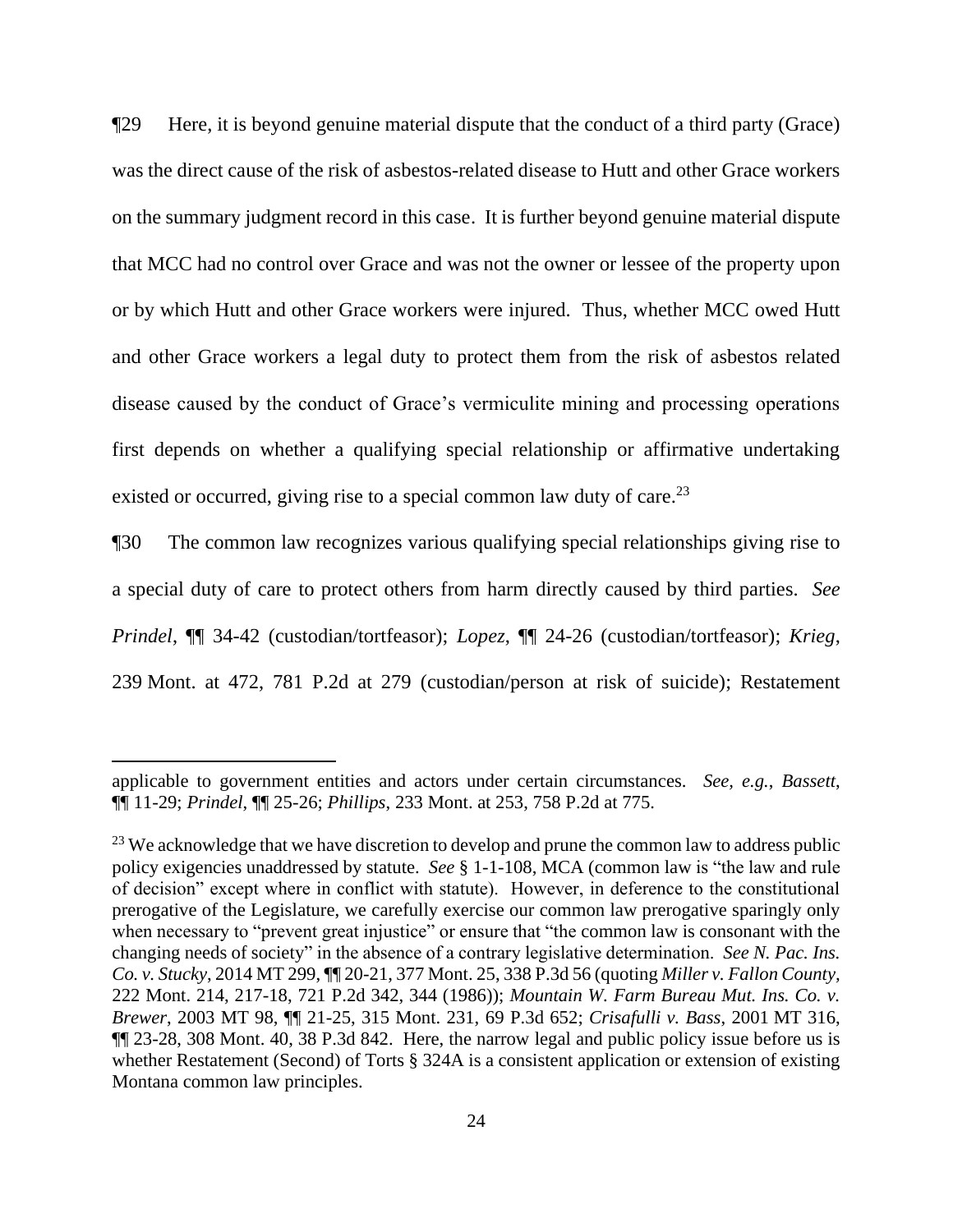¶29 Here, it is beyond genuine material dispute that the conduct of a third party (Grace) was the direct cause of the risk of asbestos-related disease to Hutt and other Grace workers on the summary judgment record in this case. It is further beyond genuine material dispute that MCC had no control over Grace and was not the owner or lessee of the property upon or by which Hutt and other Grace workers were injured. Thus, whether MCC owed Hutt and other Grace workers a legal duty to protect them from the risk of asbestos related disease caused by the conduct of Grace's vermiculite mining and processing operations first depends on whether a qualifying special relationship or affirmative undertaking existed or occurred, giving rise to a special common law duty of care.[23]

¶30 The common law recognizes various qualifying special relationships giving rise to a special duty of care to protect others from harm directly caused by third parties. *See Prindel*, ¶¶ 34-42 (custodian/tortfeasor); *Lopez*, ¶¶ 24-26 (custodian/tortfeasor); *Krieg*, 239 Mont. at 472, 781 P.2d at 279 (custodian/person at risk of suicide); Restatement

---

applicable to government entities and actors under certain circumstances. *See, e.g.*, *Bassett*, ¶¶ 11-29; *Prindel*, ¶¶ 25-26; *Phillips*, 233 Mont. at 253, 758 P.2d at 775.

[23] We acknowledge that we have discretion to develop and prune the common law to address public policy exigencies unaddressed by statute. *See* § 1-1-108, MCA (common law is "the law and rule of decision" except where in conflict with statute). However, in deference to the constitutional prerogative of the Legislature, we carefully exercise our common law prerogative sparingly only when necessary to "prevent great injustice" or ensure that "the common law is consonant with the changing needs of society" in the absence of a contrary legislative determination. *See N. Pac. Ins. Co. v. Stucky*, 2014 MT 299, ¶¶ 20-21, 377 Mont. 25, 338 P.3d 56 (quoting *Miller v. Fallon County*, 222 Mont. 214, 217-18, 721 P.2d 342, 344 (1986)); *Mountain W. Farm Bureau Mut. Ins. Co. v. Brewer*, 2003 MT 98, ¶¶ 21-25, 315 Mont. 231, 69 P.3d 652; *Crisafulli v. Bass*, 2001 MT 316, ¶¶ 23-28, 308 Mont. 40, 38 P.3d 842. Here, the narrow legal and public policy issue before us is whether Restatement (Second) of Torts § 324A is a consistent application or extension of existing Montana common law principles.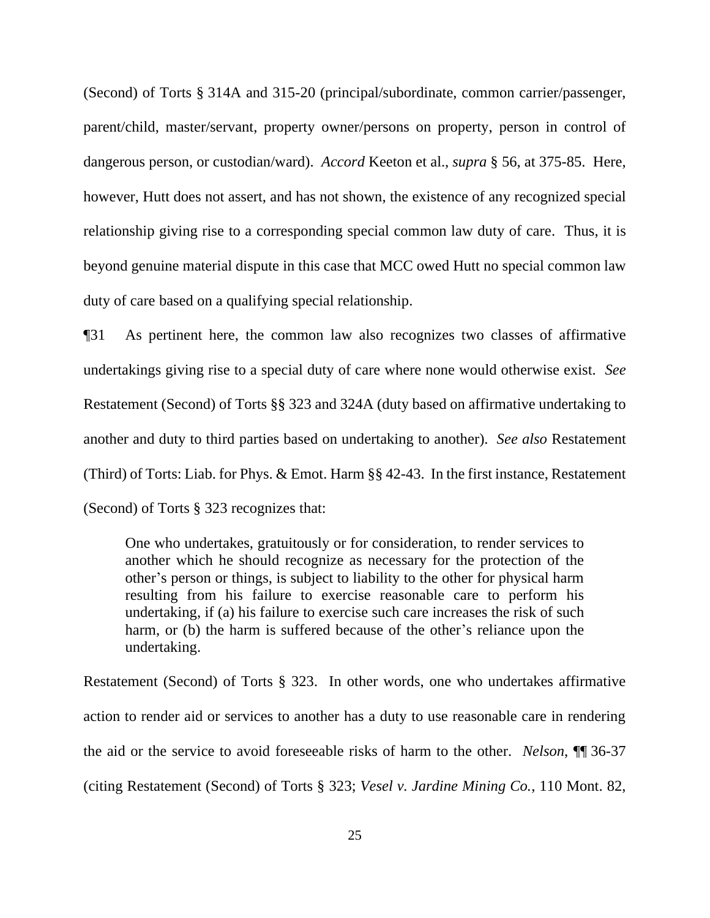(Second) of Torts § 314A and 315-20 (principal/subordinate, common carrier/passenger, parent/child, master/servant, property owner/persons on property, person in control of dangerous person, or custodian/ward). *Accord* Keeton et al., *supra* § 56, at 375-85. Here, however, Hutt does not assert, and has not shown, the existence of any recognized special relationship giving rise to a corresponding special common law duty of care. Thus, it is beyond genuine material dispute in this case that MCC owed Hutt no special common law duty of care based on a qualifying special relationship.

¶31 As pertinent here, the common law also recognizes two classes of affirmative undertakings giving rise to a special duty of care where none would otherwise exist. *See* Restatement (Second) of Torts §§ 323 and 324A (duty based on affirmative undertaking to another and duty to third parties based on undertaking to another). *See also* Restatement (Third) of Torts: Liab. for Phys. & Emot. Harm §§ 42-43. In the first instance, Restatement (Second) of Torts § 323 recognizes that:

> One who undertakes, gratuitously or for consideration, to render services to another which he should recognize as necessary for the protection of the other's person or things, is subject to liability to the other for physical harm resulting from his failure to exercise reasonable care to perform his undertaking, if (a) his failure to exercise such care increases the risk of such harm, or (b) the harm is suffered because of the other's reliance upon the undertaking.

Restatement (Second) of Torts § 323. In other words, one who undertakes affirmative action to render aid or services to another has a duty to use reasonable care in rendering the aid or the service to avoid foreseeable risks of harm to the other. *Nelson*, ¶¶ 36-37 (citing Restatement (Second) of Torts § 323; *Vesel v. Jardine Mining Co.*, 110 Mont. 82,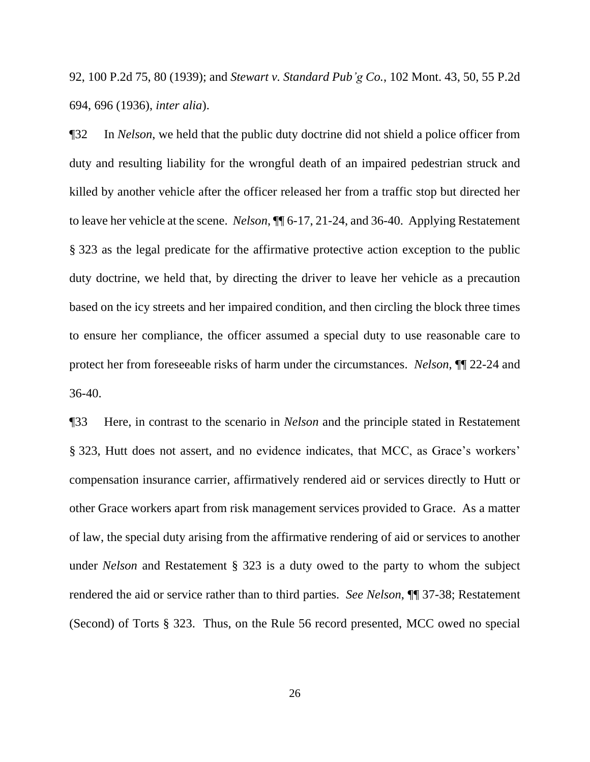92, 100 P.2d 75, 80 (1939); and *Stewart v. Standard Pub'g Co.*, 102 Mont. 43, 50, 55 P.2d 694, 696 (1936), *inter alia*).

¶32 In *Nelson*, we held that the public duty doctrine did not shield a police officer from duty and resulting liability for the wrongful death of an impaired pedestrian struck and killed by another vehicle after the officer released her from a traffic stop but directed her to leave her vehicle at the scene. *Nelson*, ¶¶ 6-17, 21-24, and 36-40. Applying Restatement § 323 as the legal predicate for the affirmative protective action exception to the public duty doctrine, we held that, by directing the driver to leave her vehicle as a precaution based on the icy streets and her impaired condition, and then circling the block three times to ensure her compliance, the officer assumed a special duty to use reasonable care to protect her from foreseeable risks of harm under the circumstances. *Nelson*, ¶¶ 22-24 and 36-40.

¶33 Here, in contrast to the scenario in *Nelson* and the principle stated in Restatement § 323, Hutt does not assert, and no evidence indicates, that MCC, as Grace's workers' compensation insurance carrier, affirmatively rendered aid or services directly to Hutt or other Grace workers apart from risk management services provided to Grace. As a matter of law, the special duty arising from the affirmative rendering of aid or services to another under *Nelson* and Restatement § 323 is a duty owed to the party to whom the subject rendered the aid or service rather than to third parties. *See Nelson*, ¶¶ 37-38; Restatement (Second) of Torts § 323. Thus, on the Rule 56 record presented, MCC owed no special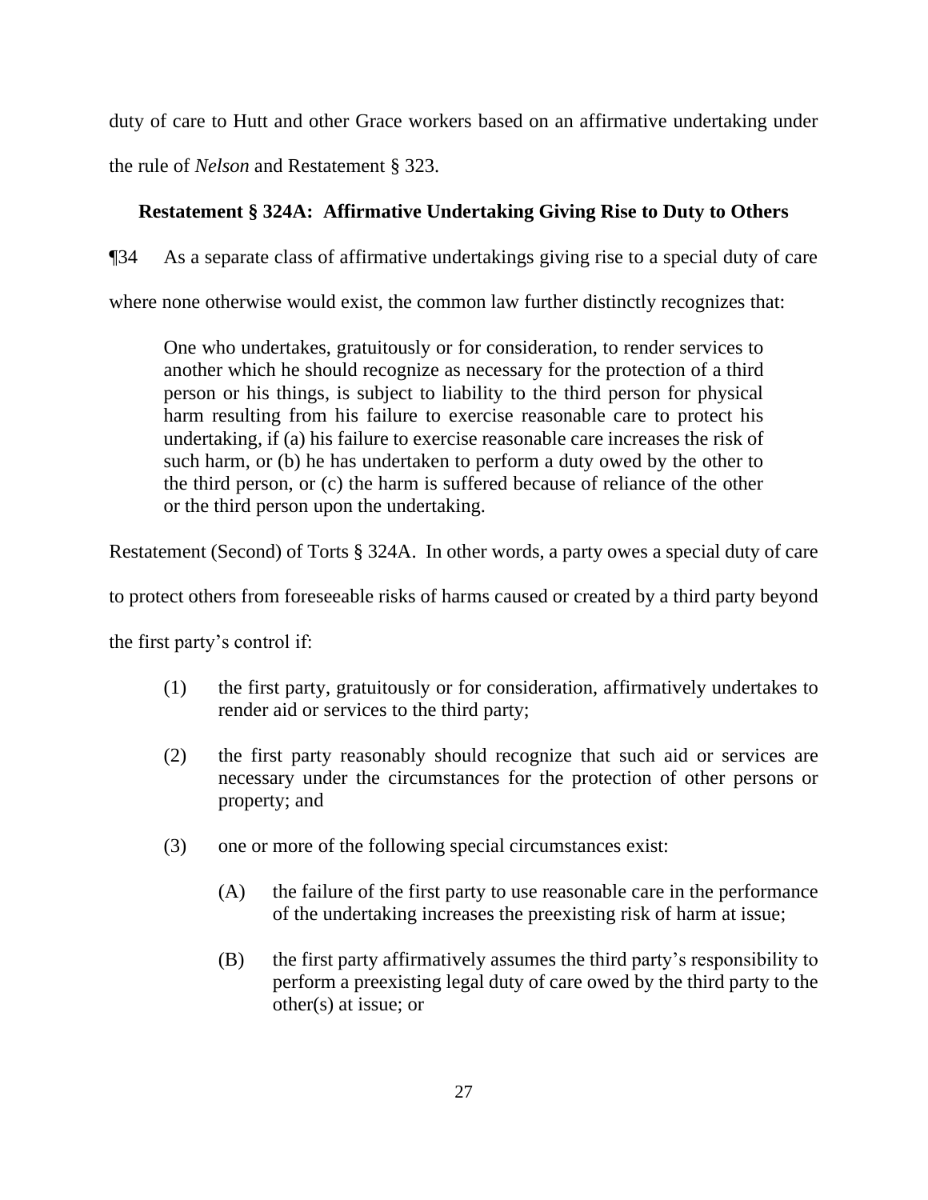duty of care to Hutt and other Grace workers based on an affirmative undertaking under the rule of *Nelson* and Restatement § 323.

### Restatement § 324A: Affirmative Undertaking Giving Rise to Duty to Others

¶34 As a separate class of affirmative undertakings giving rise to a special duty of care where none otherwise would exist, the common law further distinctly recognizes that:

> One who undertakes, gratuitously or for consideration, to render services to another which he should recognize as necessary for the protection of a third person or his things, is subject to liability to the third person for physical harm resulting from his failure to exercise reasonable care to protect his undertaking, if (a) his failure to exercise reasonable care increases the risk of such harm, or (b) he has undertaken to perform a duty owed by the other to the third person, or (c) the harm is suffered because of reliance of the other or the third person upon the undertaking.

Restatement (Second) of Torts § 324A. In other words, a party owes a special duty of care to protect others from foreseeable risks of harms caused or created by a third party beyond the first party's control if:

> (1) the first party, gratuitously or for consideration, affirmatively undertakes to render aid or services to the third party;
>
> (2) the first party reasonably should recognize that such aid or services are necessary under the circumstances for the protection of other persons or property; and
>
> (3) one or more of the following special circumstances exist:
>
> > (A) the failure of the first party to use reasonable care in the performance of the undertaking increases the preexisting risk of harm at issue;
> >
> > (B) the first party affirmatively assumes the third party's responsibility to perform a preexisting legal duty of care owed by the third party to the other(s) at issue; or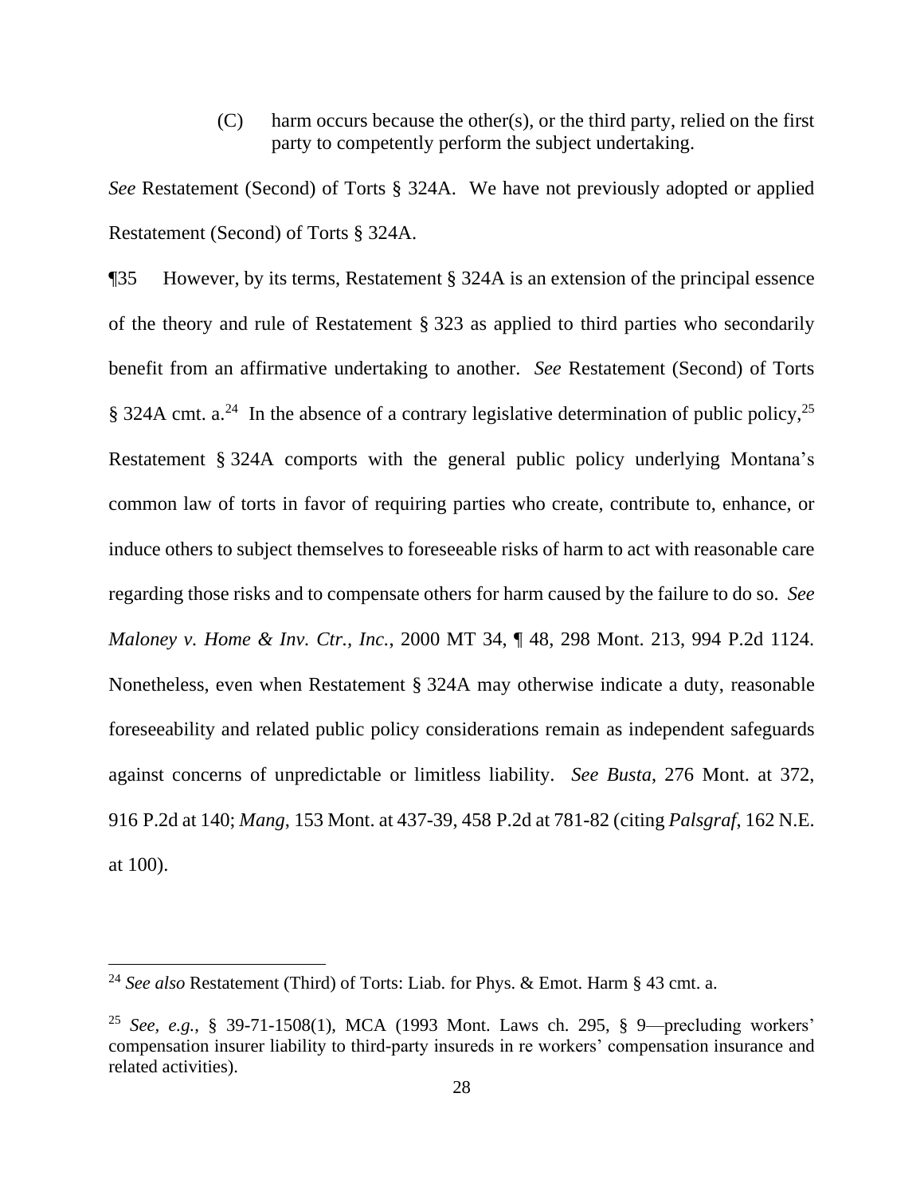(C) harm occurs because the other(s), or the third party, relied on the first party to competently perform the subject undertaking.

*See* Restatement (Second) of Torts § 324A. We have not previously adopted or applied Restatement (Second) of Torts § 324A.

¶35 However, by its terms, Restatement § 324A is an extension of the principal essence of the theory and rule of Restatement § 323 as applied to third parties who secondarily benefit from an affirmative undertaking to another. *See* Restatement (Second) of Torts § 324A cmt. a.[24] In the absence of a contrary legislative determination of public policy,[25] Restatement § 324A comports with the general public policy underlying Montana's common law of torts in favor of requiring parties who create, contribute to, enhance, or induce others to subject themselves to foreseeable risks of harm to act with reasonable care regarding those risks and to compensate others for harm caused by the failure to do so. *See Maloney v. Home & Inv. Ctr., Inc.*, 2000 MT 34, ¶ 48, 298 Mont. 213, 994 P.2d 1124. Nonetheless, even when Restatement § 324A may otherwise indicate a duty, reasonable foreseeability and related public policy considerations remain as independent safeguards against concerns of unpredictable or limitless liability. *See Busta*, 276 Mont. at 372, 916 P.2d at 140; *Mang*, 153 Mont. at 437-39, 458 P.2d at 781-82 (citing *Palsgraf*, 162 N.E. at 100).

---

[24] *See also* Restatement (Third) of Torts: Liab. for Phys. & Emot. Harm § 43 cmt. a.

[25] *See, e.g.*, § 39-71-1508(1), MCA (1993 Mont. Laws ch. 295, § 9—precluding workers' compensation insurer liability to third-party insureds in re workers' compensation insurance and related activities).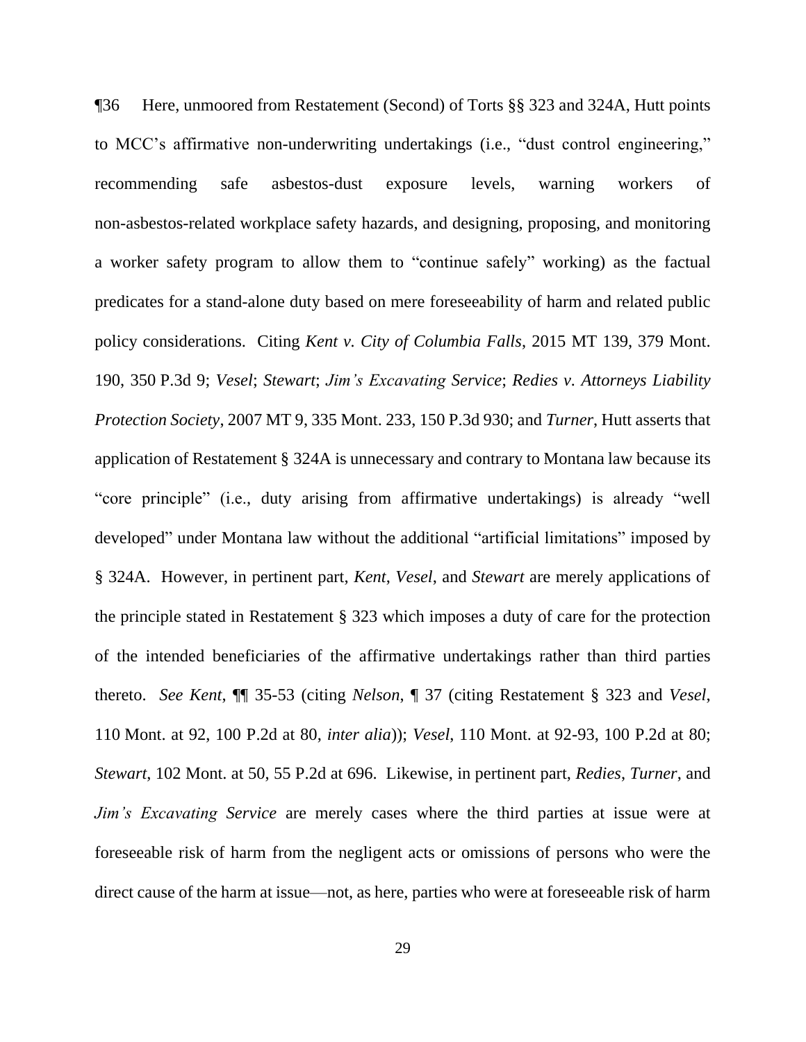¶36 Here, unmoored from Restatement (Second) of Torts §§ 323 and 324A, Hutt points to MCC's affirmative non-underwriting undertakings (i.e., "dust control engineering," recommending safe asbestos-dust exposure levels, warning workers of non-asbestos-related workplace safety hazards, and designing, proposing, and monitoring a worker safety program to allow them to "continue safely" working) as the factual predicates for a stand-alone duty based on mere foreseeability of harm and related public policy considerations. Citing *Kent v. City of Columbia Falls*, 2015 MT 139, 379 Mont. 190, 350 P.3d 9; *Vesel*; *Stewart*; *Jim's Excavating Service*; *Redies v. Attorneys Liability Protection Society*, 2007 MT 9, 335 Mont. 233, 150 P.3d 930; and *Turner*, Hutt asserts that application of Restatement § 324A is unnecessary and contrary to Montana law because its "core principle" (i.e., duty arising from affirmative undertakings) is already "well developed" under Montana law without the additional "artificial limitations" imposed by § 324A. However, in pertinent part, *Kent*, *Vesel*, and *Stewart* are merely applications of the principle stated in Restatement § 323 which imposes a duty of care for the protection of the intended beneficiaries of the affirmative undertakings rather than third parties thereto. *See Kent*, ¶¶ 35-53 (citing *Nelson*, ¶ 37 (citing Restatement § 323 and *Vesel*, 110 Mont. at 92, 100 P.2d at 80, *inter alia*)); *Vesel*, 110 Mont. at 92-93, 100 P.2d at 80; *Stewart*, 102 Mont. at 50, 55 P.2d at 696. Likewise, in pertinent part, *Redies*, *Turner*, and *Jim's Excavating Service* are merely cases where the third parties at issue were at foreseeable risk of harm from the negligent acts or omissions of persons who were the direct cause of the harm at issue—not, as here, parties who were at foreseeable risk of harm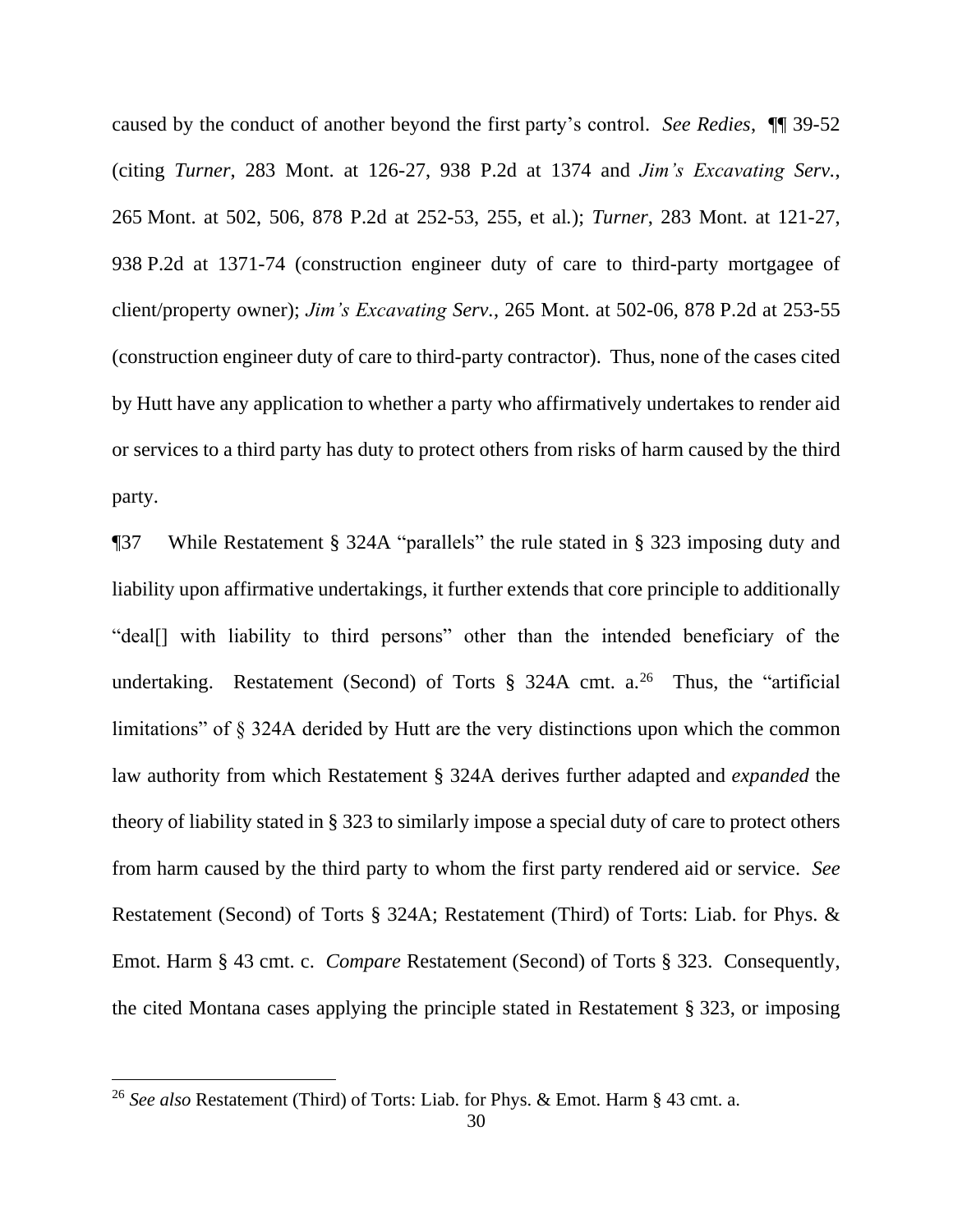caused by the conduct of another beyond the first party's control. *See Redies*, ¶¶ 39-52 (citing *Turner*, 283 Mont. at 126-27, 938 P.2d at 1374 and *Jim's Excavating Serv.*, 265 Mont. at 502, 506, 878 P.2d at 252-53, 255, et al.); *Turner*, 283 Mont. at 121-27, 938 P.2d at 1371-74 (construction engineer duty of care to third-party mortgagee of client/property owner); *Jim's Excavating Serv.*, 265 Mont. at 502-06, 878 P.2d at 253-55 (construction engineer duty of care to third-party contractor). Thus, none of the cases cited by Hutt have any application to whether a party who affirmatively undertakes to render aid or services to a third party has duty to protect others from risks of harm caused by the third party.

¶37 While Restatement § 324A "parallels" the rule stated in § 323 imposing duty and liability upon affirmative undertakings, it further extends that core principle to additionally "deal[] with liability to third persons" other than the intended beneficiary of the undertaking. Restatement (Second) of Torts § 324A cmt. a.[26] Thus, the "artificial limitations" of § 324A derided by Hutt are the very distinctions upon which the common law authority from which Restatement § 324A derives further adapted and *expanded* the theory of liability stated in § 323 to similarly impose a special duty of care to protect others from harm caused by the third party to whom the first party rendered aid or service. *See* Restatement (Second) of Torts § 324A; Restatement (Third) of Torts: Liab. for Phys. & Emot. Harm § 43 cmt. c. *Compare* Restatement (Second) of Torts § 323. Consequently, the cited Montana cases applying the principle stated in Restatement § 323, or imposing

[26] *See also* Restatement (Third) of Torts: Liab. for Phys. & Emot. Harm § 43 cmt. a.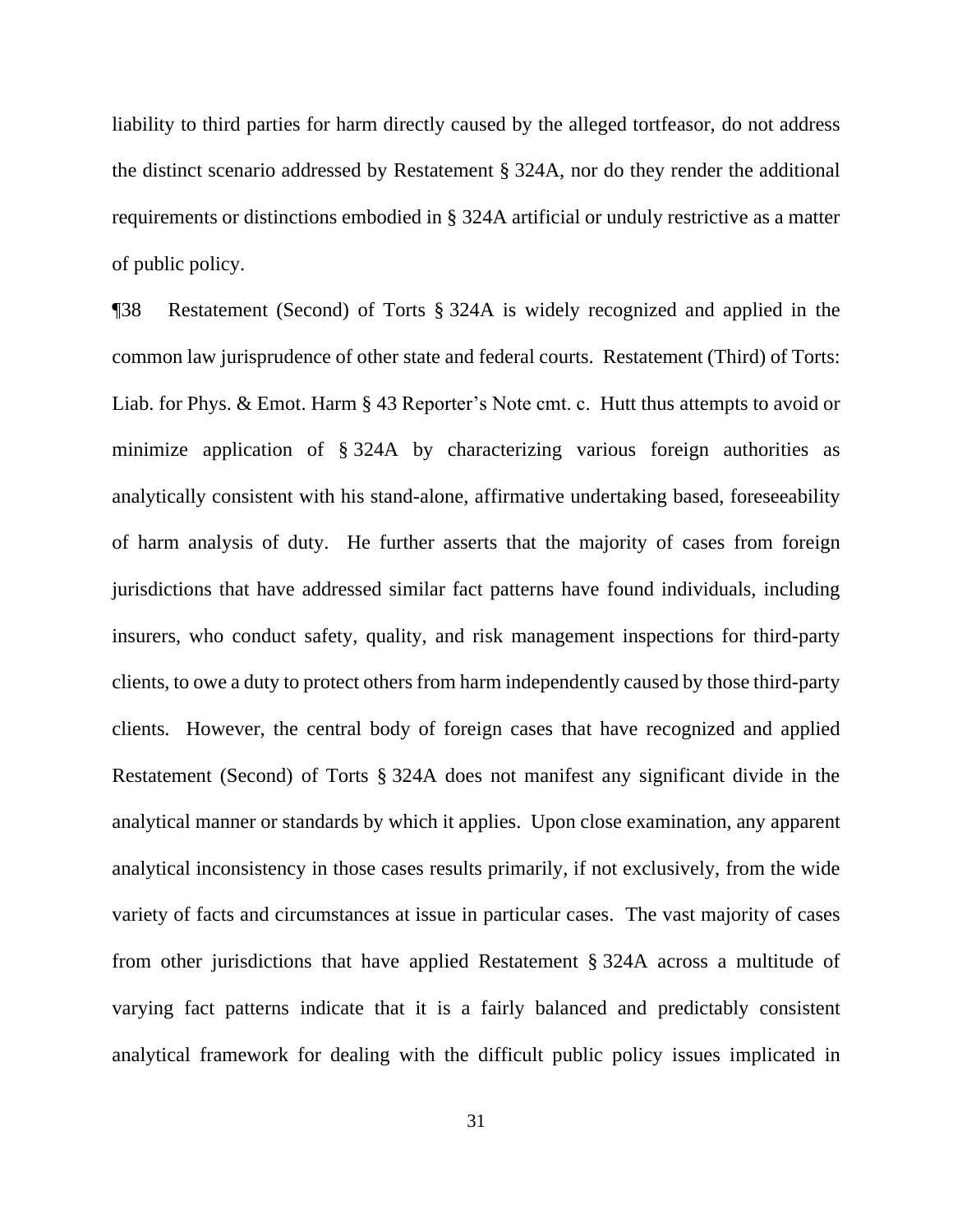liability to third parties for harm directly caused by the alleged tortfeasor, do not address the distinct scenario addressed by Restatement § 324A, nor do they render the additional requirements or distinctions embodied in § 324A artificial or unduly restrictive as a matter of public policy.

¶38 Restatement (Second) of Torts § 324A is widely recognized and applied in the common law jurisprudence of other state and federal courts. Restatement (Third) of Torts: Liab. for Phys. & Emot. Harm § 43 Reporter's Note cmt. c. Hutt thus attempts to avoid or minimize application of § 324A by characterizing various foreign authorities as analytically consistent with his stand-alone, affirmative undertaking based, foreseeability of harm analysis of duty. He further asserts that the majority of cases from foreign jurisdictions that have addressed similar fact patterns have found individuals, including insurers, who conduct safety, quality, and risk management inspections for third-party clients, to owe a duty to protect others from harm independently caused by those third-party clients. However, the central body of foreign cases that have recognized and applied Restatement (Second) of Torts § 324A does not manifest any significant divide in the analytical manner or standards by which it applies. Upon close examination, any apparent analytical inconsistency in those cases results primarily, if not exclusively, from the wide variety of facts and circumstances at issue in particular cases. The vast majority of cases from other jurisdictions that have applied Restatement § 324A across a multitude of varying fact patterns indicate that it is a fairly balanced and predictably consistent analytical framework for dealing with the difficult public policy issues implicated in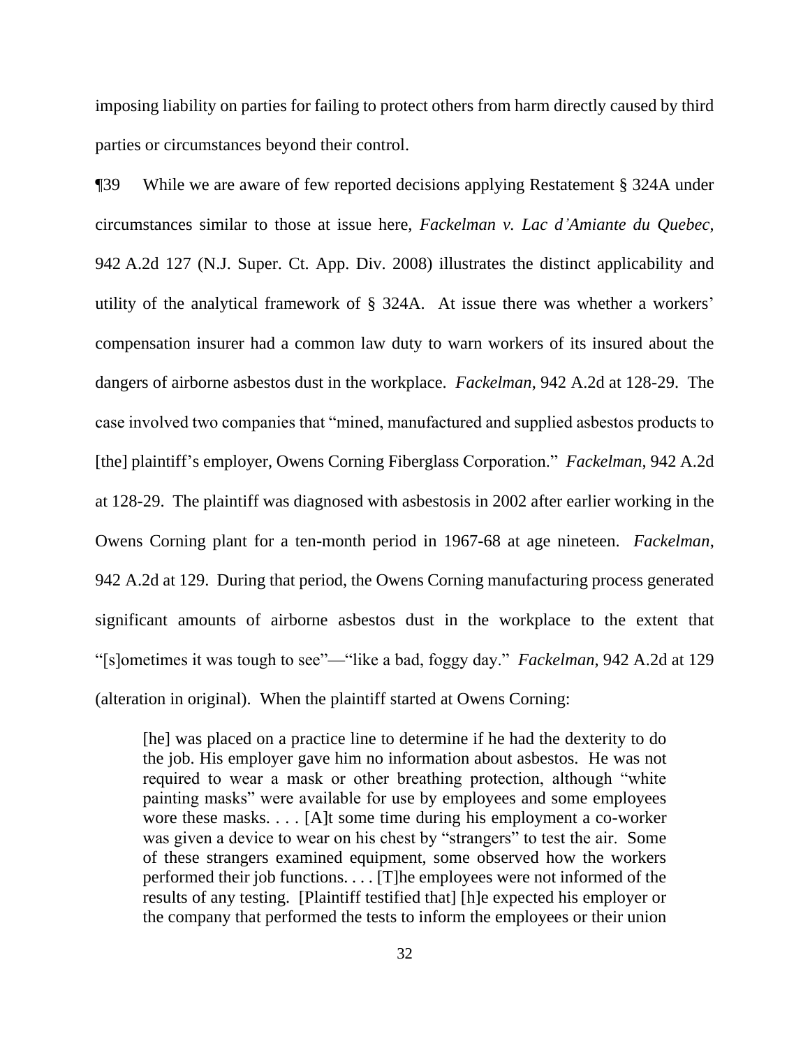imposing liability on parties for failing to protect others from harm directly caused by third parties or circumstances beyond their control.

¶39 While we are aware of few reported decisions applying Restatement § 324A under circumstances similar to those at issue here, *Fackelman v. Lac d'Amiante du Quebec*, 942 A.2d 127 (N.J. Super. Ct. App. Div. 2008) illustrates the distinct applicability and utility of the analytical framework of § 324A. At issue there was whether a workers' compensation insurer had a common law duty to warn workers of its insured about the dangers of airborne asbestos dust in the workplace. *Fackelman*, 942 A.2d at 128-29. The case involved two companies that "mined, manufactured and supplied asbestos products to [the] plaintiff's employer, Owens Corning Fiberglass Corporation." *Fackelman*, 942 A.2d at 128-29. The plaintiff was diagnosed with asbestosis in 2002 after earlier working in the Owens Corning plant for a ten-month period in 1967-68 at age nineteen. *Fackelman*, 942 A.2d at 129. During that period, the Owens Corning manufacturing process generated significant amounts of airborne asbestos dust in the workplace to the extent that "[s]ometimes it was tough to see"—"like a bad, foggy day." *Fackelman*, 942 A.2d at 129 (alteration in original). When the plaintiff started at Owens Corning:

> [he] was placed on a practice line to determine if he had the dexterity to do the job. His employer gave him no information about asbestos. He was not required to wear a mask or other breathing protection, although "white painting masks" were available for use by employees and some employees wore these masks. . . . [A]t some time during his employment a co-worker was given a device to wear on his chest by "strangers" to test the air. Some of these strangers examined equipment, some observed how the workers performed their job functions. . . . [T]he employees were not informed of the results of any testing. [Plaintiff testified that] [h]e expected his employer or the company that performed the tests to inform the employees or their union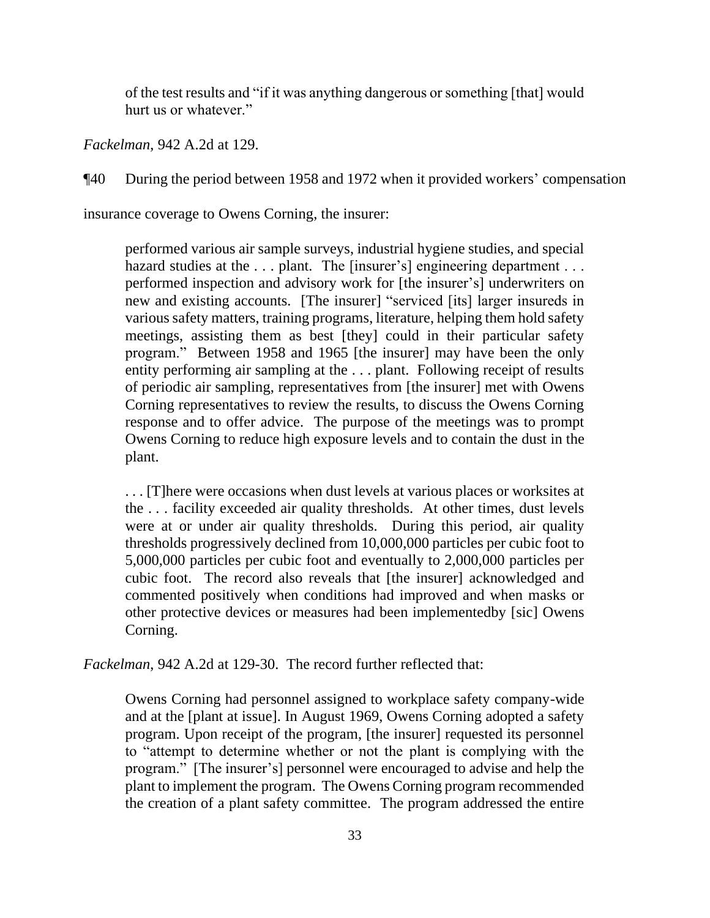> of the test results and "if it was anything dangerous or something [that] would hurt us or whatever."

*Fackelman*, 942 A.2d at 129.

¶40 During the period between 1958 and 1972 when it provided workers' compensation insurance coverage to Owens Corning, the insurer:

> performed various air sample surveys, industrial hygiene studies, and special hazard studies at the . . . plant. The [insurer's] engineering department . . . performed inspection and advisory work for [the insurer's] underwriters on new and existing accounts. [The insurer] "serviced [its] larger insureds in various safety matters, training programs, literature, helping them hold safety meetings, assisting them as best [they] could in their particular safety program." Between 1958 and 1965 [the insurer] may have been the only entity performing air sampling at the . . . plant. Following receipt of results of periodic air sampling, representatives from [the insurer] met with Owens Corning representatives to review the results, to discuss the Owens Corning response and to offer advice. The purpose of the meetings was to prompt Owens Corning to reduce high exposure levels and to contain the dust in the plant.
>
> . . . [T]here were occasions when dust levels at various places or worksites at the . . . facility exceeded air quality thresholds. At other times, dust levels were at or under air quality thresholds. During this period, air quality thresholds progressively declined from 10,000,000 particles per cubic foot to 5,000,000 particles per cubic foot and eventually to 2,000,000 particles per cubic foot. The record also reveals that [the insurer] acknowledged and commented positively when conditions had improved and when masks or other protective devices or measures had been implementedby [sic] Owens Corning.

*Fackelman*, 942 A.2d at 129-30. The record further reflected that:

> Owens Corning had personnel assigned to workplace safety company-wide and at the [plant at issue]. In August 1969, Owens Corning adopted a safety program. Upon receipt of the program, [the insurer] requested its personnel to "attempt to determine whether or not the plant is complying with the program." [The insurer's] personnel were encouraged to advise and help the plant to implement the program. The Owens Corning program recommended the creation of a plant safety committee. The program addressed the entire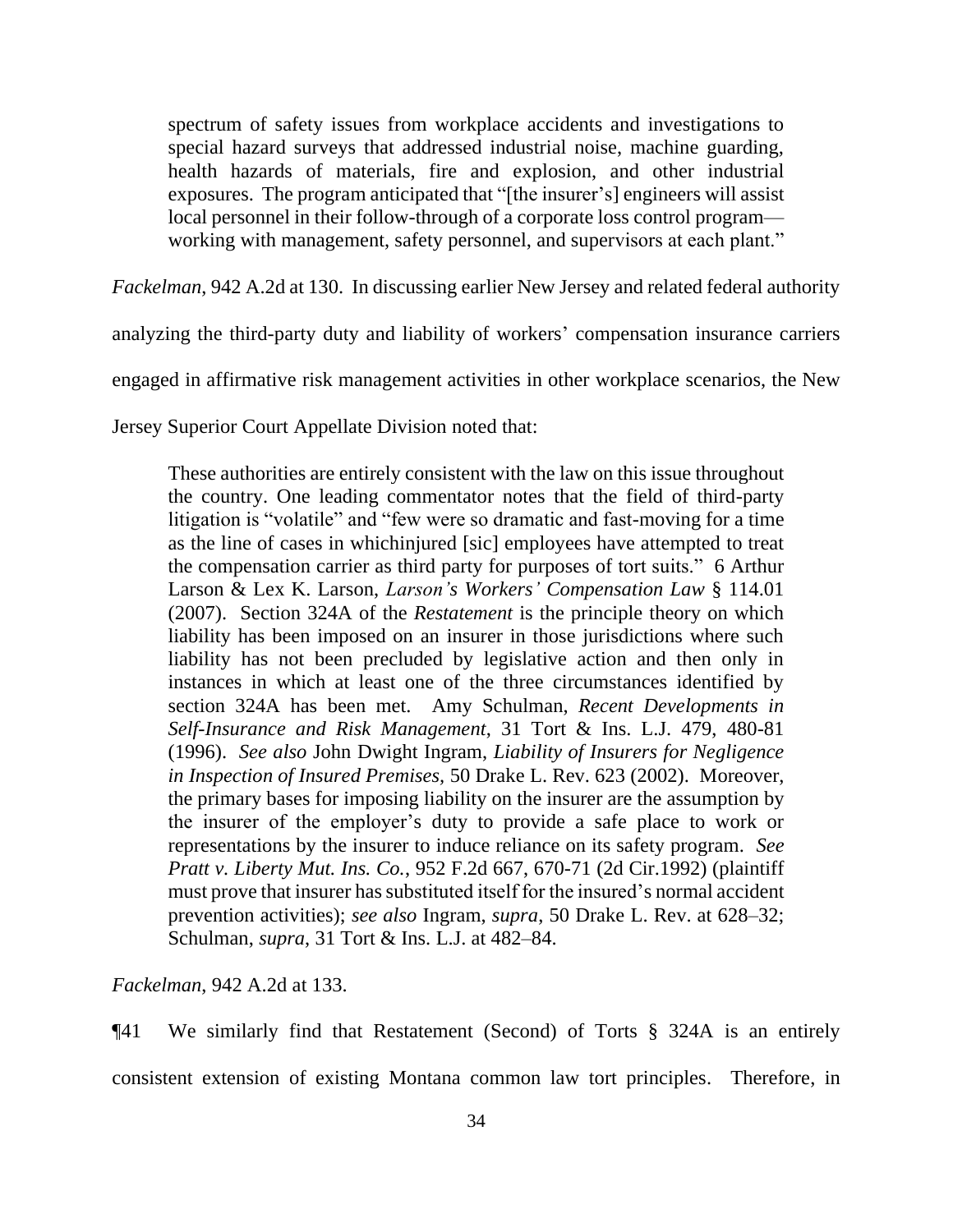> spectrum of safety issues from workplace accidents and investigations to special hazard surveys that addressed industrial noise, machine guarding, health hazards of materials, fire and explosion, and other industrial exposures. The program anticipated that "[the insurer's] engineers will assist local personnel in their follow-through of a corporate loss control program—working with management, safety personnel, and supervisors at each plant."

*Fackelman*, 942 A.2d at 130. In discussing earlier New Jersey and related federal authority analyzing the third-party duty and liability of workers' compensation insurance carriers engaged in affirmative risk management activities in other workplace scenarios, the New Jersey Superior Court Appellate Division noted that:

> These authorities are entirely consistent with the law on this issue throughout the country. One leading commentator notes that the field of third-party litigation is "volatile" and "few were so dramatic and fast-moving for a time as the line of cases in whichinjured [sic] employees have attempted to treat the compensation carrier as third party for purposes of tort suits." 6 Arthur Larson & Lex K. Larson, *Larson's Workers' Compensation Law* § 114.01 (2007). Section 324A of the *Restatement* is the principle theory on which liability has been imposed on an insurer in those jurisdictions where such liability has not been precluded by legislative action and then only in instances in which at least one of the three circumstances identified by section 324A has been met. Amy Schulman, *Recent Developments in Self-Insurance and Risk Management*, 31 Tort & Ins. L.J. 479, 480-81 (1996). *See also* John Dwight Ingram, *Liability of Insurers for Negligence in Inspection of Insured Premises*, 50 Drake L. Rev. 623 (2002). Moreover, the primary bases for imposing liability on the insurer are the assumption by the insurer of the employer's duty to provide a safe place to work or representations by the insurer to induce reliance on its safety program. *See Pratt v. Liberty Mut. Ins. Co.*, 952 F.2d 667, 670-71 (2d Cir.1992) (plaintiff must prove that insurer has substituted itself for the insured's normal accident prevention activities); *see also* Ingram, *supra*, 50 Drake L. Rev. at 628–32; Schulman, *supra*, 31 Tort & Ins. L.J. at 482–84.

*Fackelman*, 942 A.2d at 133.

¶41 We similarly find that Restatement (Second) of Torts § 324A is an entirely consistent extension of existing Montana common law tort principles. Therefore, in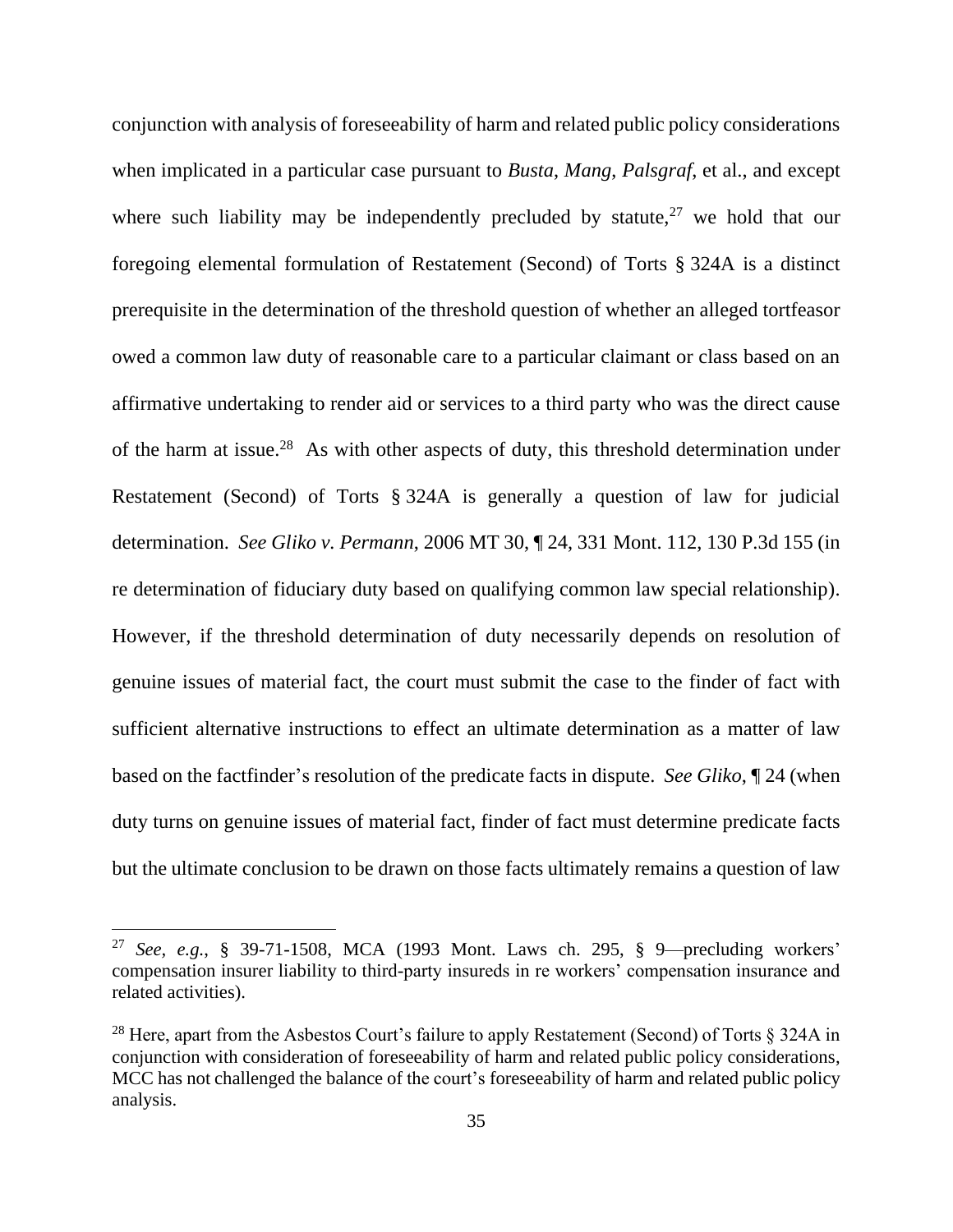conjunction with analysis of foreseeability of harm and related public policy considerations when implicated in a particular case pursuant to *Busta*, *Mang*, *Palsgraf*, et al., and except where such liability may be independently precluded by statute,[27] we hold that our foregoing elemental formulation of Restatement (Second) of Torts § 324A is a distinct prerequisite in the determination of the threshold question of whether an alleged tortfeasor owed a common law duty of reasonable care to a particular claimant or class based on an affirmative undertaking to render aid or services to a third party who was the direct cause of the harm at issue.[28] As with other aspects of duty, this threshold determination under Restatement (Second) of Torts § 324A is generally a question of law for judicial determination. *See Gliko v. Permann*, 2006 MT 30, ¶ 24, 331 Mont. 112, 130 P.3d 155 (in re determination of fiduciary duty based on qualifying common law special relationship). However, if the threshold determination of duty necessarily depends on resolution of genuine issues of material fact, the court must submit the case to the finder of fact with sufficient alternative instructions to effect an ultimate determination as a matter of law based on the factfinder's resolution of the predicate facts in dispute. *See Gliko*, ¶ 24 (when duty turns on genuine issues of material fact, finder of fact must determine predicate facts but the ultimate conclusion to be drawn on those facts ultimately remains a question of law

---

[27] *See, e.g.*, § 39-71-1508, MCA (1993 Mont. Laws ch. 295, § 9—precluding workers' compensation insurer liability to third-party insureds in re workers' compensation insurance and related activities).

[28] Here, apart from the Asbestos Court's failure to apply Restatement (Second) of Torts § 324A in conjunction with consideration of foreseeability of harm and related public policy considerations, MCC has not challenged the balance of the court's foreseeability of harm and related public policy analysis.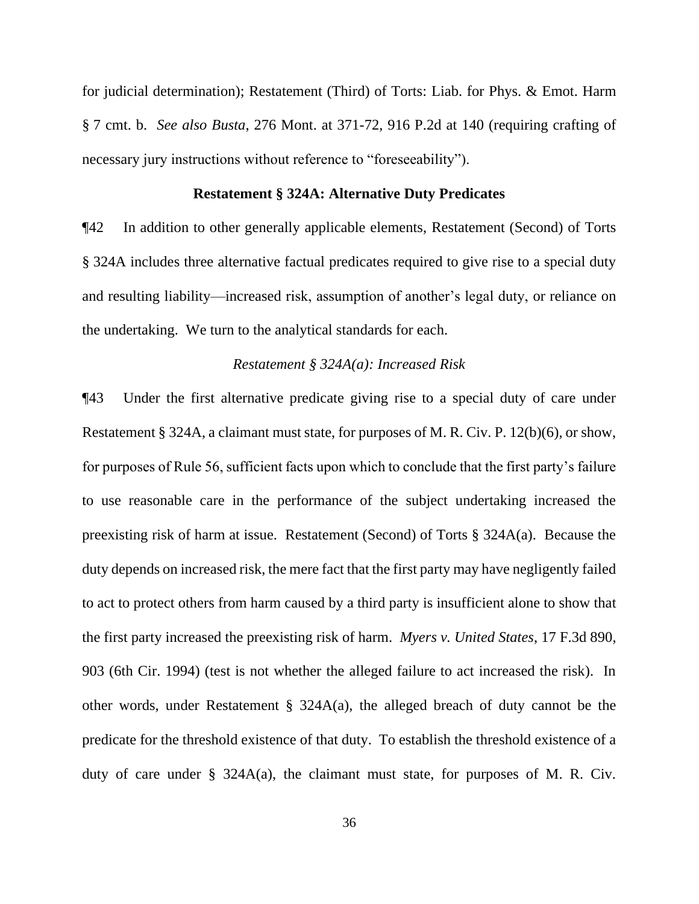for judicial determination); Restatement (Third) of Torts: Liab. for Phys. & Emot. Harm § 7 cmt. b. *See also Busta*, 276 Mont. at 371-72, 916 P.2d at 140 (requiring crafting of necessary jury instructions without reference to "foreseeability").

**Restatement § 324A: Alternative Duty Predicates**

¶42 In addition to other generally applicable elements, Restatement (Second) of Torts § 324A includes three alternative factual predicates required to give rise to a special duty and resulting liability—increased risk, assumption of another's legal duty, or reliance on the undertaking. We turn to the analytical standards for each.

*Restatement § 324A(a): Increased Risk*

¶43 Under the first alternative predicate giving rise to a special duty of care under Restatement § 324A, a claimant must state, for purposes of M. R. Civ. P. 12(b)(6), or show, for purposes of Rule 56, sufficient facts upon which to conclude that the first party's failure to use reasonable care in the performance of the subject undertaking increased the preexisting risk of harm at issue. Restatement (Second) of Torts § 324A(a). Because the duty depends on increased risk, the mere fact that the first party may have negligently failed to act to protect others from harm caused by a third party is insufficient alone to show that the first party increased the preexisting risk of harm. *Myers v. United States*, 17 F.3d 890, 903 (6th Cir. 1994) (test is not whether the alleged failure to act increased the risk). In other words, under Restatement § 324A(a), the alleged breach of duty cannot be the predicate for the threshold existence of that duty. To establish the threshold existence of a duty of care under § 324A(a), the claimant must state, for purposes of M. R. Civ.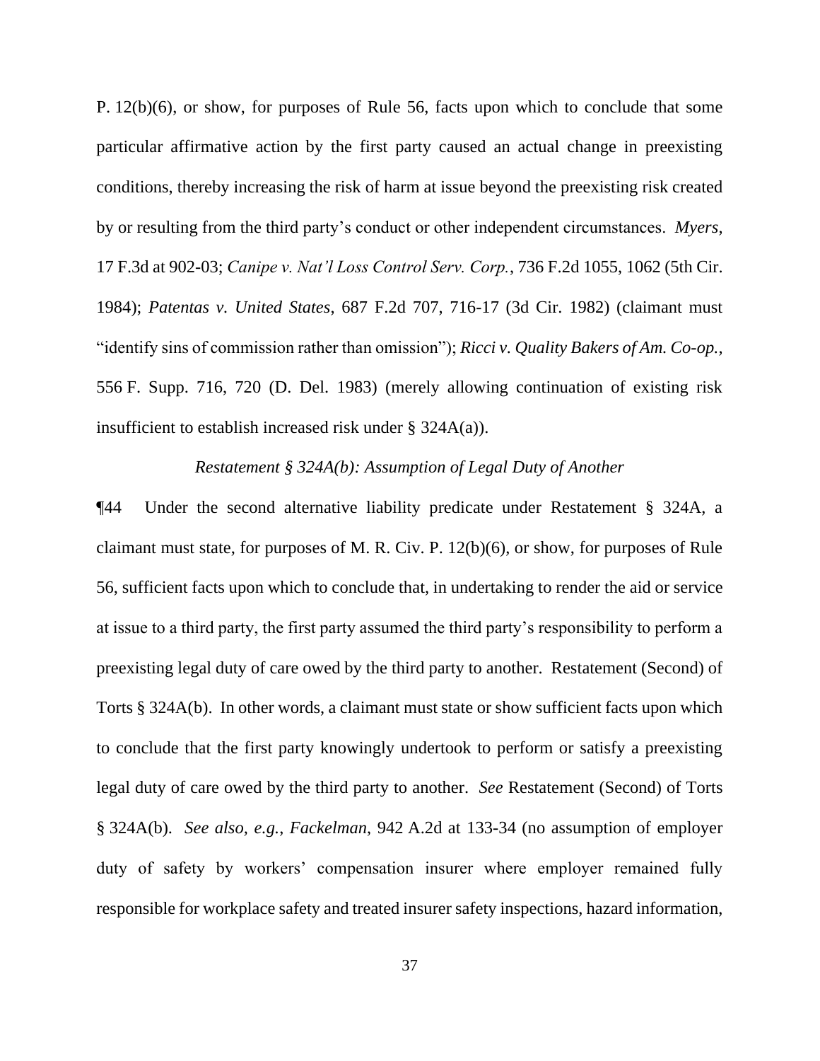P. 12(b)(6), or show, for purposes of Rule 56, facts upon which to conclude that some particular affirmative action by the first party caused an actual change in preexisting conditions, thereby increasing the risk of harm at issue beyond the preexisting risk created by or resulting from the third party's conduct or other independent circumstances. *Myers*, 17 F.3d at 902-03; *Canipe v. Nat'l Loss Control Serv. Corp.*, 736 F.2d 1055, 1062 (5th Cir. 1984); *Patentas v. United States*, 687 F.2d 707, 716-17 (3d Cir. 1982) (claimant must "identify sins of commission rather than omission"); *Ricci v. Quality Bakers of Am. Co-op.*, 556 F. Supp. 716, 720 (D. Del. 1983) (merely allowing continuation of existing risk insufficient to establish increased risk under § 324A(a)).

*Restatement § 324A(b): Assumption of Legal Duty of Another*

¶44 Under the second alternative liability predicate under Restatement § 324A, a claimant must state, for purposes of M. R. Civ. P. 12(b)(6), or show, for purposes of Rule 56, sufficient facts upon which to conclude that, in undertaking to render the aid or service at issue to a third party, the first party assumed the third party's responsibility to perform a preexisting legal duty of care owed by the third party to another. Restatement (Second) of Torts § 324A(b). In other words, a claimant must state or show sufficient facts upon which to conclude that the first party knowingly undertook to perform or satisfy a preexisting legal duty of care owed by the third party to another. *See* Restatement (Second) of Torts § 324A(b). *See also*, *e.g.*, *Fackelman*, 942 A.2d at 133-34 (no assumption of employer duty of safety by workers' compensation insurer where employer remained fully responsible for workplace safety and treated insurer safety inspections, hazard information,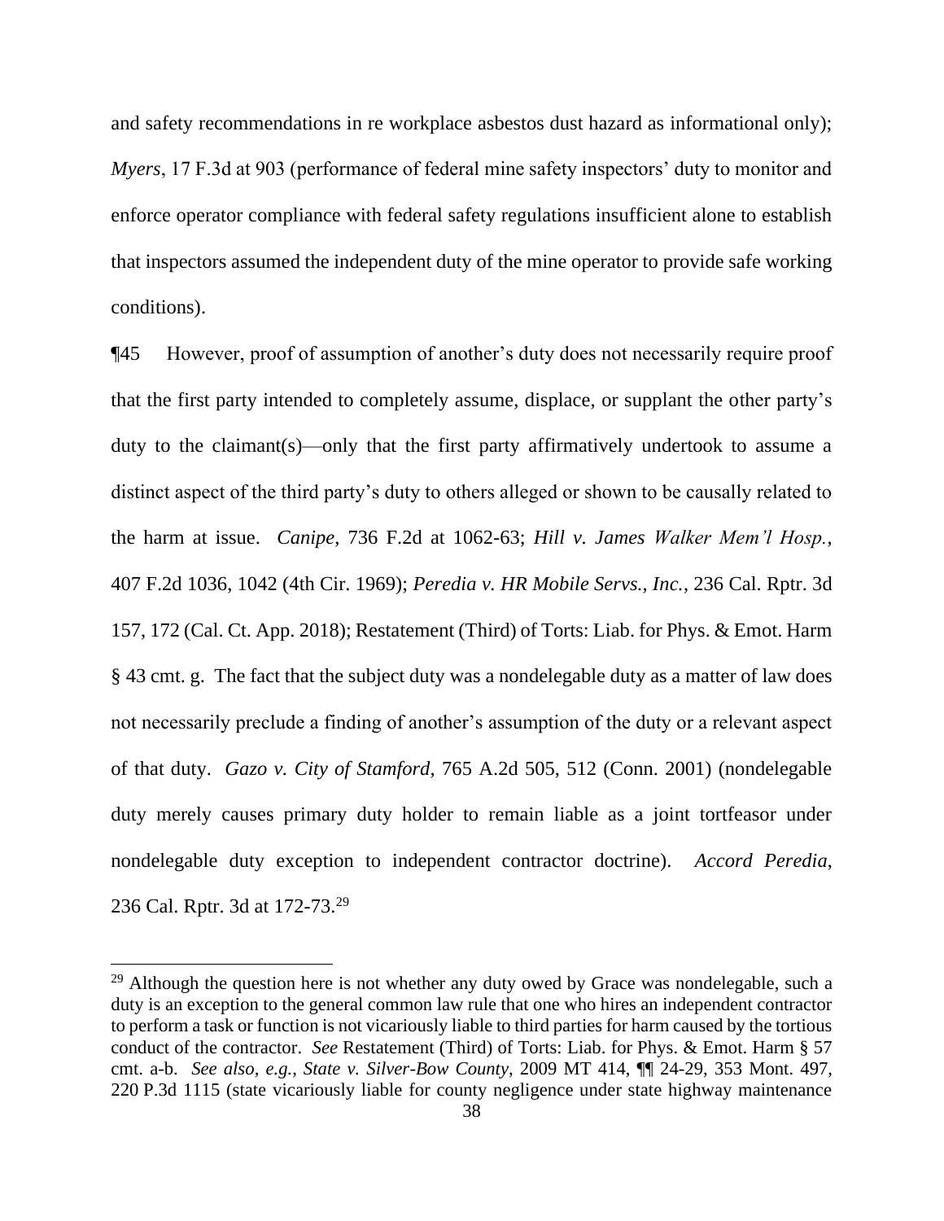and safety recommendations in re workplace asbestos dust hazard as informational only); *Myers*, 17 F.3d at 903 (performance of federal mine safety inspectors' duty to monitor and enforce operator compliance with federal safety regulations insufficient alone to establish that inspectors assumed the independent duty of the mine operator to provide safe working conditions).

¶45 However, proof of assumption of another's duty does not necessarily require proof that the first party intended to completely assume, displace, or supplant the other party's duty to the claimant(s)—only that the first party affirmatively undertook to assume a distinct aspect of the third party's duty to others alleged or shown to be causally related to the harm at issue. *Canipe*, 736 F.2d at 1062-63; *Hill v. James Walker Mem'l Hosp.*, 407 F.2d 1036, 1042 (4th Cir. 1969); *Peredia v. HR Mobile Servs., Inc.*, 236 Cal. Rptr. 3d 157, 172 (Cal. Ct. App. 2018); Restatement (Third) of Torts: Liab. for Phys. & Emot. Harm § 43 cmt. g. The fact that the subject duty was a nondelegable duty as a matter of law does not necessarily preclude a finding of another's assumption of the duty or a relevant aspect of that duty. *Gazo v. City of Stamford*, 765 A.2d 505, 512 (Conn. 2001) (nondelegable duty merely causes primary duty holder to remain liable as a joint tortfeasor under nondelegable duty exception to independent contractor doctrine). *Accord Peredia*, 236 Cal. Rptr. 3d at 172-73.[29]

---

[29] Although the question here is not whether any duty owed by Grace was nondelegable, such a duty is an exception to the general common law rule that one who hires an independent contractor to perform a task or function is not vicariously liable to third parties for harm caused by the tortious conduct of the contractor. *See* Restatement (Third) of Torts: Liab. for Phys. & Emot. Harm § 57 cmt. a-b. *See also, e.g.*, *State v. Silver-Bow County*, 2009 MT 414, ¶¶ 24-29, 353 Mont. 497, 220 P.3d 1115 (state vicariously liable for county negligence under state highway maintenance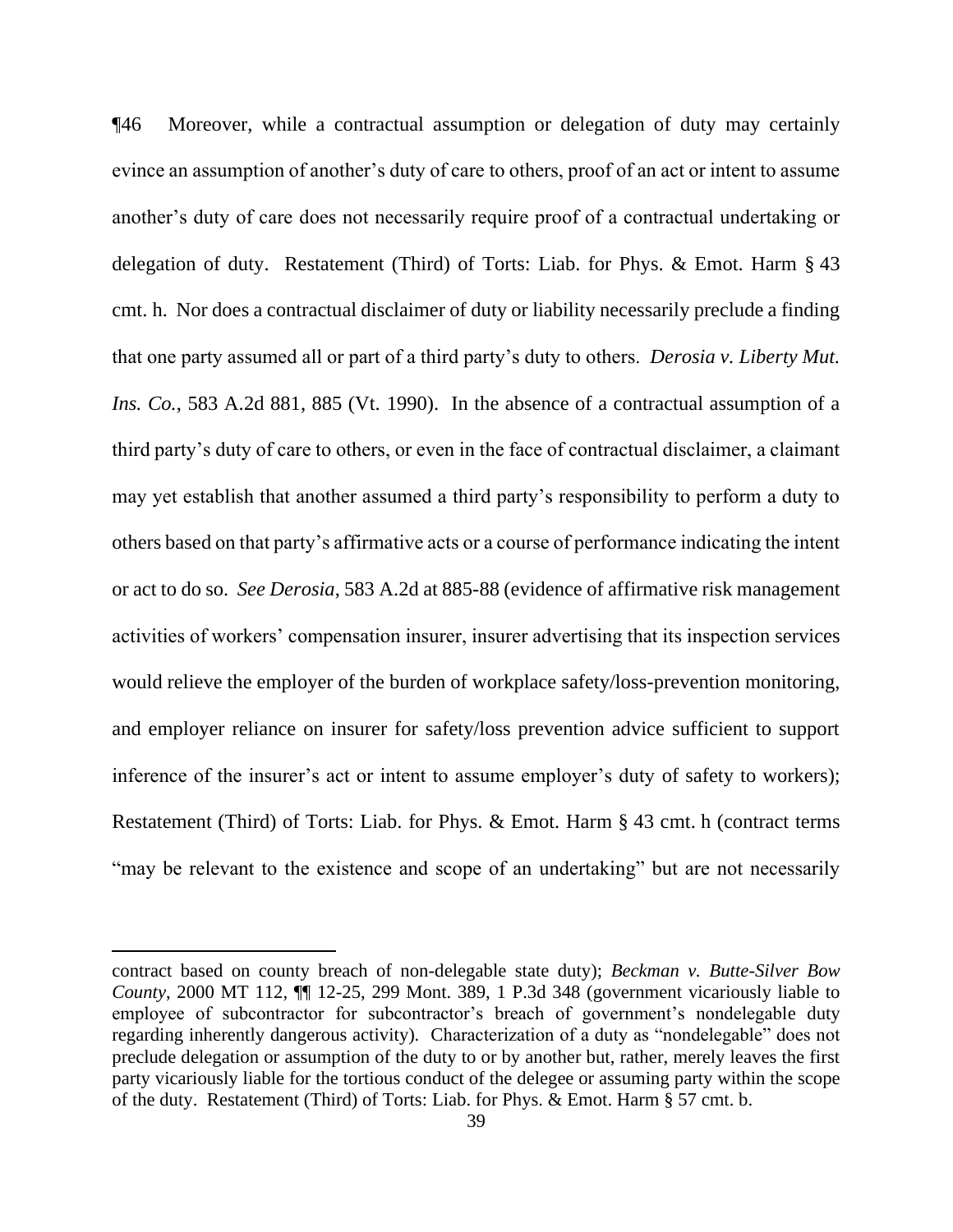¶46 Moreover, while a contractual assumption or delegation of duty may certainly evince an assumption of another's duty of care to others, proof of an act or intent to assume another's duty of care does not necessarily require proof of a contractual undertaking or delegation of duty. Restatement (Third) of Torts: Liab. for Phys. & Emot. Harm § 43 cmt. h. Nor does a contractual disclaimer of duty or liability necessarily preclude a finding that one party assumed all or part of a third party's duty to others. *Derosia v. Liberty Mut. Ins. Co.*, 583 A.2d 881, 885 (Vt. 1990). In the absence of a contractual assumption of a third party's duty of care to others, or even in the face of contractual disclaimer, a claimant may yet establish that another assumed a third party's responsibility to perform a duty to others based on that party's affirmative acts or a course of performance indicating the intent or act to do so. *See Derosia*, 583 A.2d at 885-88 (evidence of affirmative risk management activities of workers' compensation insurer, insurer advertising that its inspection services would relieve the employer of the burden of workplace safety/loss-prevention monitoring, and employer reliance on insurer for safety/loss prevention advice sufficient to support inference of the insurer's act or intent to assume employer's duty of safety to workers); Restatement (Third) of Torts: Liab. for Phys. & Emot. Harm § 43 cmt. h (contract terms "may be relevant to the existence and scope of an undertaking" but are not necessarily

---

contract based on county breach of non-delegable state duty); *Beckman v. Butte-Silver Bow County*, 2000 MT 112, ¶¶ 12-25, 299 Mont. 389, 1 P.3d 348 (government vicariously liable to employee of subcontractor for subcontractor's breach of government's nondelegable duty regarding inherently dangerous activity). Characterization of a duty as "nondelegable" does not preclude delegation or assumption of the duty to or by another but, rather, merely leaves the first party vicariously liable for the tortious conduct of the delegee or assuming party within the scope of the duty. Restatement (Third) of Torts: Liab. for Phys. & Emot. Harm § 57 cmt. b.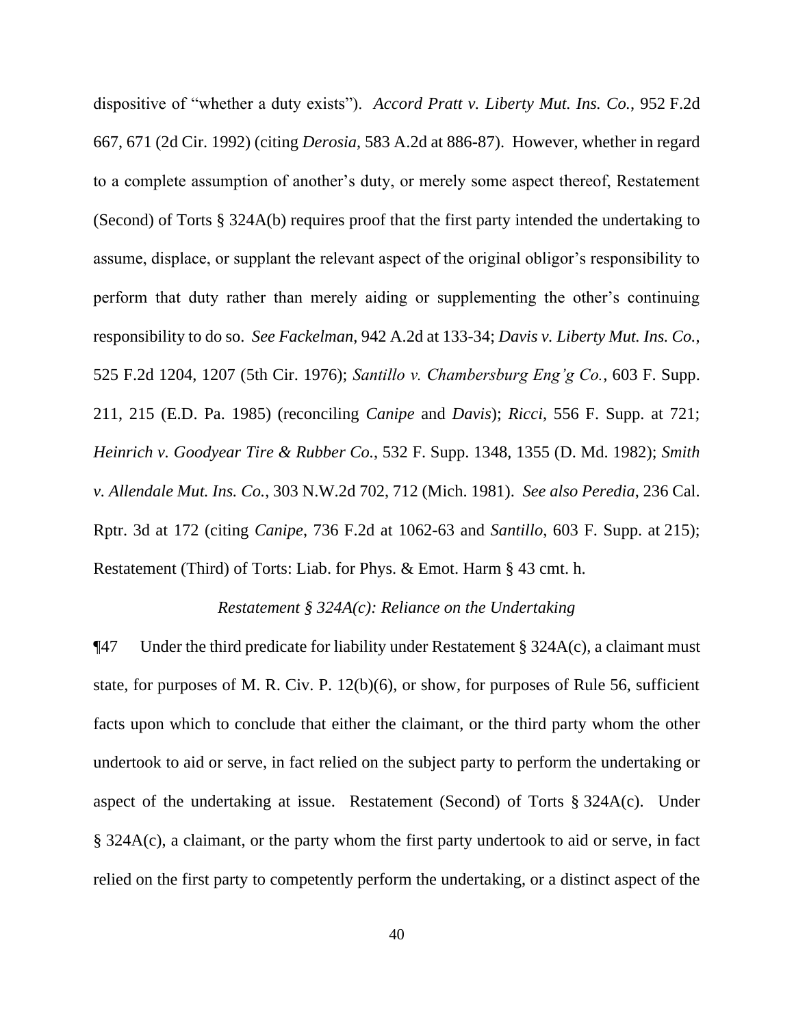dispositive of "whether a duty exists"). *Accord Pratt v. Liberty Mut. Ins. Co.*, 952 F.2d 667, 671 (2d Cir. 1992) (citing *Derosia*, 583 A.2d at 886-87). However, whether in regard to a complete assumption of another's duty, or merely some aspect thereof, Restatement (Second) of Torts § 324A(b) requires proof that the first party intended the undertaking to assume, displace, or supplant the relevant aspect of the original obligor's responsibility to perform that duty rather than merely aiding or supplementing the other's continuing responsibility to do so. *See Fackelman*, 942 A.2d at 133-34; *Davis v. Liberty Mut. Ins. Co.*, 525 F.2d 1204, 1207 (5th Cir. 1976); *Santillo v. Chambersburg Eng'g Co.*, 603 F. Supp. 211, 215 (E.D. Pa. 1985) (reconciling *Canipe* and *Davis*); *Ricci*, 556 F. Supp. at 721; *Heinrich v. Goodyear Tire & Rubber Co.*, 532 F. Supp. 1348, 1355 (D. Md. 1982); *Smith v. Allendale Mut. Ins. Co.*, 303 N.W.2d 702, 712 (Mich. 1981). *See also Peredia*, 236 Cal. Rptr. 3d at 172 (citing *Canipe*, 736 F.2d at 1062-63 and *Santillo*, 603 F. Supp. at 215); Restatement (Third) of Torts: Liab. for Phys. & Emot. Harm § 43 cmt. h.

*Restatement § 324A(c): Reliance on the Undertaking*

¶47 Under the third predicate for liability under Restatement § 324A(c), a claimant must state, for purposes of M. R. Civ. P. 12(b)(6), or show, for purposes of Rule 56, sufficient facts upon which to conclude that either the claimant, or the third party whom the other undertook to aid or serve, in fact relied on the subject party to perform the undertaking or aspect of the undertaking at issue. Restatement (Second) of Torts § 324A(c). Under § 324A(c), a claimant, or the party whom the first party undertook to aid or serve, in fact relied on the first party to competently perform the undertaking, or a distinct aspect of the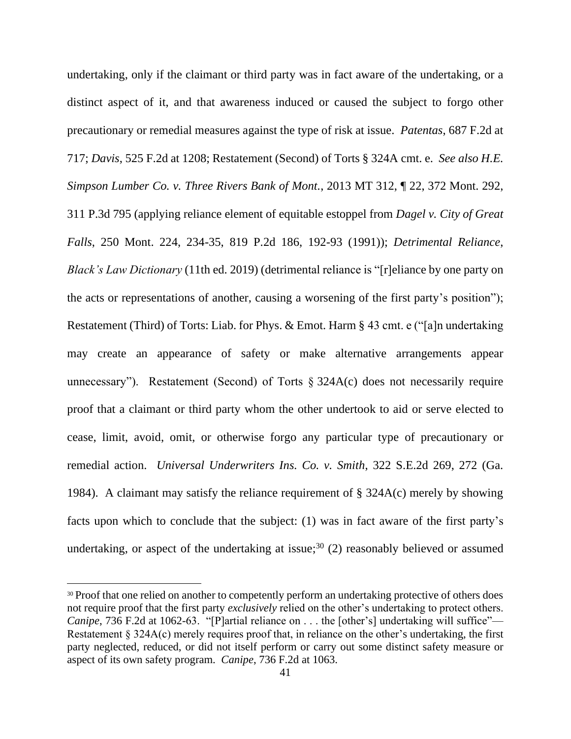undertaking, only if the claimant or third party was in fact aware of the undertaking, or a distinct aspect of it, and that awareness induced or caused the subject to forgo other precautionary or remedial measures against the type of risk at issue. *Patentas*, 687 F.2d at 717; *Davis*, 525 F.2d at 1208; Restatement (Second) of Torts § 324A cmt. e. *See also H.E. Simpson Lumber Co. v. Three Rivers Bank of Mont.*, 2013 MT 312, ¶ 22, 372 Mont. 292, 311 P.3d 795 (applying reliance element of equitable estoppel from *Dagel v. City of Great Falls*, 250 Mont. 224, 234-35, 819 P.2d 186, 192-93 (1991)); *Detrimental Reliance*, *Black's Law Dictionary* (11th ed. 2019) (detrimental reliance is "[r]eliance by one party on the acts or representations of another, causing a worsening of the first party's position"); Restatement (Third) of Torts: Liab. for Phys. & Emot. Harm § 43 cmt. e ("[a]n undertaking may create an appearance of safety or make alternative arrangements appear unnecessary"). Restatement (Second) of Torts § 324A(c) does not necessarily require proof that a claimant or third party whom the other undertook to aid or serve elected to cease, limit, avoid, omit, or otherwise forgo any particular type of precautionary or remedial action. *Universal Underwriters Ins. Co. v. Smith*, 322 S.E.2d 269, 272 (Ga. 1984). A claimant may satisfy the reliance requirement of § 324A(c) merely by showing facts upon which to conclude that the subject: (1) was in fact aware of the first party's undertaking, or aspect of the undertaking at issue;[30] (2) reasonably believed or assumed

[30] Proof that one relied on another to competently perform an undertaking protective of others does not require proof that the first party *exclusively* relied on the other's undertaking to protect others. *Canipe*, 736 F.2d at 1062-63. "[P]artial reliance on . . . the [other's] undertaking will suffice"—Restatement § 324A(c) merely requires proof that, in reliance on the other's undertaking, the first party neglected, reduced, or did not itself perform or carry out some distinct safety measure or aspect of its own safety program. *Canipe*, 736 F.2d at 1063.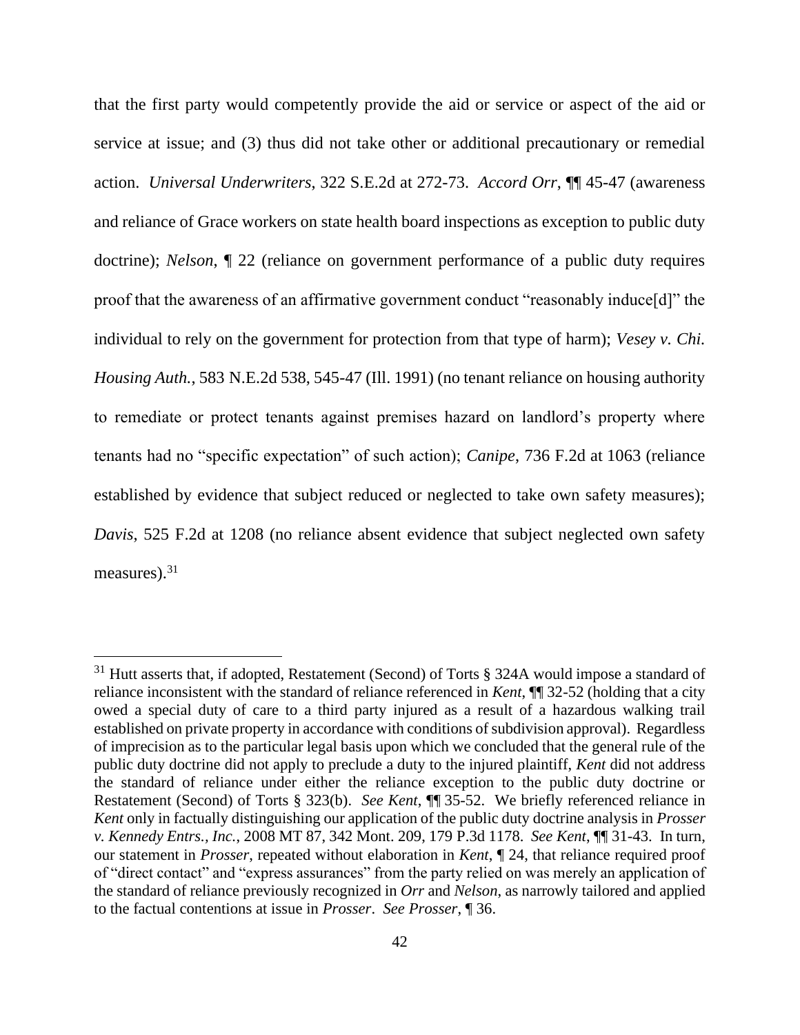that the first party would competently provide the aid or service or aspect of the aid or service at issue; and (3) thus did not take other or additional precautionary or remedial action. *Universal Underwriters*, 322 S.E.2d at 272-73. *Accord Orr*, ¶¶ 45-47 (awareness and reliance of Grace workers on state health board inspections as exception to public duty doctrine); *Nelson*, ¶ 22 (reliance on government performance of a public duty requires proof that the awareness of an affirmative government conduct "reasonably induce[d]" the individual to rely on the government for protection from that type of harm); *Vesey v. Chi. Housing Auth.*, 583 N.E.2d 538, 545-47 (Ill. 1991) (no tenant reliance on housing authority to remediate or protect tenants against premises hazard on landlord's property where tenants had no "specific expectation" of such action); *Canipe*, 736 F.2d at 1063 (reliance established by evidence that subject reduced or neglected to take own safety measures); *Davis*, 525 F.2d at 1208 (no reliance absent evidence that subject neglected own safety measures).[31]

---

[31] Hutt asserts that, if adopted, Restatement (Second) of Torts § 324A would impose a standard of reliance inconsistent with the standard of reliance referenced in *Kent*, ¶¶ 32-52 (holding that a city owed a special duty of care to a third party injured as a result of a hazardous walking trail established on private property in accordance with conditions of subdivision approval). Regardless of imprecision as to the particular legal basis upon which we concluded that the general rule of the public duty doctrine did not apply to preclude a duty to the injured plaintiff, *Kent* did not address the standard of reliance under either the reliance exception to the public duty doctrine or Restatement (Second) of Torts § 323(b). *See Kent*, ¶¶ 35-52. We briefly referenced reliance in *Kent* only in factually distinguishing our application of the public duty doctrine analysis in *Prosser v. Kennedy Entrs., Inc.*, 2008 MT 87, 342 Mont. 209, 179 P.3d 1178. *See Kent*, ¶¶ 31-43. In turn, our statement in *Prosser*, repeated without elaboration in *Kent*, ¶ 24, that reliance required proof of "direct contact" and "express assurances" from the party relied on was merely an application of the standard of reliance previously recognized in *Orr* and *Nelson*, as narrowly tailored and applied to the factual contentions at issue in *Prosser*. *See Prosser*, ¶ 36.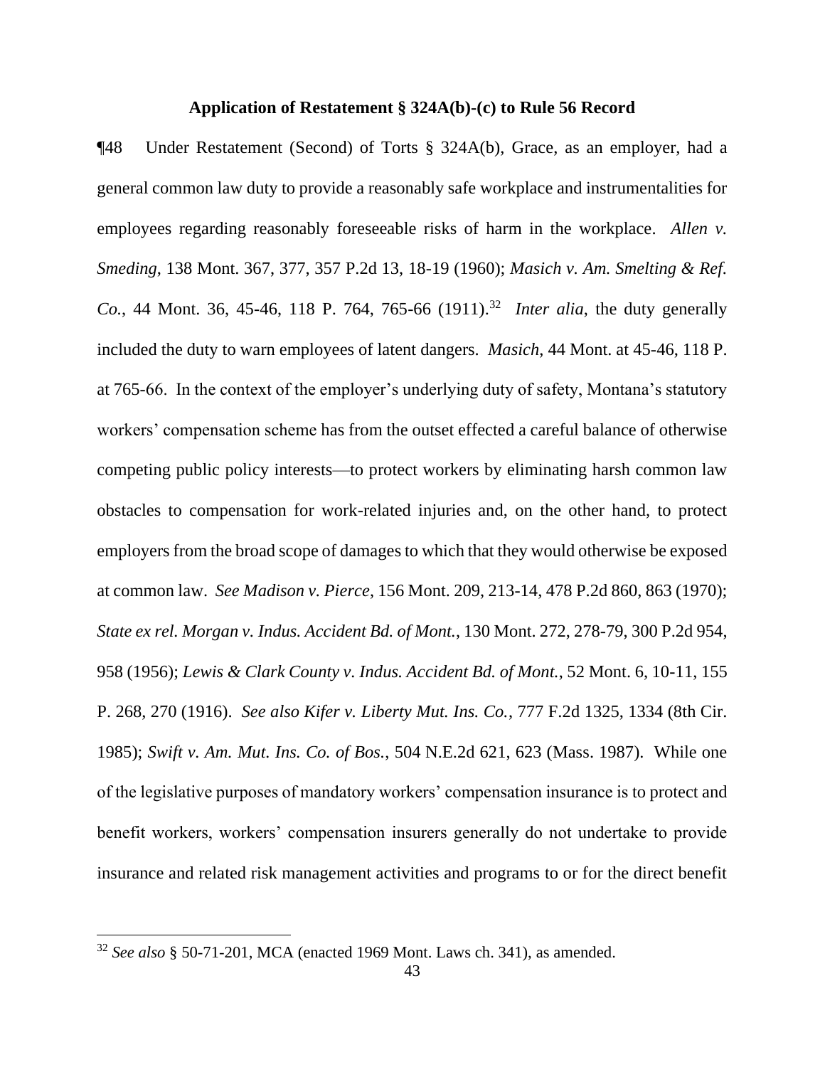**Application of Restatement § 324A(b)-(c) to Rule 56 Record**

¶48 Under Restatement (Second) of Torts § 324A(b), Grace, as an employer, had a general common law duty to provide a reasonably safe workplace and instrumentalities for employees regarding reasonably foreseeable risks of harm in the workplace. *Allen v. Smeding*, 138 Mont. 367, 377, 357 P.2d 13, 18-19 (1960); *Masich v. Am. Smelting & Ref. Co.*, 44 Mont. 36, 45-46, 118 P. 764, 765-66 (1911).[32] *Inter alia*, the duty generally included the duty to warn employees of latent dangers. *Masich*, 44 Mont. at 45-46, 118 P. at 765-66. In the context of the employer's underlying duty of safety, Montana's statutory workers' compensation scheme has from the outset effected a careful balance of otherwise competing public policy interests—to protect workers by eliminating harsh common law obstacles to compensation for work-related injuries and, on the other hand, to protect employers from the broad scope of damages to which that they would otherwise be exposed at common law. *See Madison v. Pierce*, 156 Mont. 209, 213-14, 478 P.2d 860, 863 (1970); *State ex rel. Morgan v. Indus. Accident Bd. of Mont.*, 130 Mont. 272, 278-79, 300 P.2d 954, 958 (1956); *Lewis & Clark County v. Indus. Accident Bd. of Mont.*, 52 Mont. 6, 10-11, 155 P. 268, 270 (1916). *See also Kifer v. Liberty Mut. Ins. Co.*, 777 F.2d 1325, 1334 (8th Cir. 1985); *Swift v. Am. Mut. Ins. Co. of Bos.*, 504 N.E.2d 621, 623 (Mass. 1987). While one of the legislative purposes of mandatory workers' compensation insurance is to protect and benefit workers, workers' compensation insurers generally do not undertake to provide insurance and related risk management activities and programs to or for the direct benefit

[32] *See also* § 50-71-201, MCA (enacted 1969 Mont. Laws ch. 341), as amended.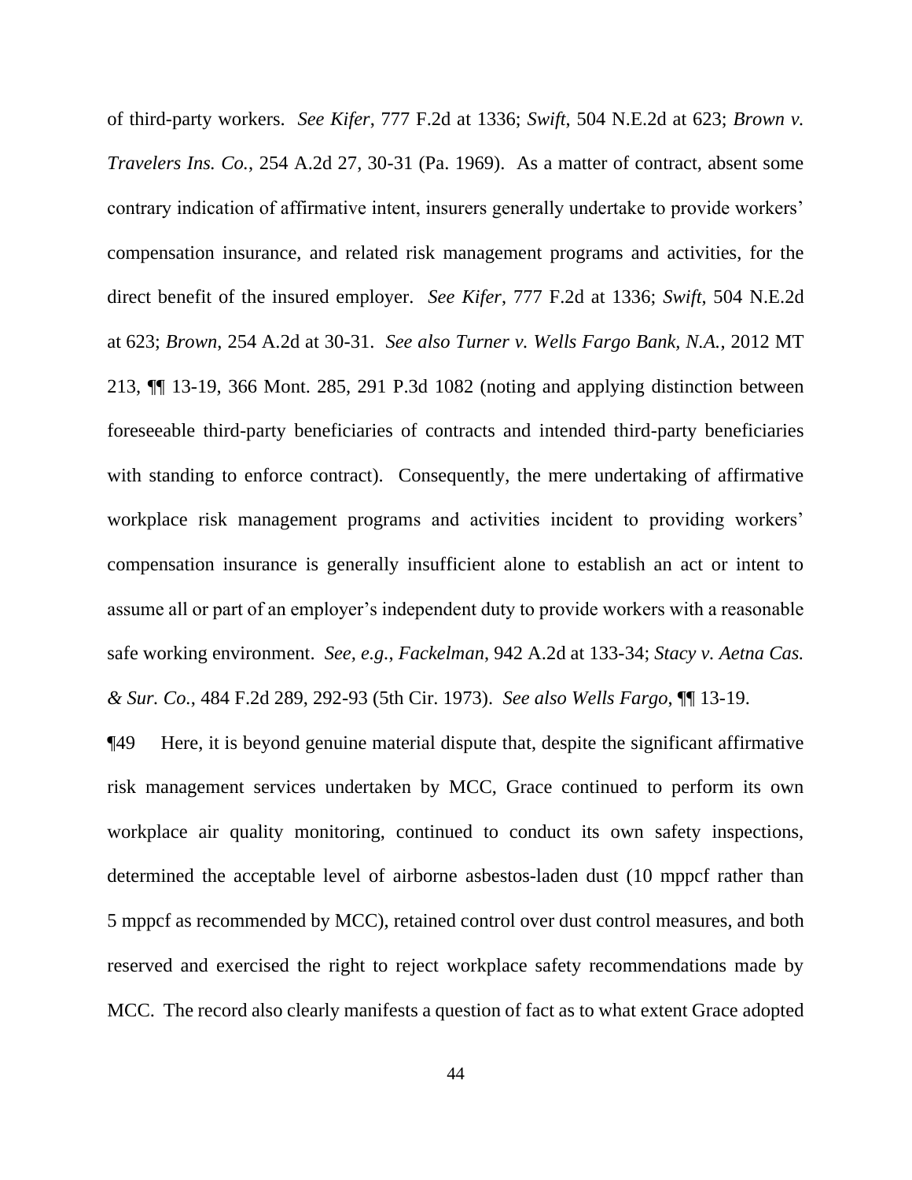of third-party workers. *See Kifer*, 777 F.2d at 1336; *Swift*, 504 N.E.2d at 623; *Brown v. Travelers Ins. Co.*, 254 A.2d 27, 30-31 (Pa. 1969). As a matter of contract, absent some contrary indication of affirmative intent, insurers generally undertake to provide workers' compensation insurance, and related risk management programs and activities, for the direct benefit of the insured employer. *See Kifer*, 777 F.2d at 1336; *Swift*, 504 N.E.2d at 623; *Brown*, 254 A.2d at 30-31. *See also Turner v. Wells Fargo Bank, N.A.*, 2012 MT 213, ¶¶ 13-19, 366 Mont. 285, 291 P.3d 1082 (noting and applying distinction between foreseeable third-party beneficiaries of contracts and intended third-party beneficiaries with standing to enforce contract). Consequently, the mere undertaking of affirmative workplace risk management programs and activities incident to providing workers' compensation insurance is generally insufficient alone to establish an act or intent to assume all or part of an employer's independent duty to provide workers with a reasonable safe working environment. *See, e.g.*, *Fackelman*, 942 A.2d at 133-34; *Stacy v. Aetna Cas. & Sur. Co.*, 484 F.2d 289, 292-93 (5th Cir. 1973). *See also Wells Fargo*, ¶¶ 13-19.

¶49 Here, it is beyond genuine material dispute that, despite the significant affirmative risk management services undertaken by MCC, Grace continued to perform its own workplace air quality monitoring, continued to conduct its own safety inspections, determined the acceptable level of airborne asbestos-laden dust (10 mppcf rather than 5 mppcf as recommended by MCC), retained control over dust control measures, and both reserved and exercised the right to reject workplace safety recommendations made by MCC. The record also clearly manifests a question of fact as to what extent Grace adopted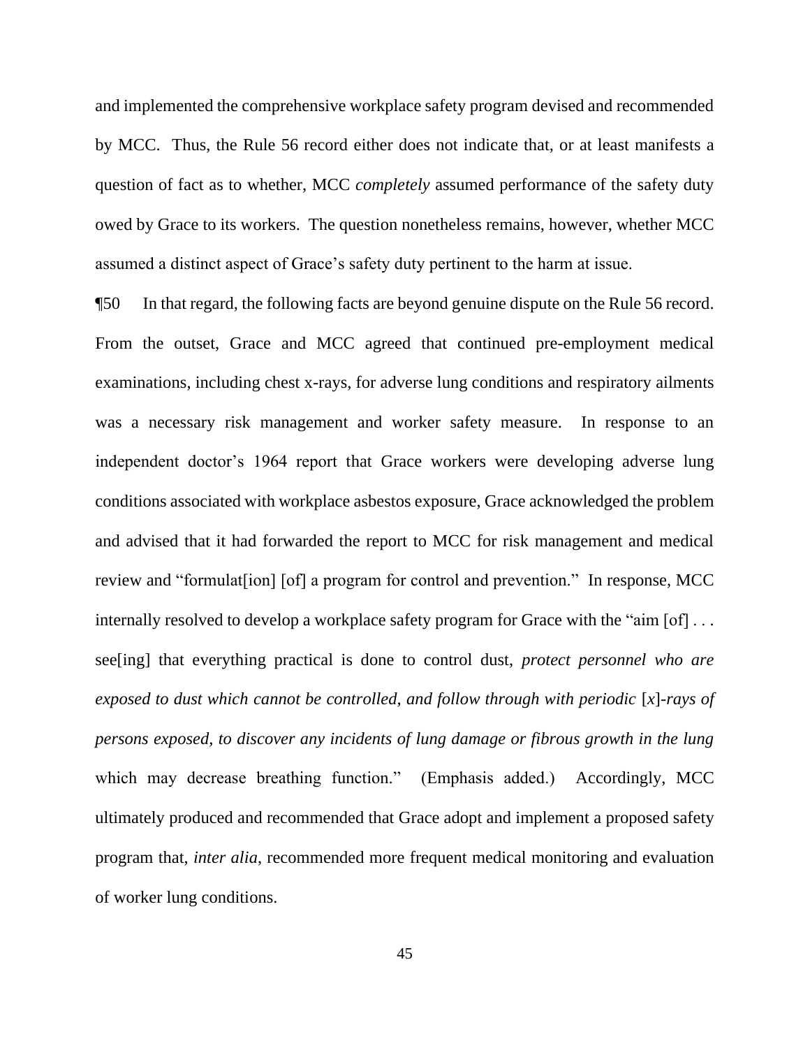and implemented the comprehensive workplace safety program devised and recommended by MCC. Thus, the Rule 56 record either does not indicate that, or at least manifests a question of fact as to whether, MCC *completely* assumed performance of the safety duty owed by Grace to its workers. The question nonetheless remains, however, whether MCC assumed a distinct aspect of Grace's safety duty pertinent to the harm at issue.

¶50 In that regard, the following facts are beyond genuine dispute on the Rule 56 record. From the outset, Grace and MCC agreed that continued pre-employment medical examinations, including chest x-rays, for adverse lung conditions and respiratory ailments was a necessary risk management and worker safety measure. In response to an independent doctor's 1964 report that Grace workers were developing adverse lung conditions associated with workplace asbestos exposure, Grace acknowledged the problem and advised that it had forwarded the report to MCC for risk management and medical review and "formulat[ion] [of] a program for control and prevention." In response, MCC internally resolved to develop a workplace safety program for Grace with the "aim [of] . . . see[ing] that everything practical is done to control dust, *protect personnel who are exposed to dust which cannot be controlled, and follow through with periodic* [*x*]*-rays of persons exposed, to discover any incidents of lung damage or fibrous growth in the lung* which may decrease breathing function." (Emphasis added.) Accordingly, MCC ultimately produced and recommended that Grace adopt and implement a proposed safety program that, *inter alia*, recommended more frequent medical monitoring and evaluation of worker lung conditions.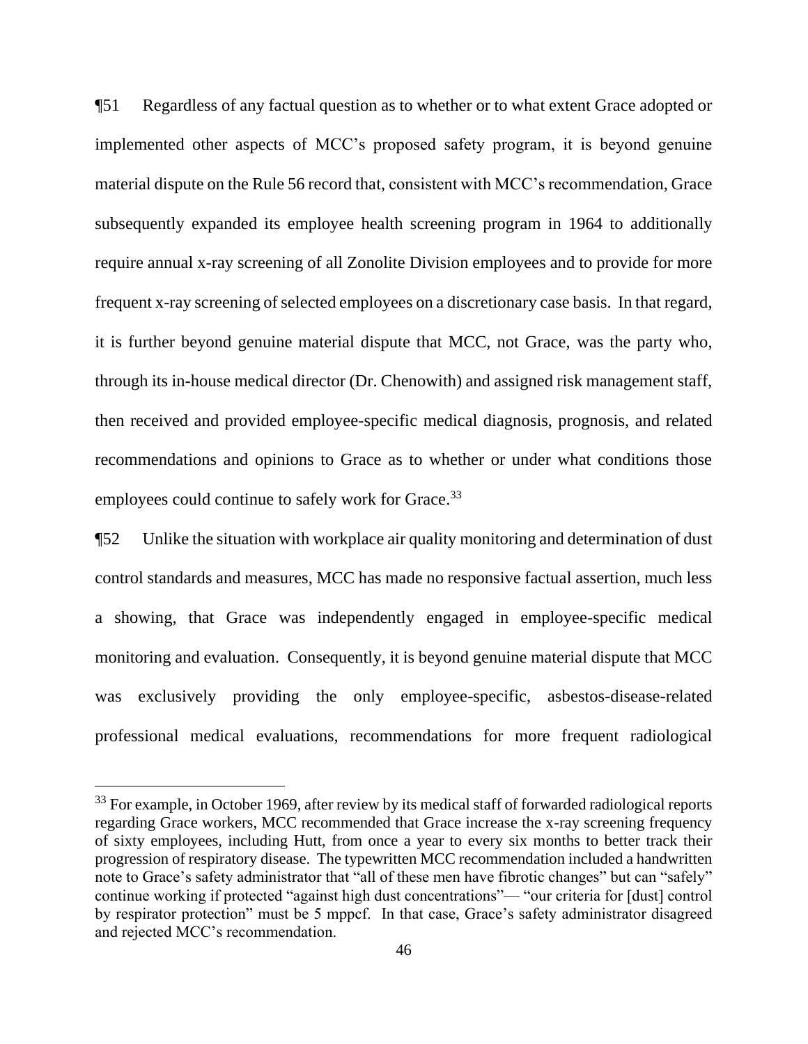¶51 Regardless of any factual question as to whether or to what extent Grace adopted or implemented other aspects of MCC's proposed safety program, it is beyond genuine material dispute on the Rule 56 record that, consistent with MCC's recommendation, Grace subsequently expanded its employee health screening program in 1964 to additionally require annual x-ray screening of all Zonolite Division employees and to provide for more frequent x-ray screening of selected employees on a discretionary case basis. In that regard, it is further beyond genuine material dispute that MCC, not Grace, was the party who, through its in-house medical director (Dr. Chenowith) and assigned risk management staff, then received and provided employee-specific medical diagnosis, prognosis, and related recommendations and opinions to Grace as to whether or under what conditions those employees could continue to safely work for Grace.[33]

¶52 Unlike the situation with workplace air quality monitoring and determination of dust control standards and measures, MCC has made no responsive factual assertion, much less a showing, that Grace was independently engaged in employee-specific medical monitoring and evaluation. Consequently, it is beyond genuine material dispute that MCC was exclusively providing the only employee-specific, asbestos-disease-related professional medical evaluations, recommendations for more frequent radiological

[33] For example, in October 1969, after review by its medical staff of forwarded radiological reports regarding Grace workers, MCC recommended that Grace increase the x-ray screening frequency of sixty employees, including Hutt, from once a year to every six months to better track their progression of respiratory disease. The typewritten MCC recommendation included a handwritten note to Grace's safety administrator that "all of these men have fibrotic changes" but can "safely" continue working if protected "against high dust concentrations"— "our criteria for [dust] control by respirator protection" must be 5 mppcf. In that case, Grace's safety administrator disagreed and rejected MCC's recommendation.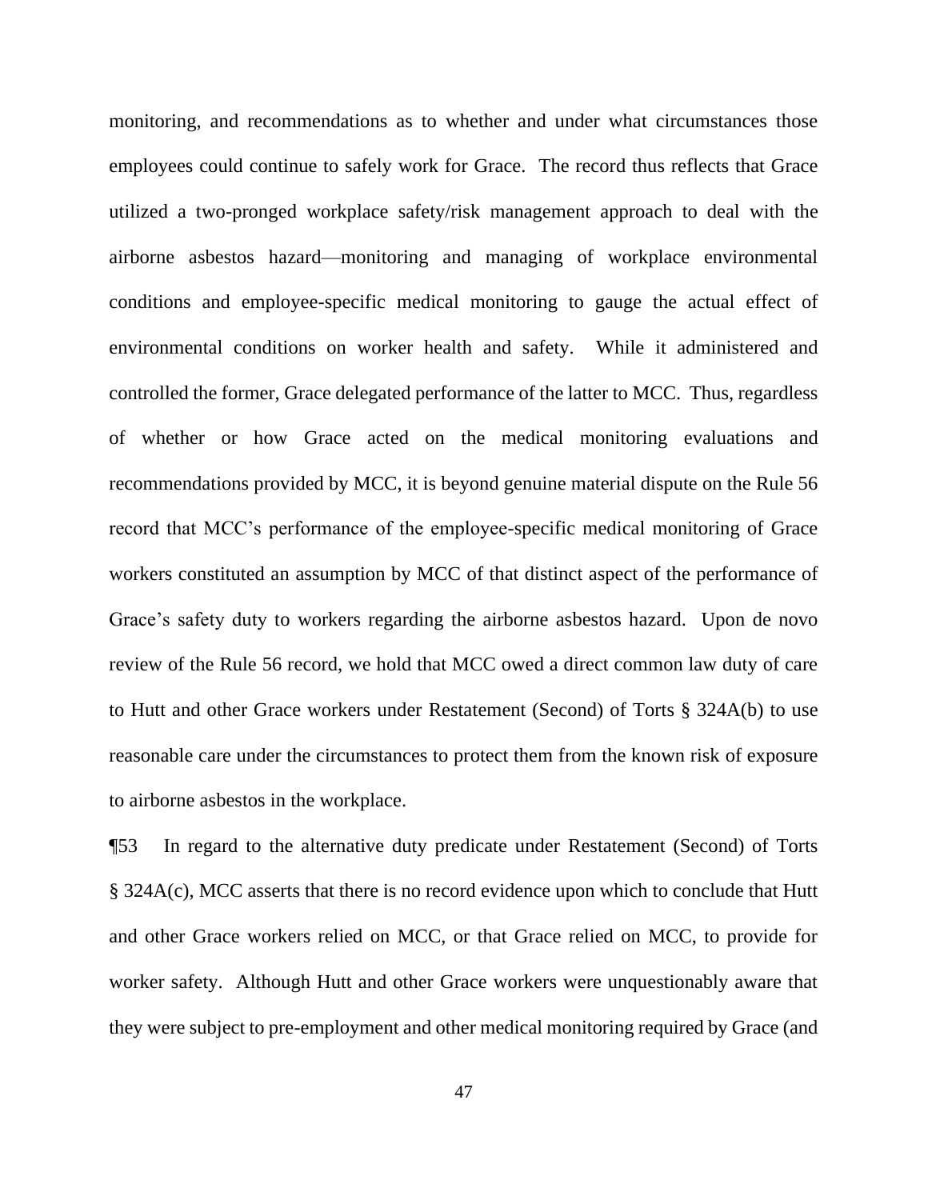monitoring, and recommendations as to whether and under what circumstances those employees could continue to safely work for Grace. The record thus reflects that Grace utilized a two-pronged workplace safety/risk management approach to deal with the airborne asbestos hazard—monitoring and managing of workplace environmental conditions and employee-specific medical monitoring to gauge the actual effect of environmental conditions on worker health and safety. While it administered and controlled the former, Grace delegated performance of the latter to MCC. Thus, regardless of whether or how Grace acted on the medical monitoring evaluations and recommendations provided by MCC, it is beyond genuine material dispute on the Rule 56 record that MCC's performance of the employee-specific medical monitoring of Grace workers constituted an assumption by MCC of that distinct aspect of the performance of Grace's safety duty to workers regarding the airborne asbestos hazard. Upon de novo review of the Rule 56 record, we hold that MCC owed a direct common law duty of care to Hutt and other Grace workers under Restatement (Second) of Torts § 324A(b) to use reasonable care under the circumstances to protect them from the known risk of exposure to airborne asbestos in the workplace.

¶53 In regard to the alternative duty predicate under Restatement (Second) of Torts § 324A(c), MCC asserts that there is no record evidence upon which to conclude that Hutt and other Grace workers relied on MCC, or that Grace relied on MCC, to provide for worker safety. Although Hutt and other Grace workers were unquestionably aware that they were subject to pre-employment and other medical monitoring required by Grace (and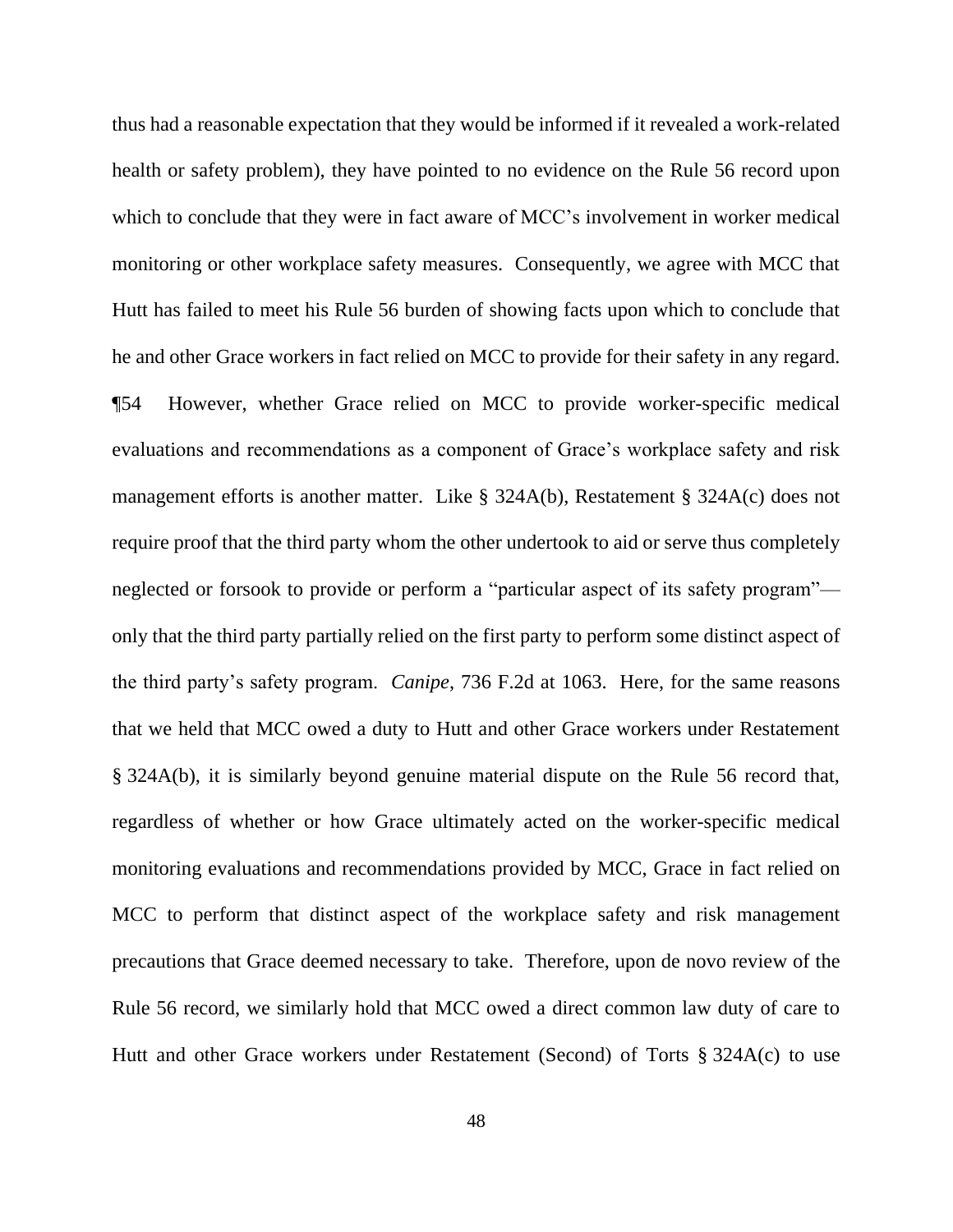thus had a reasonable expectation that they would be informed if it revealed a work-related health or safety problem), they have pointed to no evidence on the Rule 56 record upon which to conclude that they were in fact aware of MCC's involvement in worker medical monitoring or other workplace safety measures. Consequently, we agree with MCC that Hutt has failed to meet his Rule 56 burden of showing facts upon which to conclude that he and other Grace workers in fact relied on MCC to provide for their safety in any regard.

¶54 However, whether Grace relied on MCC to provide worker-specific medical evaluations and recommendations as a component of Grace's workplace safety and risk management efforts is another matter. Like § 324A(b), Restatement § 324A(c) does not require proof that the third party whom the other undertook to aid or serve thus completely neglected or forsook to provide or perform a "particular aspect of its safety program"—only that the third party partially relied on the first party to perform some distinct aspect of the third party's safety program. *Canipe*, 736 F.2d at 1063. Here, for the same reasons that we held that MCC owed a duty to Hutt and other Grace workers under Restatement § 324A(b), it is similarly beyond genuine material dispute on the Rule 56 record that, regardless of whether or how Grace ultimately acted on the worker-specific medical monitoring evaluations and recommendations provided by MCC, Grace in fact relied on MCC to perform that distinct aspect of the workplace safety and risk management precautions that Grace deemed necessary to take. Therefore, upon de novo review of the Rule 56 record, we similarly hold that MCC owed a direct common law duty of care to Hutt and other Grace workers under Restatement (Second) of Torts § 324A(c) to use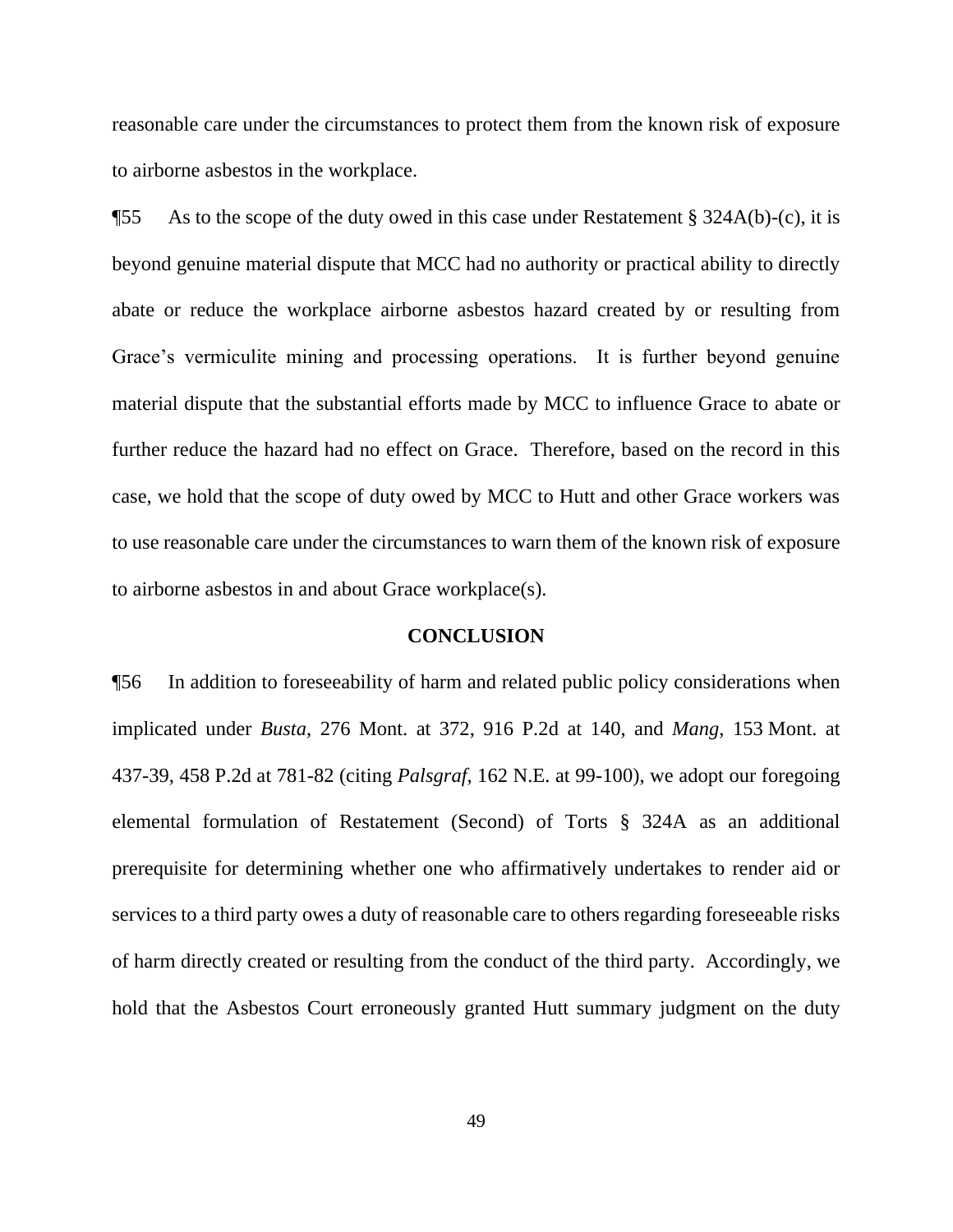reasonable care under the circumstances to protect them from the known risk of exposure to airborne asbestos in the workplace.

¶55 As to the scope of the duty owed in this case under Restatement § 324A(b)-(c), it is beyond genuine material dispute that MCC had no authority or practical ability to directly abate or reduce the workplace airborne asbestos hazard created by or resulting from Grace's vermiculite mining and processing operations. It is further beyond genuine material dispute that the substantial efforts made by MCC to influence Grace to abate or further reduce the hazard had no effect on Grace. Therefore, based on the record in this case, we hold that the scope of duty owed by MCC to Hutt and other Grace workers was to use reasonable care under the circumstances to warn them of the known risk of exposure to airborne asbestos in and about Grace workplace(s).

## CONCLUSION

¶56 In addition to foreseeability of harm and related public policy considerations when implicated under *Busta*, 276 Mont. at 372, 916 P.2d at 140, and *Mang*, 153 Mont. at 437-39, 458 P.2d at 781-82 (citing *Palsgraf*, 162 N.E. at 99-100), we adopt our foregoing elemental formulation of Restatement (Second) of Torts § 324A as an additional prerequisite for determining whether one who affirmatively undertakes to render aid or services to a third party owes a duty of reasonable care to others regarding foreseeable risks of harm directly created or resulting from the conduct of the third party. Accordingly, we hold that the Asbestos Court erroneously granted Hutt summary judgment on the duty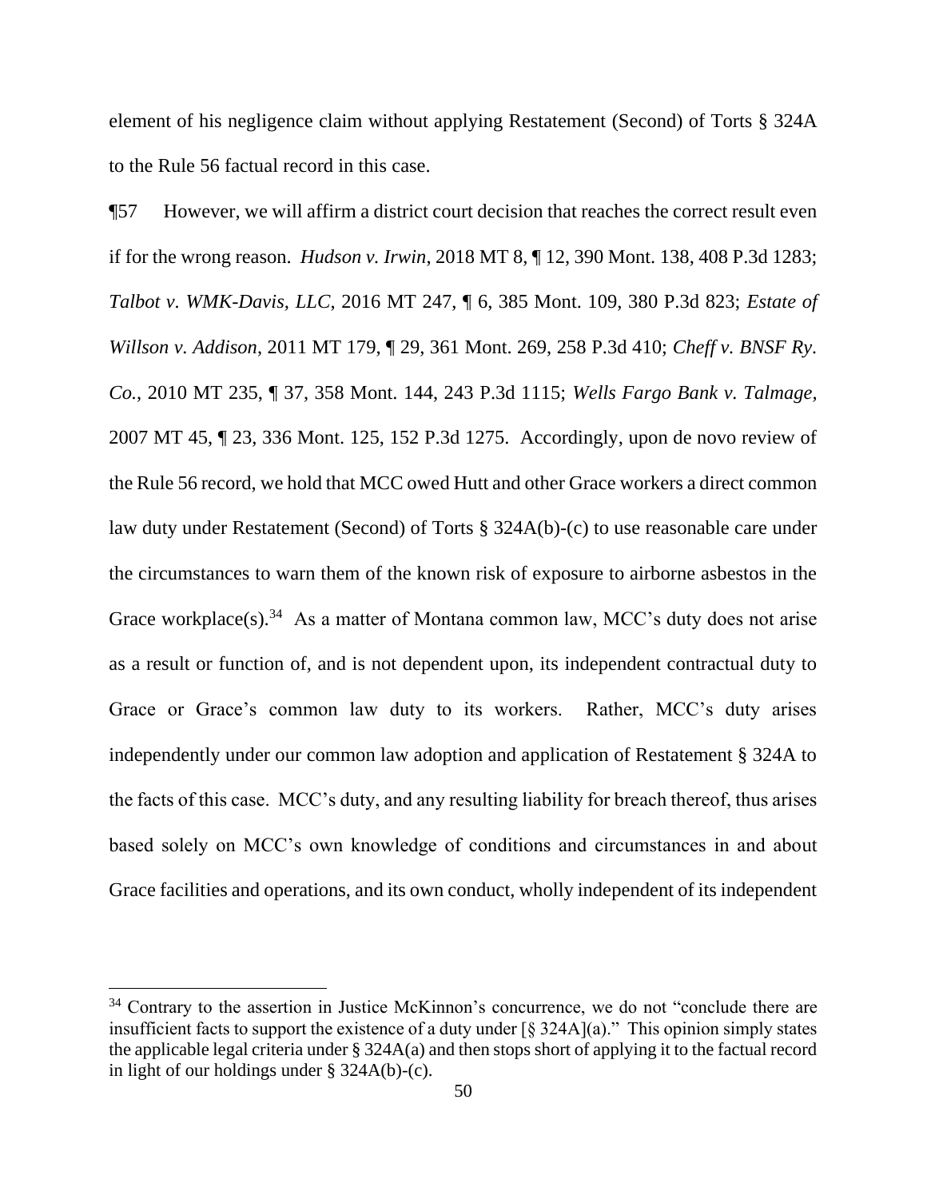element of his negligence claim without applying Restatement (Second) of Torts § 324A to the Rule 56 factual record in this case.

¶57 However, we will affirm a district court decision that reaches the correct result even if for the wrong reason. *Hudson v. Irwin*, 2018 MT 8, ¶ 12, 390 Mont. 138, 408 P.3d 1283; *Talbot v. WMK-Davis, LLC*, 2016 MT 247, ¶ 6, 385 Mont. 109, 380 P.3d 823; *Estate of Willson v. Addison*, 2011 MT 179, ¶ 29, 361 Mont. 269, 258 P.3d 410; *Cheff v. BNSF Ry. Co.*, 2010 MT 235, ¶ 37, 358 Mont. 144, 243 P.3d 1115; *Wells Fargo Bank v. Talmage*, 2007 MT 45, ¶ 23, 336 Mont. 125, 152 P.3d 1275. Accordingly, upon de novo review of the Rule 56 record, we hold that MCC owed Hutt and other Grace workers a direct common law duty under Restatement (Second) of Torts § 324A(b)-(c) to use reasonable care under the circumstances to warn them of the known risk of exposure to airborne asbestos in the Grace workplace(s).[34] As a matter of Montana common law, MCC's duty does not arise as a result or function of, and is not dependent upon, its independent contractual duty to Grace or Grace's common law duty to its workers. Rather, MCC's duty arises independently under our common law adoption and application of Restatement § 324A to the facts of this case. MCC's duty, and any resulting liability for breach thereof, thus arises based solely on MCC's own knowledge of conditions and circumstances in and about Grace facilities and operations, and its own conduct, wholly independent of its independent

[34] Contrary to the assertion in Justice McKinnon's concurrence, we do not "conclude there are insufficient facts to support the existence of a duty under [§ 324A](a)." This opinion simply states the applicable legal criteria under § 324A(a) and then stops short of applying it to the factual record in light of our holdings under § 324A(b)-(c).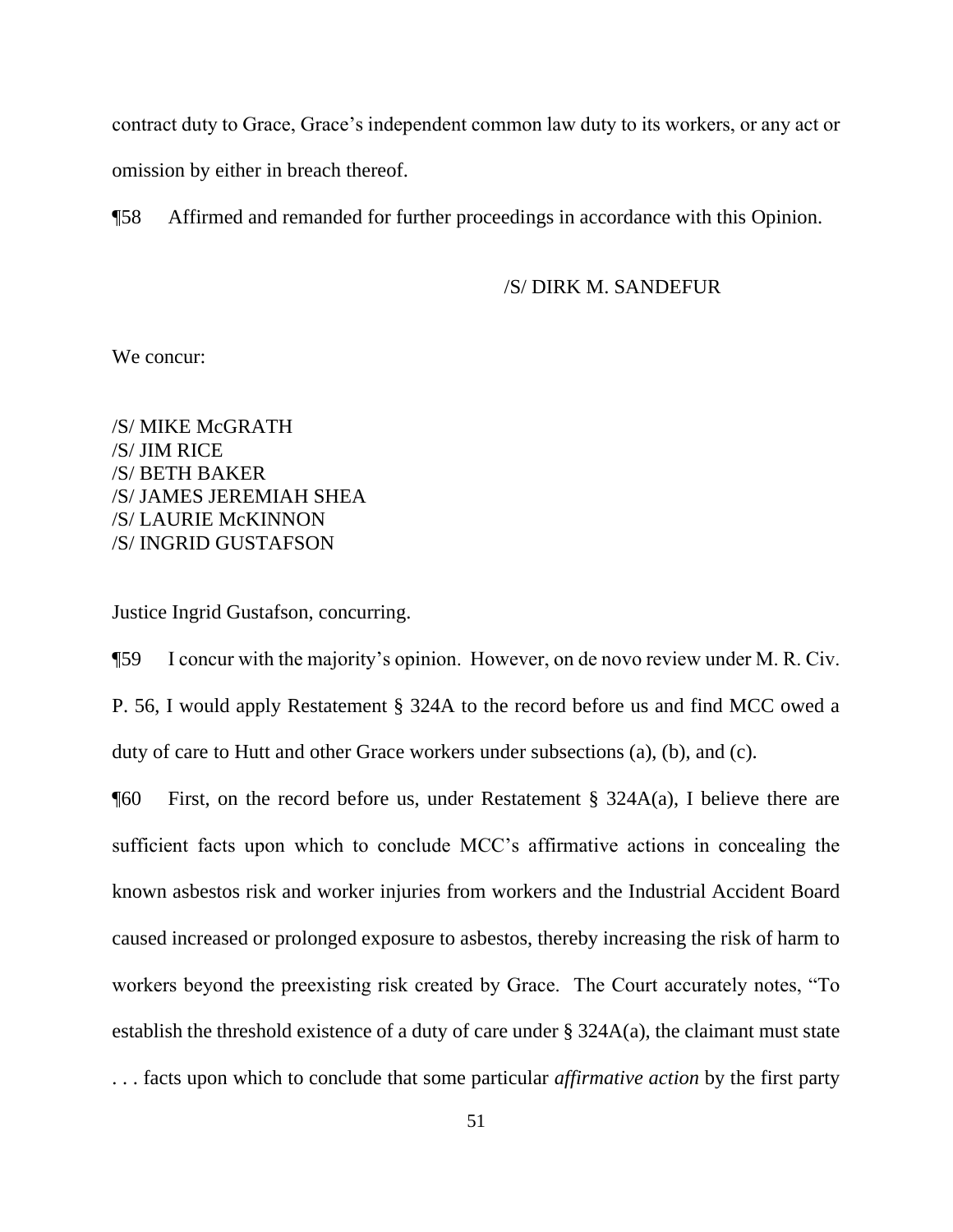contract duty to Grace, Grace's independent common law duty to its workers, or any act or omission by either in breach thereof.

¶58 Affirmed and remanded for further proceedings in accordance with this Opinion.

/S/ DIRK M. SANDEFUR

We concur:

/S/ MIKE McGRATH
/S/ JIM RICE
/S/ BETH BAKER
/S/ JAMES JEREMIAH SHEA
/S/ LAURIE McKINNON
/S/ INGRID GUSTAFSON

Justice Ingrid Gustafson, concurring.

¶59 I concur with the majority's opinion. However, on de novo review under M. R. Civ. P. 56, I would apply Restatement § 324A to the record before us and find MCC owed a duty of care to Hutt and other Grace workers under subsections (a), (b), and (c).

¶60 First, on the record before us, under Restatement § 324A(a), I believe there are sufficient facts upon which to conclude MCC's affirmative actions in concealing the known asbestos risk and worker injuries from workers and the Industrial Accident Board caused increased or prolonged exposure to asbestos, thereby increasing the risk of harm to workers beyond the preexisting risk created by Grace. The Court accurately notes, "To establish the threshold existence of a duty of care under § 324A(a), the claimant must state . . . facts upon which to conclude that some particular *affirmative action* by the first party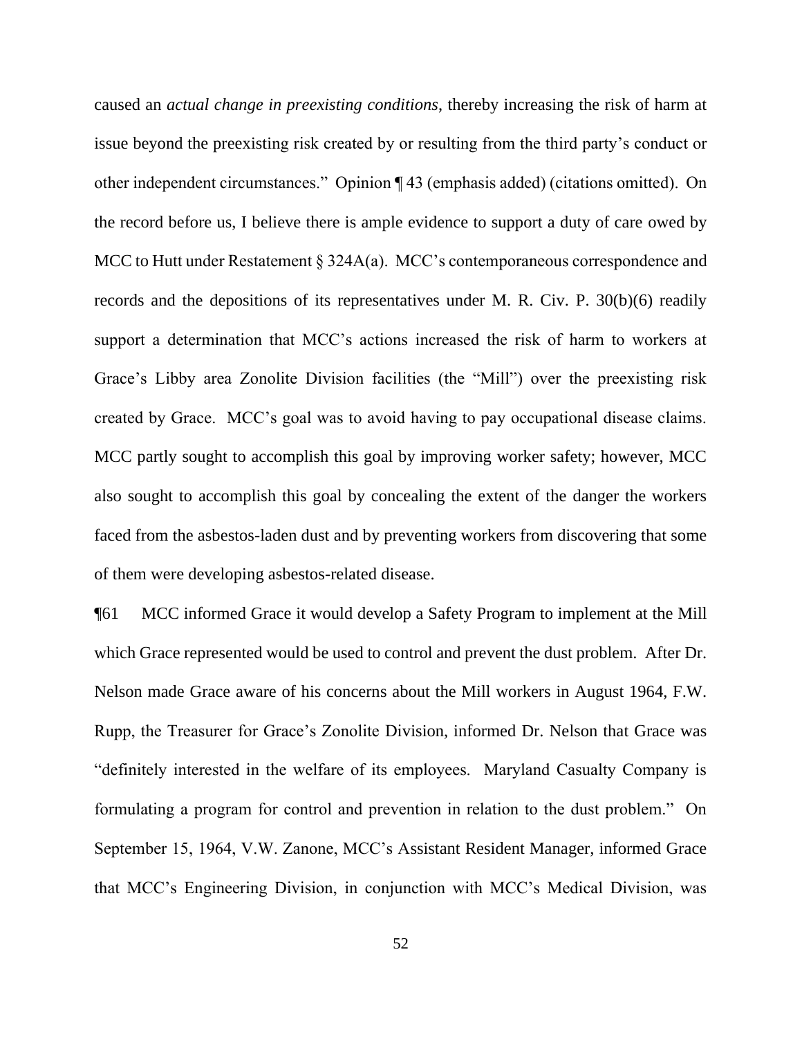caused an *actual change in preexisting conditions*, thereby increasing the risk of harm at issue beyond the preexisting risk created by or resulting from the third party's conduct or other independent circumstances." Opinion ¶ 43 (emphasis added) (citations omitted). On the record before us, I believe there is ample evidence to support a duty of care owed by MCC to Hutt under Restatement § 324A(a). MCC's contemporaneous correspondence and records and the depositions of its representatives under M. R. Civ. P. 30(b)(6) readily support a determination that MCC's actions increased the risk of harm to workers at Grace's Libby area Zonolite Division facilities (the "Mill") over the preexisting risk created by Grace. MCC's goal was to avoid having to pay occupational disease claims. MCC partly sought to accomplish this goal by improving worker safety; however, MCC also sought to accomplish this goal by concealing the extent of the danger the workers faced from the asbestos-laden dust and by preventing workers from discovering that some of them were developing asbestos-related disease.

¶61 MCC informed Grace it would develop a Safety Program to implement at the Mill which Grace represented would be used to control and prevent the dust problem. After Dr. Nelson made Grace aware of his concerns about the Mill workers in August 1964, F.W. Rupp, the Treasurer for Grace's Zonolite Division, informed Dr. Nelson that Grace was "definitely interested in the welfare of its employees. Maryland Casualty Company is formulating a program for control and prevention in relation to the dust problem." On September 15, 1964, V.W. Zanone, MCC's Assistant Resident Manager, informed Grace that MCC's Engineering Division, in conjunction with MCC's Medical Division, was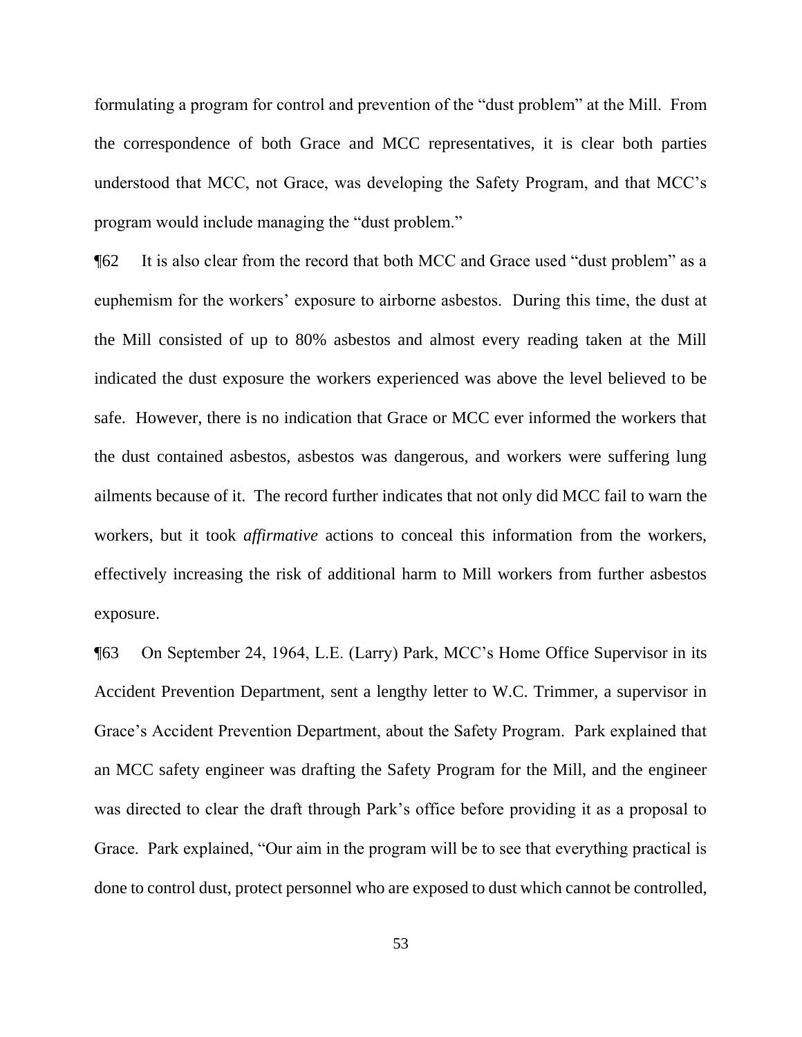formulating a program for control and prevention of the "dust problem" at the Mill. From the correspondence of both Grace and MCC representatives, it is clear both parties understood that MCC, not Grace, was developing the Safety Program, and that MCC's program would include managing the "dust problem."

¶62 It is also clear from the record that both MCC and Grace used "dust problem" as a euphemism for the workers' exposure to airborne asbestos. During this time, the dust at the Mill consisted of up to 80% asbestos and almost every reading taken at the Mill indicated the dust exposure the workers experienced was above the level believed to be safe. However, there is no indication that Grace or MCC ever informed the workers that the dust contained asbestos, asbestos was dangerous, and workers were suffering lung ailments because of it. The record further indicates that not only did MCC fail to warn the workers, but it took *affirmative* actions to conceal this information from the workers, effectively increasing the risk of additional harm to Mill workers from further asbestos exposure.

¶63 On September 24, 1964, L.E. (Larry) Park, MCC's Home Office Supervisor in its Accident Prevention Department, sent a lengthy letter to W.C. Trimmer, a supervisor in Grace's Accident Prevention Department, about the Safety Program. Park explained that an MCC safety engineer was drafting the Safety Program for the Mill, and the engineer was directed to clear the draft through Park's office before providing it as a proposal to Grace. Park explained, "Our aim in the program will be to see that everything practical is done to control dust, protect personnel who are exposed to dust which cannot be controlled,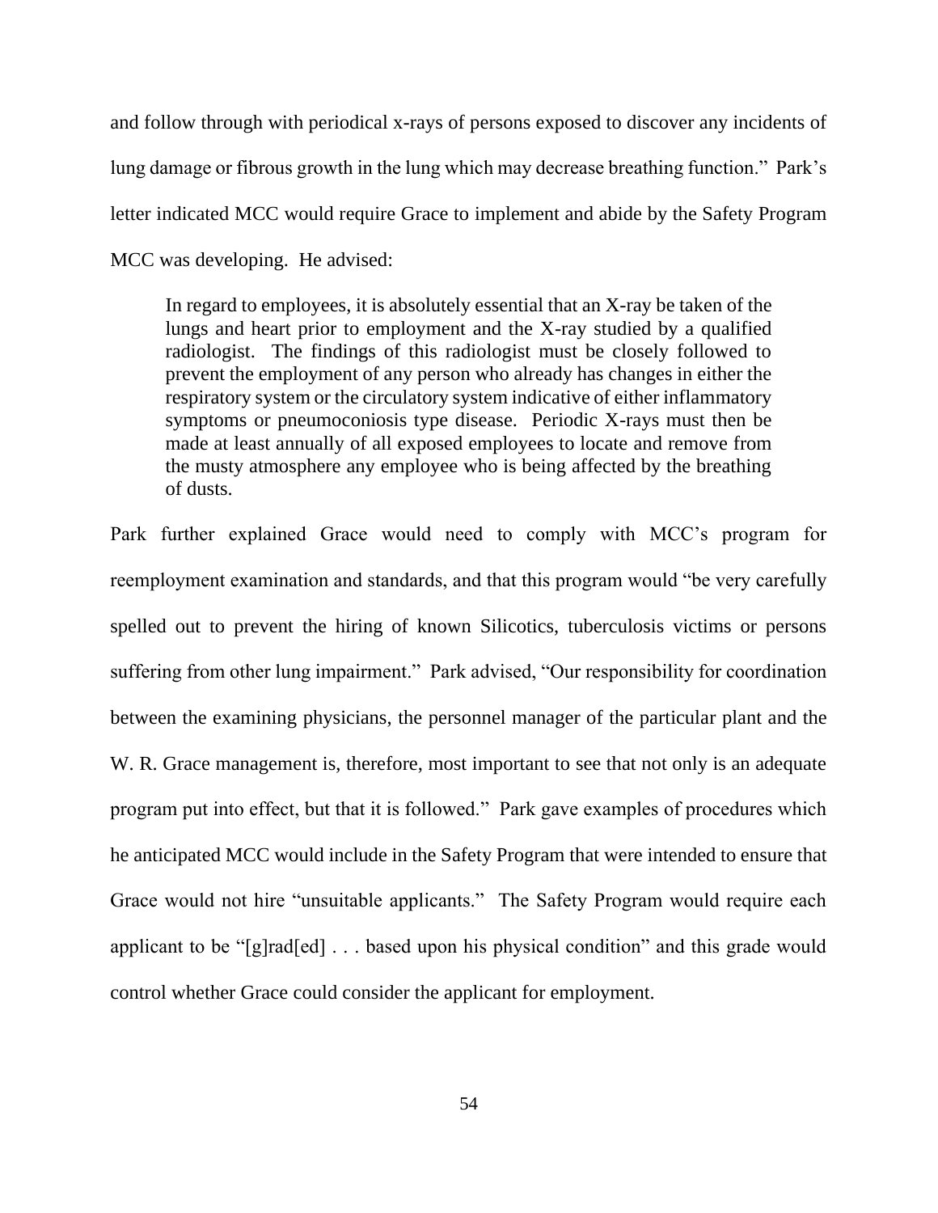and follow through with periodical x-rays of persons exposed to discover any incidents of lung damage or fibrous growth in the lung which may decrease breathing function." Park's letter indicated MCC would require Grace to implement and abide by the Safety Program MCC was developing. He advised:

> In regard to employees, it is absolutely essential that an X-ray be taken of the lungs and heart prior to employment and the X-ray studied by a qualified radiologist. The findings of this radiologist must be closely followed to prevent the employment of any person who already has changes in either the respiratory system or the circulatory system indicative of either inflammatory symptoms or pneumoconiosis type disease. Periodic X-rays must then be made at least annually of all exposed employees to locate and remove from the musty atmosphere any employee who is being affected by the breathing of dusts.

Park further explained Grace would need to comply with MCC's program for reemployment examination and standards, and that this program would "be very carefully spelled out to prevent the hiring of known Silicotics, tuberculosis victims or persons suffering from other lung impairment." Park advised, "Our responsibility for coordination between the examining physicians, the personnel manager of the particular plant and the W. R. Grace management is, therefore, most important to see that not only is an adequate program put into effect, but that it is followed." Park gave examples of procedures which he anticipated MCC would include in the Safety Program that were intended to ensure that Grace would not hire "unsuitable applicants." The Safety Program would require each applicant to be "[g]rad[ed] . . . based upon his physical condition" and this grade would control whether Grace could consider the applicant for employment.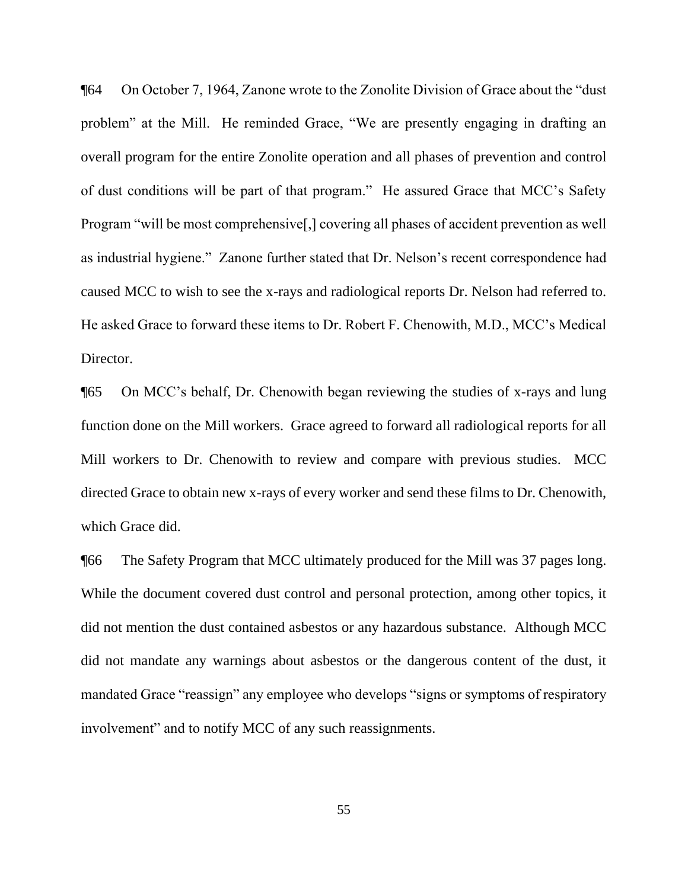¶64 On October 7, 1964, Zanone wrote to the Zonolite Division of Grace about the "dust problem" at the Mill. He reminded Grace, "We are presently engaging in drafting an overall program for the entire Zonolite operation and all phases of prevention and control of dust conditions will be part of that program." He assured Grace that MCC's Safety Program "will be most comprehensive[,] covering all phases of accident prevention as well as industrial hygiene." Zanone further stated that Dr. Nelson's recent correspondence had caused MCC to wish to see the x-rays and radiological reports Dr. Nelson had referred to. He asked Grace to forward these items to Dr. Robert F. Chenowith, M.D., MCC's Medical Director.

¶65 On MCC's behalf, Dr. Chenowith began reviewing the studies of x-rays and lung function done on the Mill workers. Grace agreed to forward all radiological reports for all Mill workers to Dr. Chenowith to review and compare with previous studies. MCC directed Grace to obtain new x-rays of every worker and send these films to Dr. Chenowith, which Grace did.

¶66 The Safety Program that MCC ultimately produced for the Mill was 37 pages long. While the document covered dust control and personal protection, among other topics, it did not mention the dust contained asbestos or any hazardous substance. Although MCC did not mandate any warnings about asbestos or the dangerous content of the dust, it mandated Grace "reassign" any employee who develops "signs or symptoms of respiratory involvement" and to notify MCC of any such reassignments.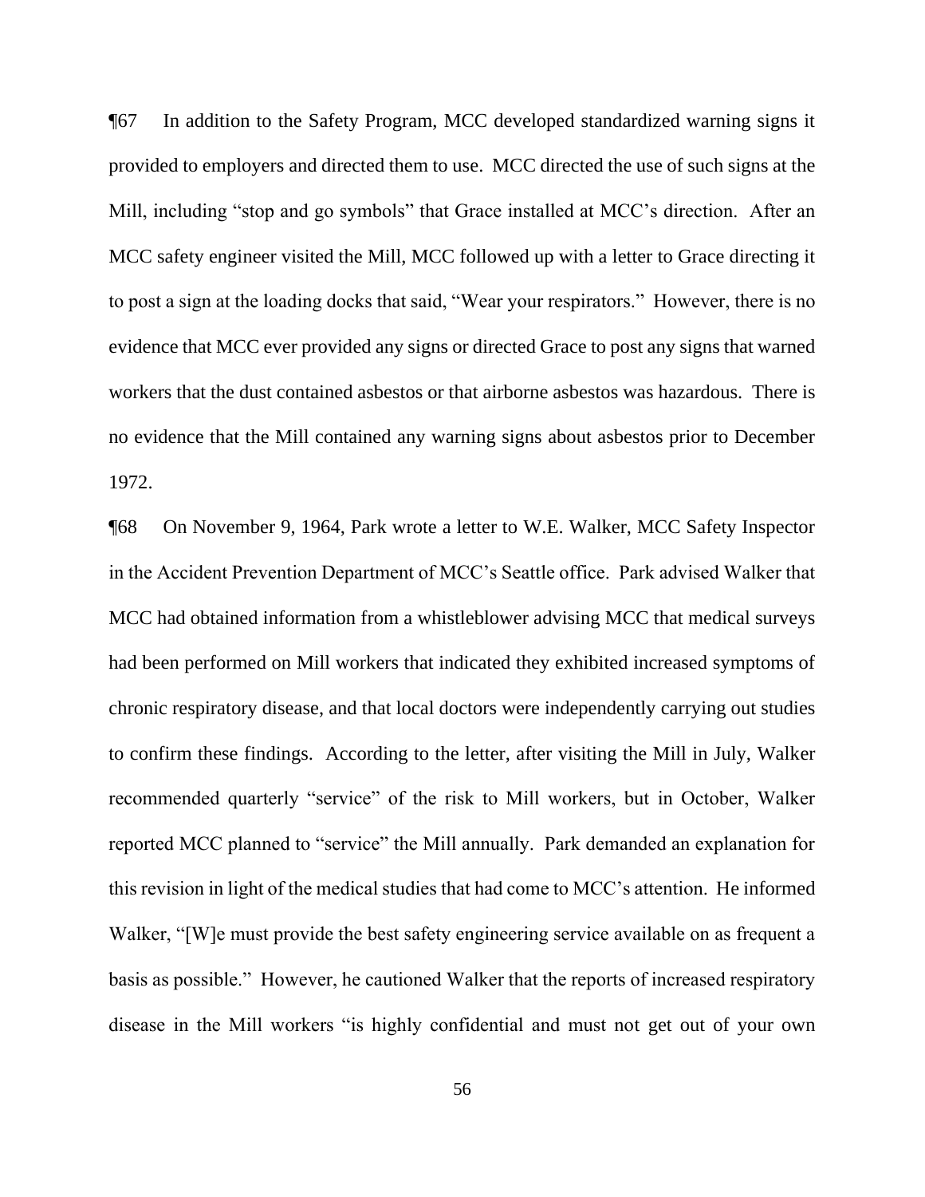¶67 In addition to the Safety Program, MCC developed standardized warning signs it provided to employers and directed them to use. MCC directed the use of such signs at the Mill, including "stop and go symbols" that Grace installed at MCC's direction. After an MCC safety engineer visited the Mill, MCC followed up with a letter to Grace directing it to post a sign at the loading docks that said, "Wear your respirators." However, there is no evidence that MCC ever provided any signs or directed Grace to post any signs that warned workers that the dust contained asbestos or that airborne asbestos was hazardous. There is no evidence that the Mill contained any warning signs about asbestos prior to December 1972.

¶68 On November 9, 1964, Park wrote a letter to W.E. Walker, MCC Safety Inspector in the Accident Prevention Department of MCC's Seattle office. Park advised Walker that MCC had obtained information from a whistleblower advising MCC that medical surveys had been performed on Mill workers that indicated they exhibited increased symptoms of chronic respiratory disease, and that local doctors were independently carrying out studies to confirm these findings. According to the letter, after visiting the Mill in July, Walker recommended quarterly "service" of the risk to Mill workers, but in October, Walker reported MCC planned to "service" the Mill annually. Park demanded an explanation for this revision in light of the medical studies that had come to MCC's attention. He informed Walker, "[W]e must provide the best safety engineering service available on as frequent a basis as possible." However, he cautioned Walker that the reports of increased respiratory disease in the Mill workers "is highly confidential and must not get out of your own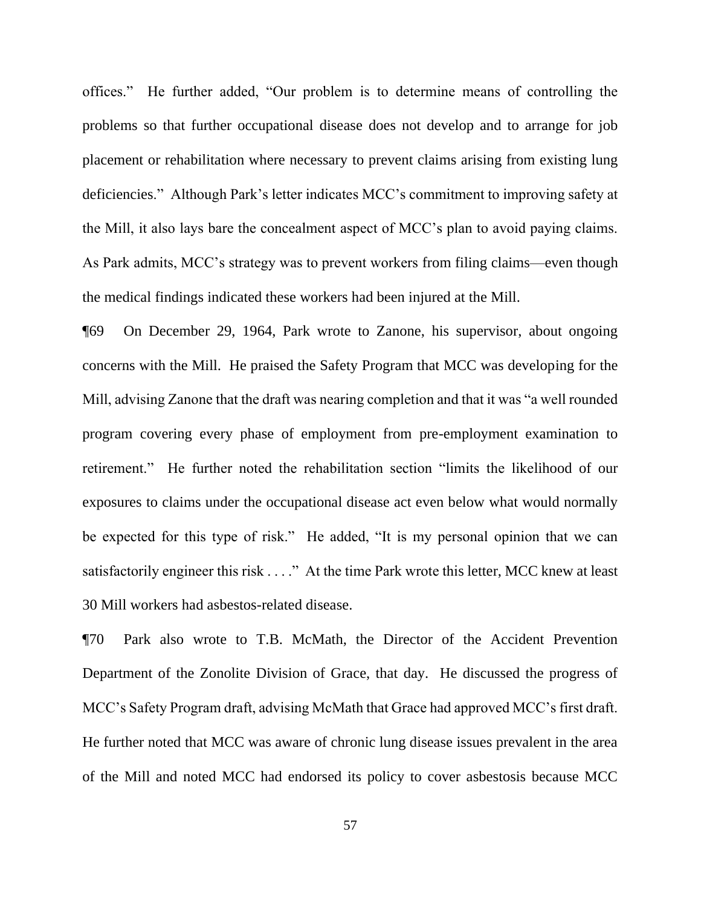offices." He further added, "Our problem is to determine means of controlling the problems so that further occupational disease does not develop and to arrange for job placement or rehabilitation where necessary to prevent claims arising from existing lung deficiencies." Although Park's letter indicates MCC's commitment to improving safety at the Mill, it also lays bare the concealment aspect of MCC's plan to avoid paying claims. As Park admits, MCC's strategy was to prevent workers from filing claims—even though the medical findings indicated these workers had been injured at the Mill.

¶69 On December 29, 1964, Park wrote to Zanone, his supervisor, about ongoing concerns with the Mill. He praised the Safety Program that MCC was developing for the Mill, advising Zanone that the draft was nearing completion and that it was "a well rounded program covering every phase of employment from pre-employment examination to retirement." He further noted the rehabilitation section "limits the likelihood of our exposures to claims under the occupational disease act even below what would normally be expected for this type of risk." He added, "It is my personal opinion that we can satisfactorily engineer this risk . . . ." At the time Park wrote this letter, MCC knew at least 30 Mill workers had asbestos-related disease.

¶70 Park also wrote to T.B. McMath, the Director of the Accident Prevention Department of the Zonolite Division of Grace, that day. He discussed the progress of MCC's Safety Program draft, advising McMath that Grace had approved MCC's first draft. He further noted that MCC was aware of chronic lung disease issues prevalent in the area of the Mill and noted MCC had endorsed its policy to cover asbestosis because MCC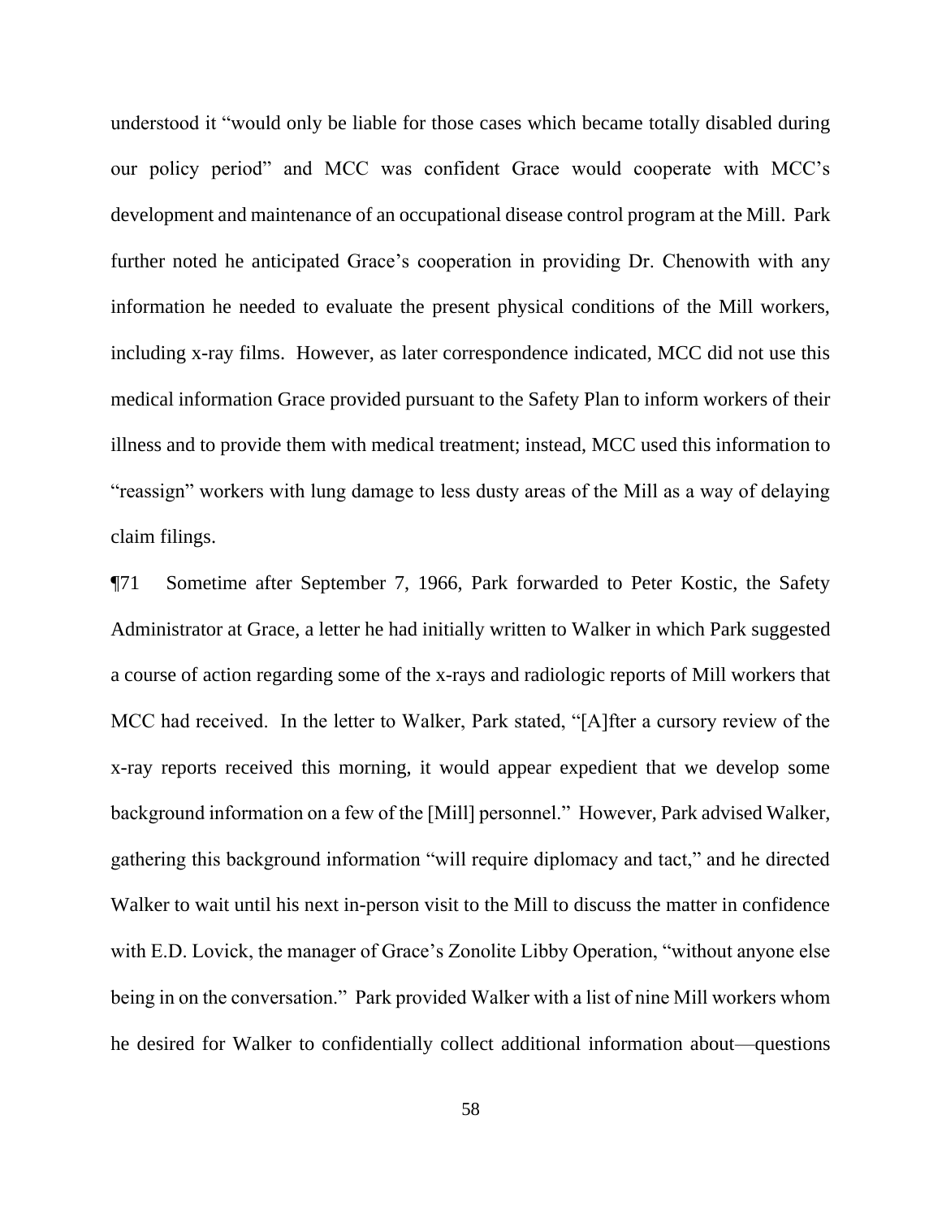understood it "would only be liable for those cases which became totally disabled during our policy period" and MCC was confident Grace would cooperate with MCC's development and maintenance of an occupational disease control program at the Mill. Park further noted he anticipated Grace's cooperation in providing Dr. Chenowith with any information he needed to evaluate the present physical conditions of the Mill workers, including x-ray films. However, as later correspondence indicated, MCC did not use this medical information Grace provided pursuant to the Safety Plan to inform workers of their illness and to provide them with medical treatment; instead, MCC used this information to "reassign" workers with lung damage to less dusty areas of the Mill as a way of delaying claim filings.

¶71 Sometime after September 7, 1966, Park forwarded to Peter Kostic, the Safety Administrator at Grace, a letter he had initially written to Walker in which Park suggested a course of action regarding some of the x-rays and radiologic reports of Mill workers that MCC had received. In the letter to Walker, Park stated, "[A]fter a cursory review of the x-ray reports received this morning, it would appear expedient that we develop some background information on a few of the [Mill] personnel." However, Park advised Walker, gathering this background information "will require diplomacy and tact," and he directed Walker to wait until his next in-person visit to the Mill to discuss the matter in confidence with E.D. Lovick, the manager of Grace's Zonolite Libby Operation, "without anyone else being in on the conversation." Park provided Walker with a list of nine Mill workers whom he desired for Walker to confidentially collect additional information about—questions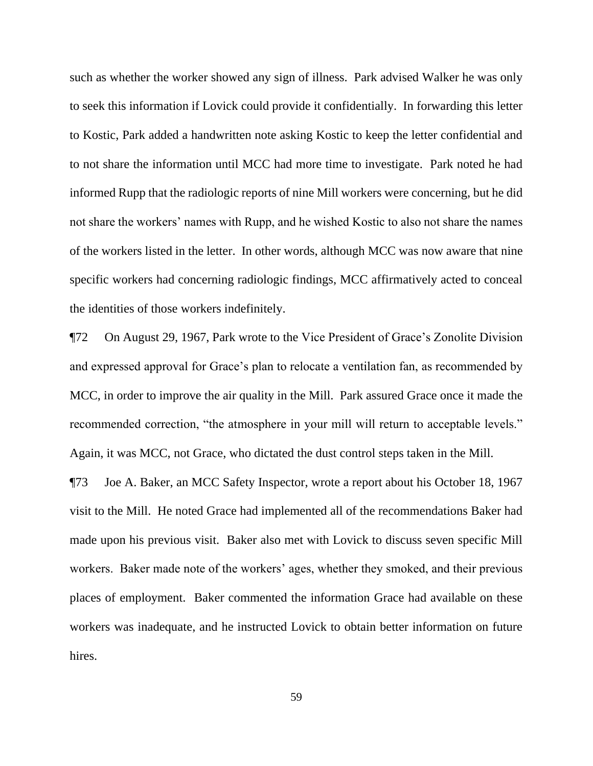such as whether the worker showed any sign of illness. Park advised Walker he was only to seek this information if Lovick could provide it confidentially. In forwarding this letter to Kostic, Park added a handwritten note asking Kostic to keep the letter confidential and to not share the information until MCC had more time to investigate. Park noted he had informed Rupp that the radiologic reports of nine Mill workers were concerning, but he did not share the workers' names with Rupp, and he wished Kostic to also not share the names of the workers listed in the letter. In other words, although MCC was now aware that nine specific workers had concerning radiologic findings, MCC affirmatively acted to conceal the identities of those workers indefinitely.

¶72 On August 29, 1967, Park wrote to the Vice President of Grace's Zonolite Division and expressed approval for Grace's plan to relocate a ventilation fan, as recommended by MCC, in order to improve the air quality in the Mill. Park assured Grace once it made the recommended correction, "the atmosphere in your mill will return to acceptable levels." Again, it was MCC, not Grace, who dictated the dust control steps taken in the Mill.

¶73 Joe A. Baker, an MCC Safety Inspector, wrote a report about his October 18, 1967 visit to the Mill. He noted Grace had implemented all of the recommendations Baker had made upon his previous visit. Baker also met with Lovick to discuss seven specific Mill workers. Baker made note of the workers' ages, whether they smoked, and their previous places of employment. Baker commented the information Grace had available on these workers was inadequate, and he instructed Lovick to obtain better information on future hires.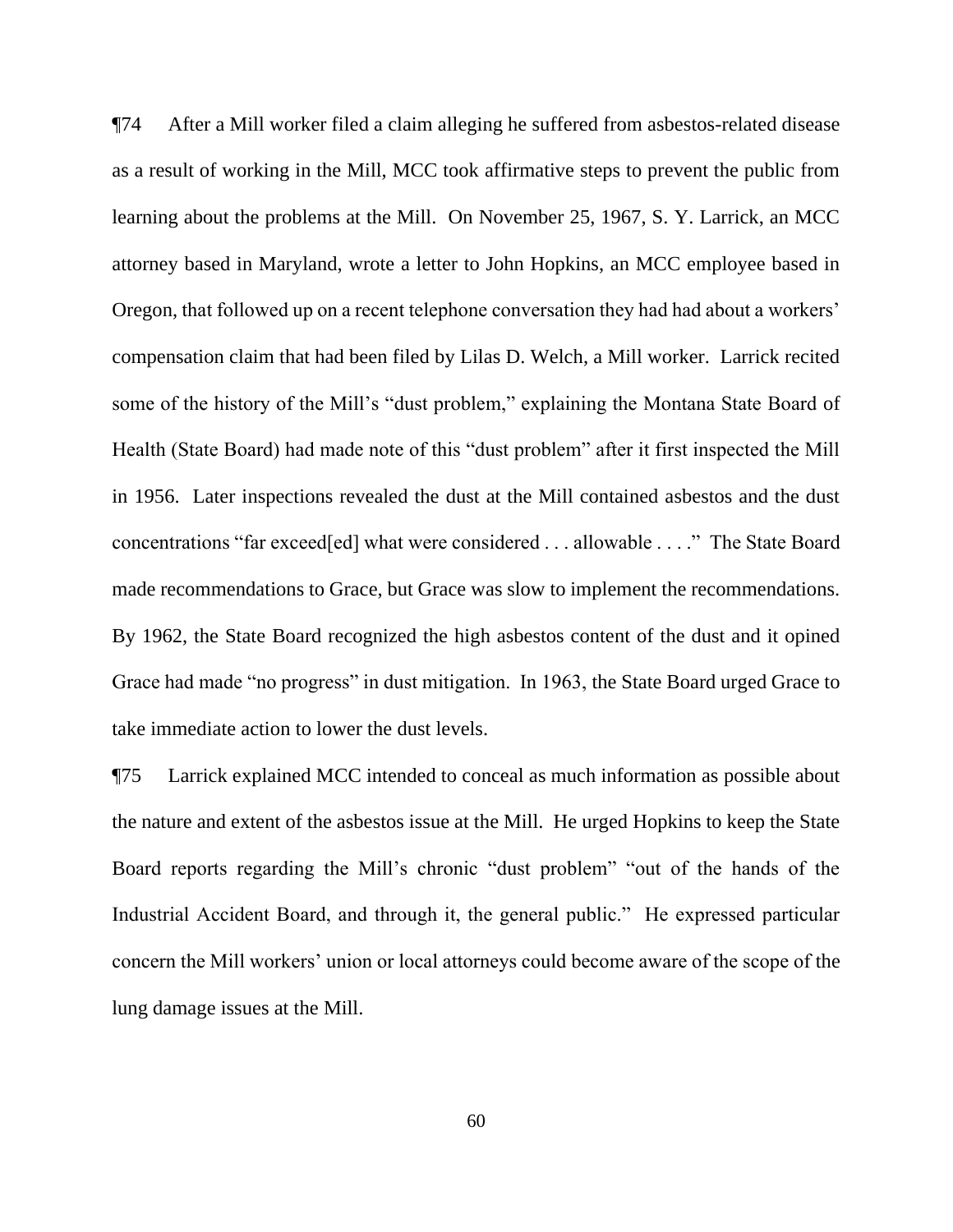¶74 After a Mill worker filed a claim alleging he suffered from asbestos-related disease as a result of working in the Mill, MCC took affirmative steps to prevent the public from learning about the problems at the Mill. On November 25, 1967, S. Y. Larrick, an MCC attorney based in Maryland, wrote a letter to John Hopkins, an MCC employee based in Oregon, that followed up on a recent telephone conversation they had had about a workers' compensation claim that had been filed by Lilas D. Welch, a Mill worker. Larrick recited some of the history of the Mill's "dust problem," explaining the Montana State Board of Health (State Board) had made note of this "dust problem" after it first inspected the Mill in 1956. Later inspections revealed the dust at the Mill contained asbestos and the dust concentrations "far exceed[ed] what were considered . . . allowable . . . ." The State Board made recommendations to Grace, but Grace was slow to implement the recommendations. By 1962, the State Board recognized the high asbestos content of the dust and it opined Grace had made "no progress" in dust mitigation. In 1963, the State Board urged Grace to take immediate action to lower the dust levels.

¶75 Larrick explained MCC intended to conceal as much information as possible about the nature and extent of the asbestos issue at the Mill. He urged Hopkins to keep the State Board reports regarding the Mill's chronic "dust problem" "out of the hands of the Industrial Accident Board, and through it, the general public." He expressed particular concern the Mill workers' union or local attorneys could become aware of the scope of the lung damage issues at the Mill.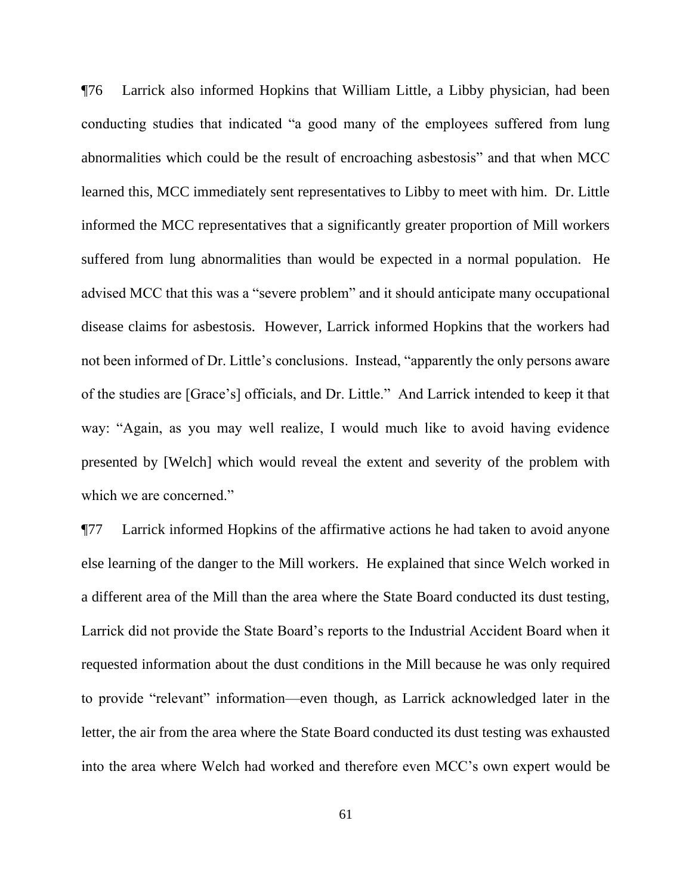¶76 Larrick also informed Hopkins that William Little, a Libby physician, had been conducting studies that indicated "a good many of the employees suffered from lung abnormalities which could be the result of encroaching asbestosis" and that when MCC learned this, MCC immediately sent representatives to Libby to meet with him. Dr. Little informed the MCC representatives that a significantly greater proportion of Mill workers suffered from lung abnormalities than would be expected in a normal population. He advised MCC that this was a "severe problem" and it should anticipate many occupational disease claims for asbestosis. However, Larrick informed Hopkins that the workers had not been informed of Dr. Little's conclusions. Instead, "apparently the only persons aware of the studies are [Grace's] officials, and Dr. Little." And Larrick intended to keep it that way: "Again, as you may well realize, I would much like to avoid having evidence presented by [Welch] which would reveal the extent and severity of the problem with which we are concerned."

¶77 Larrick informed Hopkins of the affirmative actions he had taken to avoid anyone else learning of the danger to the Mill workers. He explained that since Welch worked in a different area of the Mill than the area where the State Board conducted its dust testing, Larrick did not provide the State Board's reports to the Industrial Accident Board when it requested information about the dust conditions in the Mill because he was only required to provide "relevant" information—even though, as Larrick acknowledged later in the letter, the air from the area where the State Board conducted its dust testing was exhausted into the area where Welch had worked and therefore even MCC's own expert would be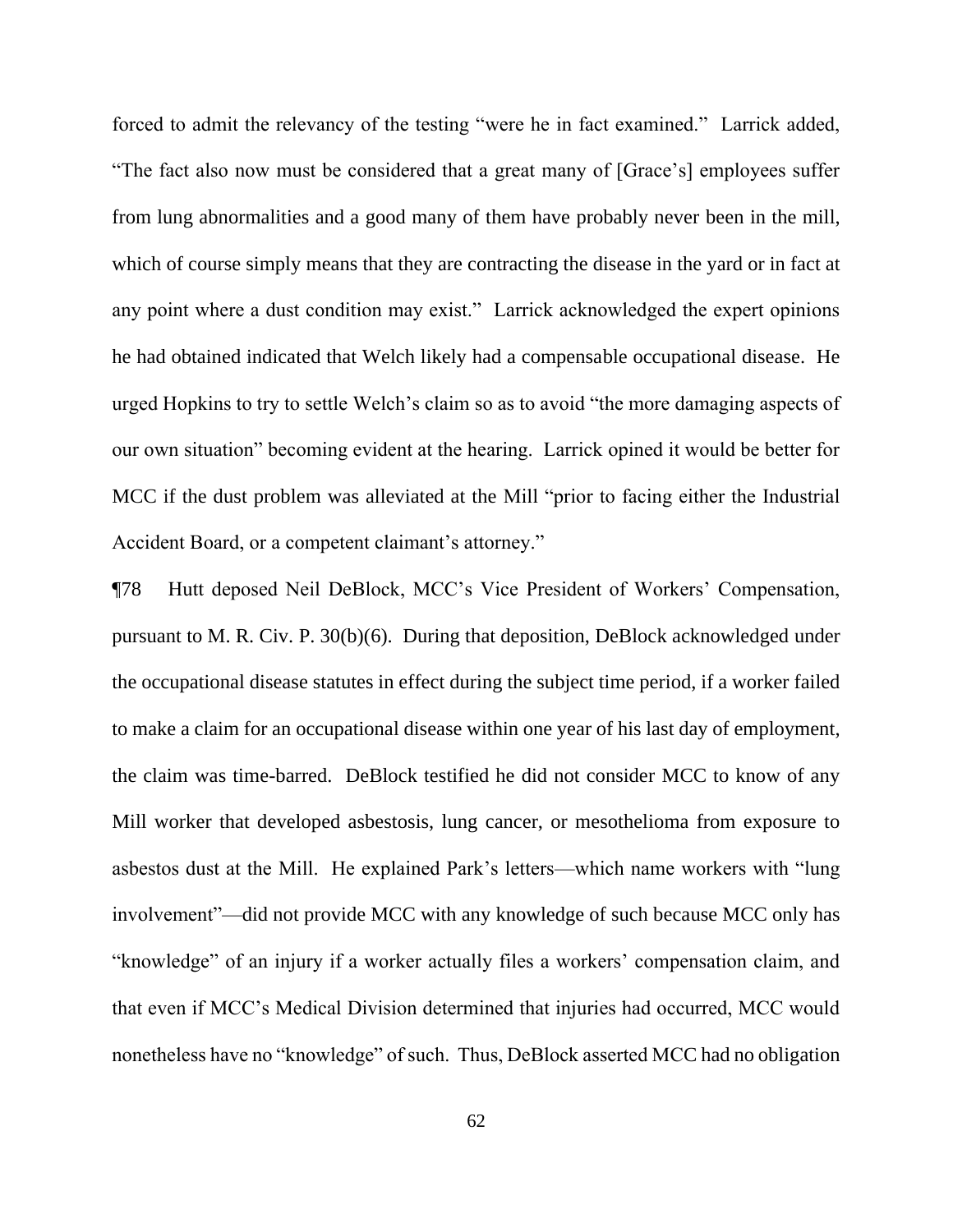forced to admit the relevancy of the testing "were he in fact examined." Larrick added, "The fact also now must be considered that a great many of [Grace's] employees suffer from lung abnormalities and a good many of them have probably never been in the mill, which of course simply means that they are contracting the disease in the yard or in fact at any point where a dust condition may exist." Larrick acknowledged the expert opinions he had obtained indicated that Welch likely had a compensable occupational disease. He urged Hopkins to try to settle Welch's claim so as to avoid "the more damaging aspects of our own situation" becoming evident at the hearing. Larrick opined it would be better for MCC if the dust problem was alleviated at the Mill "prior to facing either the Industrial Accident Board, or a competent claimant's attorney."

¶78 Hutt deposed Neil DeBlock, MCC's Vice President of Workers' Compensation, pursuant to M. R. Civ. P. 30(b)(6). During that deposition, DeBlock acknowledged under the occupational disease statutes in effect during the subject time period, if a worker failed to make a claim for an occupational disease within one year of his last day of employment, the claim was time-barred. DeBlock testified he did not consider MCC to know of any Mill worker that developed asbestosis, lung cancer, or mesothelioma from exposure to asbestos dust at the Mill. He explained Park's letters—which name workers with "lung involvement"—did not provide MCC with any knowledge of such because MCC only has "knowledge" of an injury if a worker actually files a workers' compensation claim, and that even if MCC's Medical Division determined that injuries had occurred, MCC would nonetheless have no "knowledge" of such. Thus, DeBlock asserted MCC had no obligation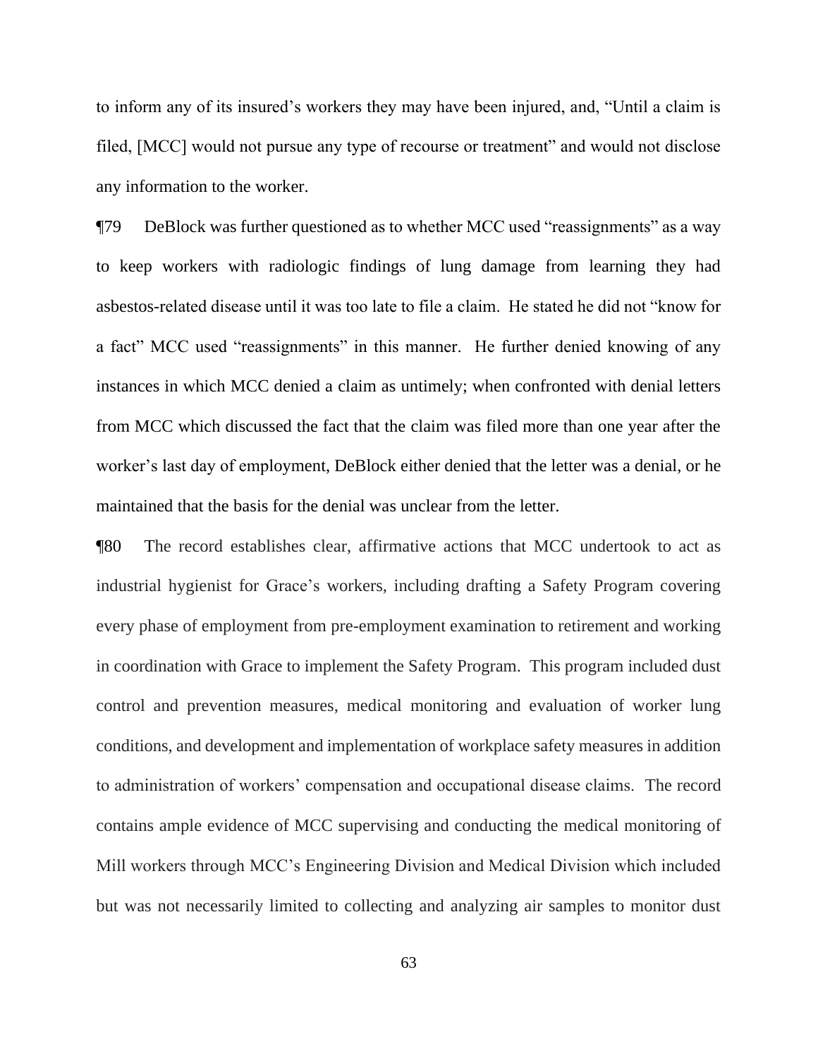to inform any of its insured's workers they may have been injured, and, "Until a claim is filed, [MCC] would not pursue any type of recourse or treatment" and would not disclose any information to the worker.

¶79 DeBlock was further questioned as to whether MCC used "reassignments" as a way to keep workers with radiologic findings of lung damage from learning they had asbestos-related disease until it was too late to file a claim. He stated he did not "know for a fact" MCC used "reassignments" in this manner. He further denied knowing of any instances in which MCC denied a claim as untimely; when confronted with denial letters from MCC which discussed the fact that the claim was filed more than one year after the worker's last day of employment, DeBlock either denied that the letter was a denial, or he maintained that the basis for the denial was unclear from the letter.

¶80 The record establishes clear, affirmative actions that MCC undertook to act as industrial hygienist for Grace's workers, including drafting a Safety Program covering every phase of employment from pre-employment examination to retirement and working in coordination with Grace to implement the Safety Program. This program included dust control and prevention measures, medical monitoring and evaluation of worker lung conditions, and development and implementation of workplace safety measures in addition to administration of workers' compensation and occupational disease claims. The record contains ample evidence of MCC supervising and conducting the medical monitoring of Mill workers through MCC's Engineering Division and Medical Division which included but was not necessarily limited to collecting and analyzing air samples to monitor dust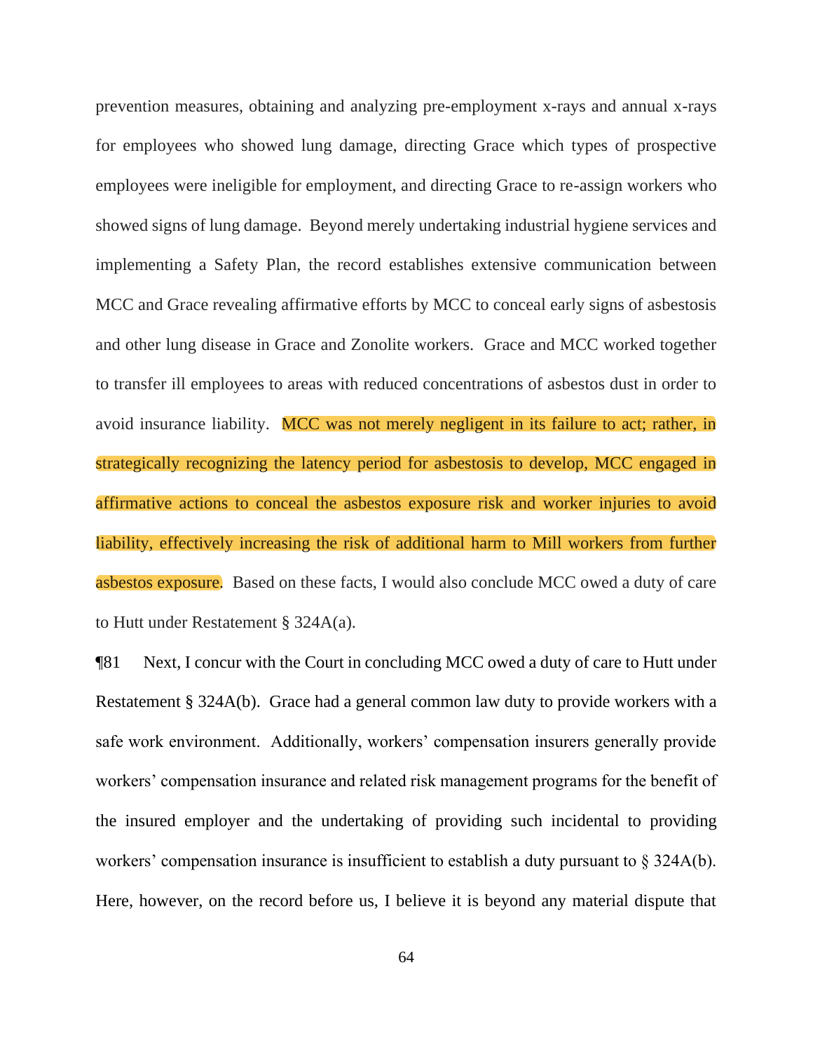prevention measures, obtaining and analyzing pre-employment x-rays and annual x-rays for employees who showed lung damage, directing Grace which types of prospective employees were ineligible for employment, and directing Grace to re-assign workers who showed signs of lung damage. Beyond merely undertaking industrial hygiene services and implementing a Safety Plan, the record establishes extensive communication between MCC and Grace revealing affirmative efforts by MCC to conceal early signs of asbestosis and other lung disease in Grace and Zonolite workers. Grace and MCC worked together to transfer ill employees to areas with reduced concentrations of asbestos dust in order to avoid insurance liability. MCC was not merely negligent in its failure to act; rather, in strategically recognizing the latency period for asbestosis to develop, MCC engaged in affirmative actions to conceal the asbestos exposure risk and worker injuries to avoid liability, effectively increasing the risk of additional harm to Mill workers from further asbestos exposure. Based on these facts, I would also conclude MCC owed a duty of care to Hutt under Restatement § 324A(a).

¶81 Next, I concur with the Court in concluding MCC owed a duty of care to Hutt under Restatement § 324A(b). Grace had a general common law duty to provide workers with a safe work environment. Additionally, workers' compensation insurers generally provide workers' compensation insurance and related risk management programs for the benefit of the insured employer and the undertaking of providing such incidental to providing workers' compensation insurance is insufficient to establish a duty pursuant to § 324A(b). Here, however, on the record before us, I believe it is beyond any material dispute that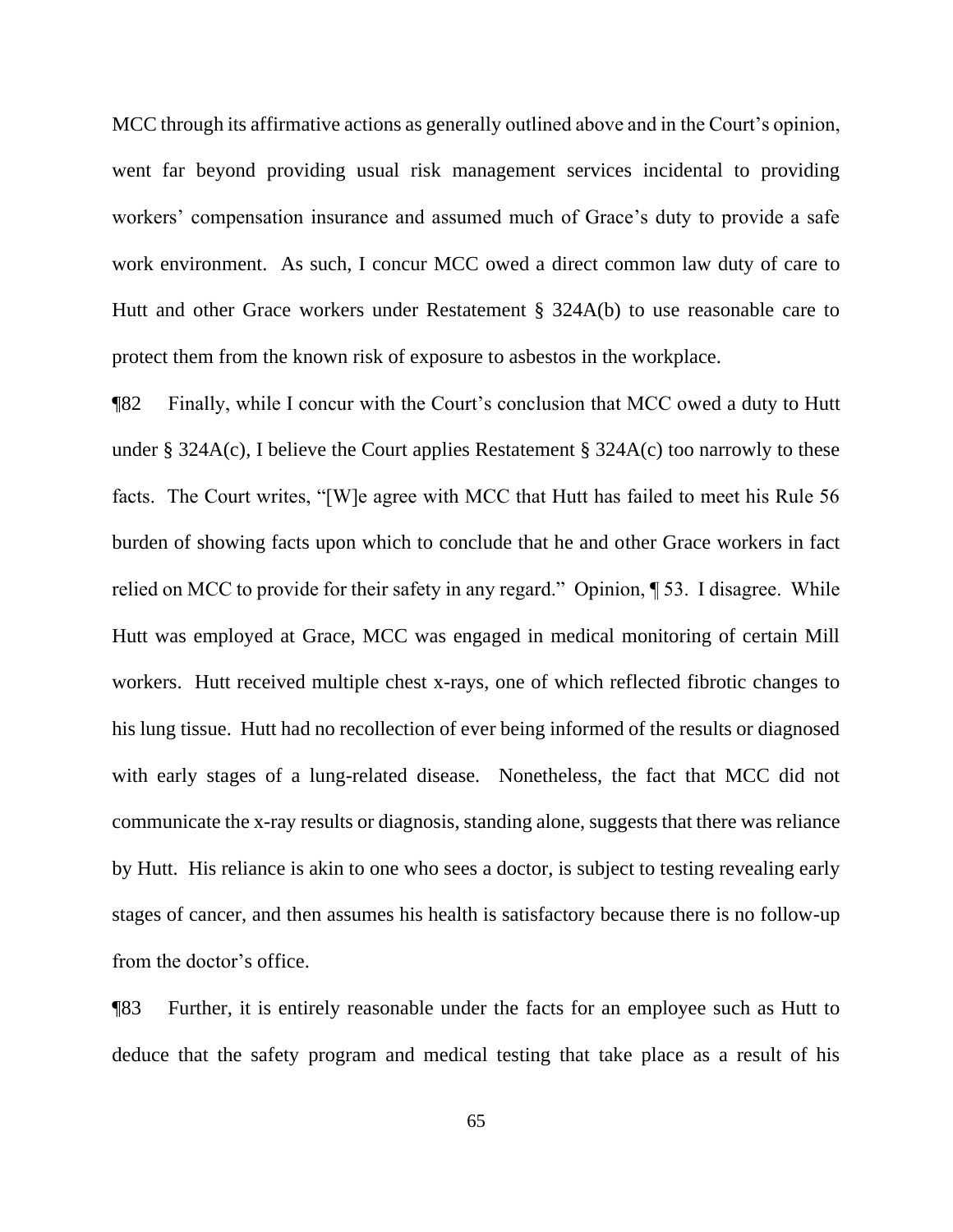MCC through its affirmative actions as generally outlined above and in the Court's opinion, went far beyond providing usual risk management services incidental to providing workers' compensation insurance and assumed much of Grace's duty to provide a safe work environment. As such, I concur MCC owed a direct common law duty of care to Hutt and other Grace workers under Restatement § 324A(b) to use reasonable care to protect them from the known risk of exposure to asbestos in the workplace.

¶82 Finally, while I concur with the Court's conclusion that MCC owed a duty to Hutt under § 324A(c), I believe the Court applies Restatement § 324A(c) too narrowly to these facts. The Court writes, "[W]e agree with MCC that Hutt has failed to meet his Rule 56 burden of showing facts upon which to conclude that he and other Grace workers in fact relied on MCC to provide for their safety in any regard." Opinion, ¶ 53. I disagree. While Hutt was employed at Grace, MCC was engaged in medical monitoring of certain Mill workers. Hutt received multiple chest x-rays, one of which reflected fibrotic changes to his lung tissue. Hutt had no recollection of ever being informed of the results or diagnosed with early stages of a lung-related disease. Nonetheless, the fact that MCC did not communicate the x-ray results or diagnosis, standing alone, suggests that there was reliance by Hutt. His reliance is akin to one who sees a doctor, is subject to testing revealing early stages of cancer, and then assumes his health is satisfactory because there is no follow-up from the doctor's office.

¶83 Further, it is entirely reasonable under the facts for an employee such as Hutt to deduce that the safety program and medical testing that take place as a result of his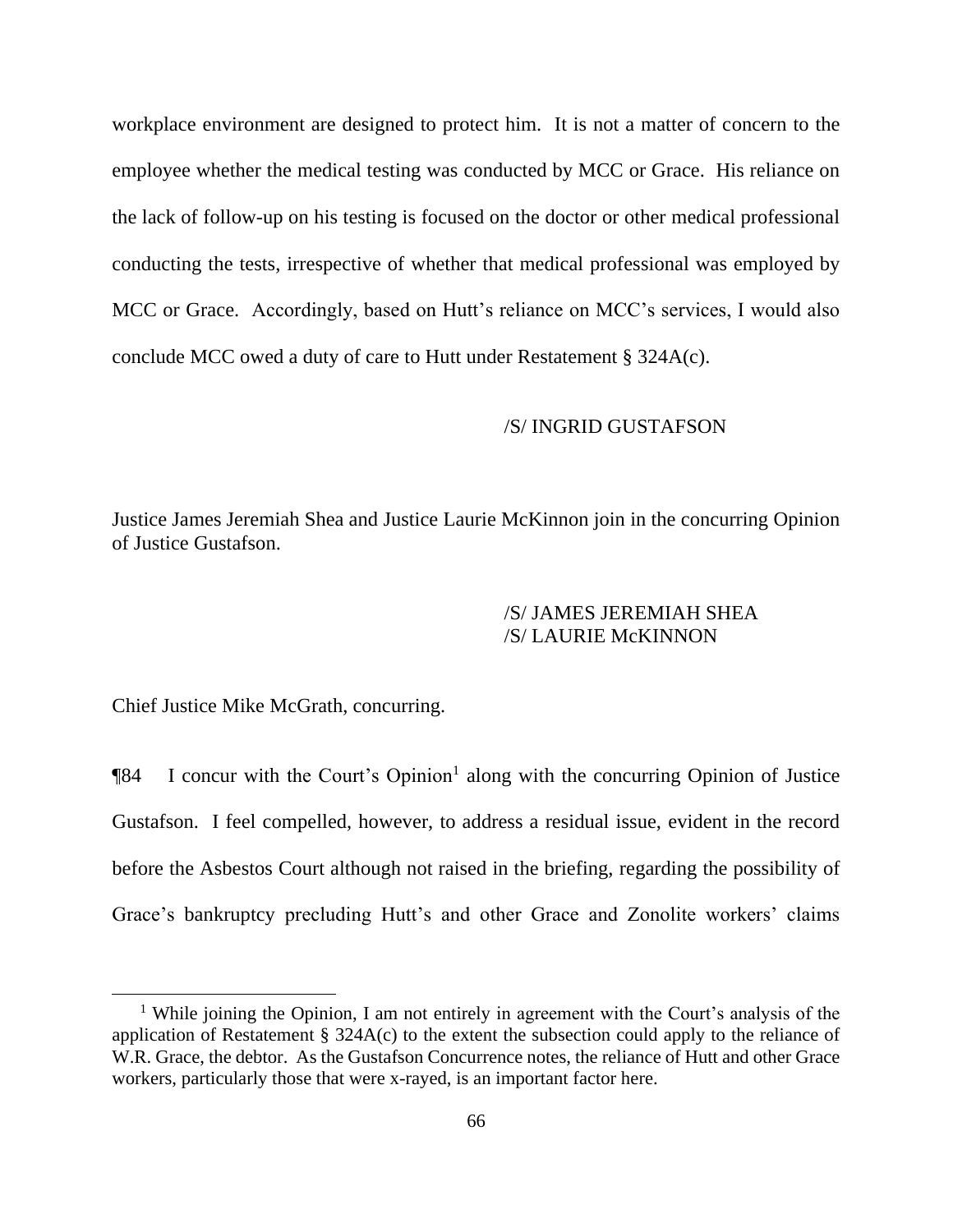workplace environment are designed to protect him. It is not a matter of concern to the employee whether the medical testing was conducted by MCC or Grace. His reliance on the lack of follow-up on his testing is focused on the doctor or other medical professional conducting the tests, irrespective of whether that medical professional was employed by MCC or Grace. Accordingly, based on Hutt's reliance on MCC's services, I would also conclude MCC owed a duty of care to Hutt under Restatement § 324A(c).

/S/ INGRID GUSTAFSON

Justice James Jeremiah Shea and Justice Laurie McKinnon join in the concurring Opinion of Justice Gustafson.

/S/ JAMES JEREMIAH SHEA
/S/ LAURIE McKINNON

Chief Justice Mike McGrath, concurring.

¶84 I concur with the Court's Opinion[1] along with the concurring Opinion of Justice Gustafson. I feel compelled, however, to address a residual issue, evident in the record before the Asbestos Court although not raised in the briefing, regarding the possibility of Grace's bankruptcy precluding Hutt's and other Grace and Zonolite workers' claims

---

[1] While joining the Opinion, I am not entirely in agreement with the Court's analysis of the application of Restatement § 324A(c) to the extent the subsection could apply to the reliance of W.R. Grace, the debtor. As the Gustafson Concurrence notes, the reliance of Hutt and other Grace workers, particularly those that were x-rayed, is an important factor here.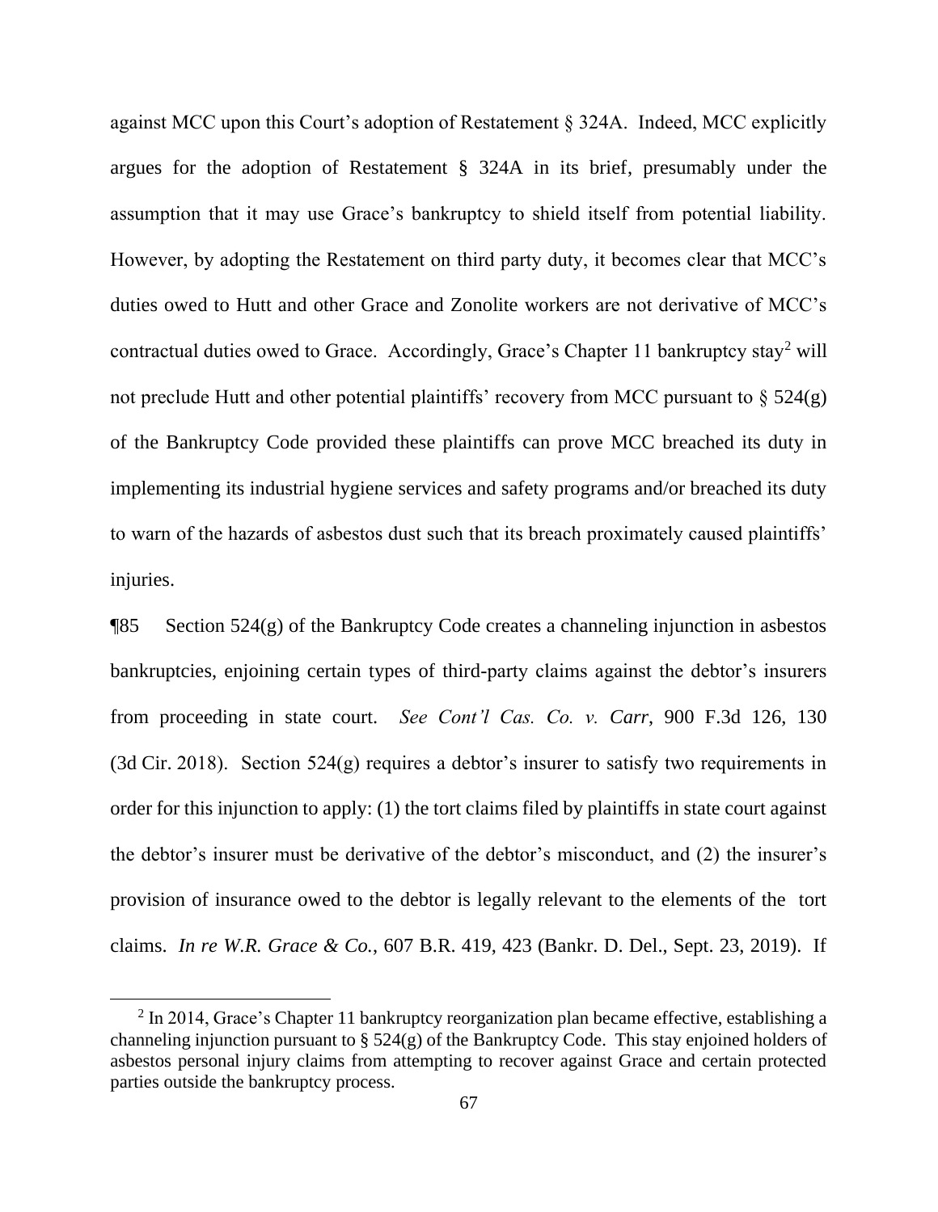against MCC upon this Court's adoption of Restatement § 324A. Indeed, MCC explicitly argues for the adoption of Restatement § 324A in its brief, presumably under the assumption that it may use Grace's bankruptcy to shield itself from potential liability. However, by adopting the Restatement on third party duty, it becomes clear that MCC's duties owed to Hutt and other Grace and Zonolite workers are not derivative of MCC's contractual duties owed to Grace. Accordingly, Grace's Chapter 11 bankruptcy stay[2] will not preclude Hutt and other potential plaintiffs' recovery from MCC pursuant to § 524(g) of the Bankruptcy Code provided these plaintiffs can prove MCC breached its duty in implementing its industrial hygiene services and safety programs and/or breached its duty to warn of the hazards of asbestos dust such that its breach proximately caused plaintiffs' injuries.

¶85 Section 524(g) of the Bankruptcy Code creates a channeling injunction in asbestos bankruptcies, enjoining certain types of third-party claims against the debtor's insurers from proceeding in state court. *See Cont'l Cas. Co. v. Carr*, 900 F.3d 126, 130 (3d Cir. 2018). Section 524(g) requires a debtor's insurer to satisfy two requirements in order for this injunction to apply: (1) the tort claims filed by plaintiffs in state court against the debtor's insurer must be derivative of the debtor's misconduct, and (2) the insurer's provision of insurance owed to the debtor is legally relevant to the elements of the tort claims. *In re W.R. Grace & Co.*, 607 B.R. 419, 423 (Bankr. D. Del., Sept. 23, 2019). If

---

[2] In 2014, Grace's Chapter 11 bankruptcy reorganization plan became effective, establishing a channeling injunction pursuant to § 524(g) of the Bankruptcy Code. This stay enjoined holders of asbestos personal injury claims from attempting to recover against Grace and certain protected parties outside the bankruptcy process.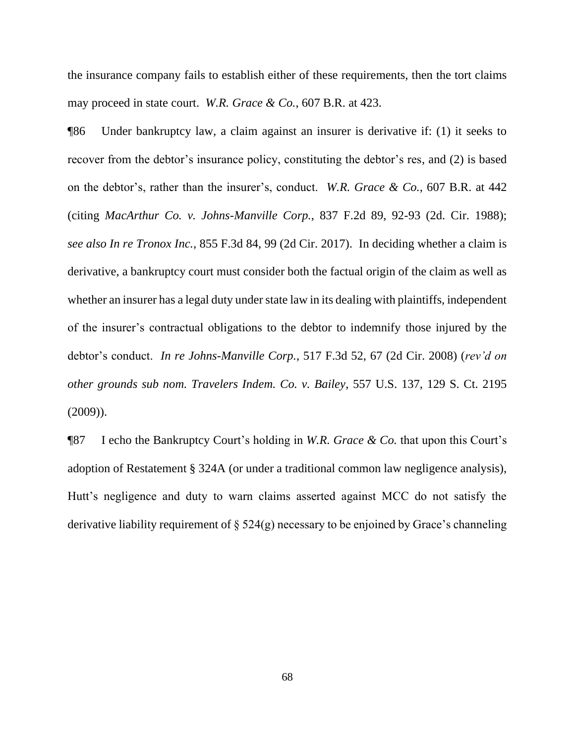the insurance company fails to establish either of these requirements, then the tort claims may proceed in state court. *W.R. Grace & Co.*, 607 B.R. at 423.

¶86 Under bankruptcy law, a claim against an insurer is derivative if: (1) it seeks to recover from the debtor's insurance policy, constituting the debtor's res, and (2) is based on the debtor's, rather than the insurer's, conduct. *W.R. Grace & Co.*, 607 B.R. at 442 (citing *MacArthur Co. v. Johns-Manville Corp.*, 837 F.2d 89, 92-93 (2d. Cir. 1988); *see also In re Tronox Inc.*, 855 F.3d 84, 99 (2d Cir. 2017). In deciding whether a claim is derivative, a bankruptcy court must consider both the factual origin of the claim as well as whether an insurer has a legal duty under state law in its dealing with plaintiffs, independent of the insurer's contractual obligations to the debtor to indemnify those injured by the debtor's conduct. *In re Johns-Manville Corp.*, 517 F.3d 52, 67 (2d Cir. 2008) (*rev'd on other grounds sub nom. Travelers Indem. Co. v. Bailey*, 557 U.S. 137, 129 S. Ct. 2195 (2009)).

¶87 I echo the Bankruptcy Court's holding in *W.R. Grace & Co.* that upon this Court's adoption of Restatement § 324A (or under a traditional common law negligence analysis), Hutt's negligence and duty to warn claims asserted against MCC do not satisfy the derivative liability requirement of § 524(g) necessary to be enjoined by Grace's channeling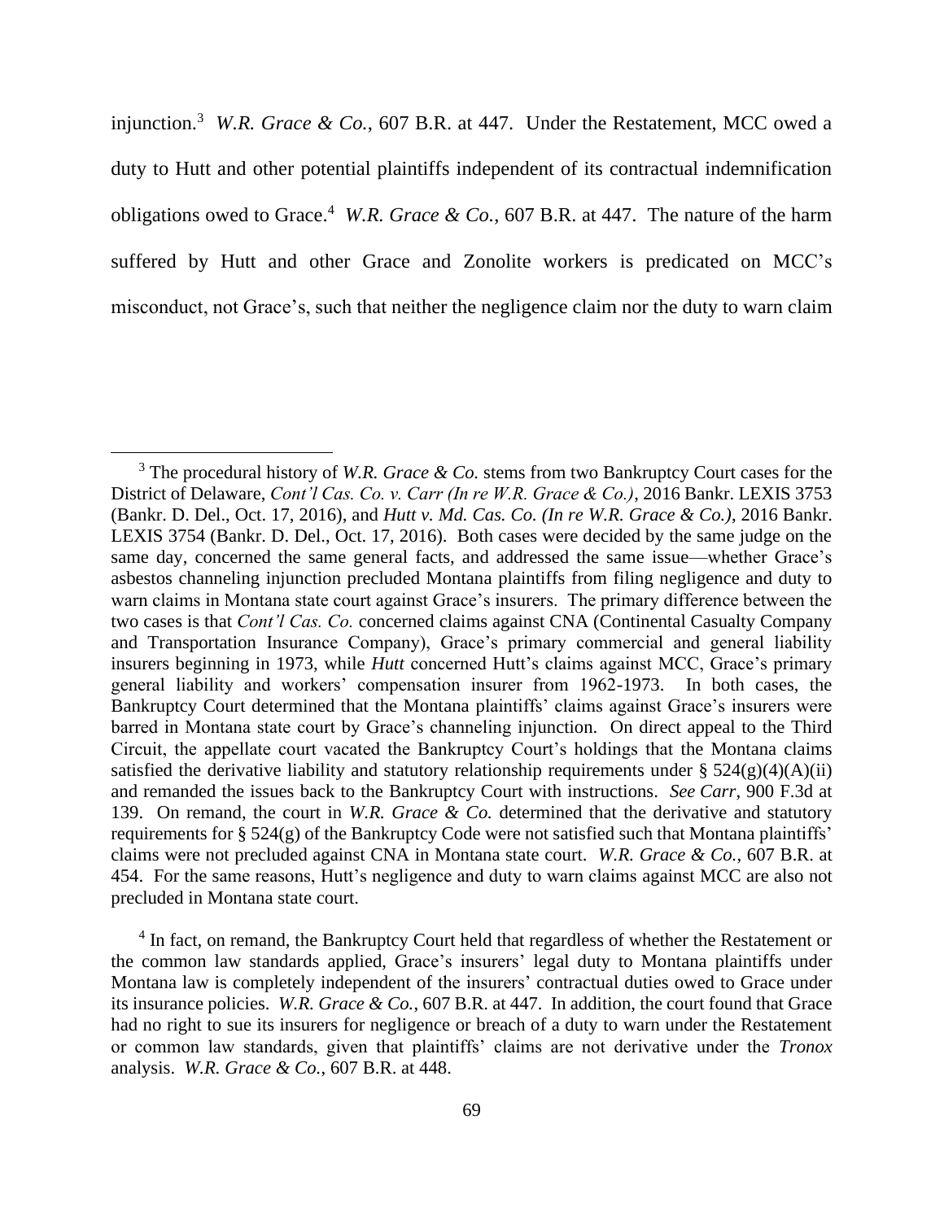injunction.[3] *W.R. Grace & Co.*, 607 B.R. at 447. Under the Restatement, MCC owed a duty to Hutt and other potential plaintiffs independent of its contractual indemnification obligations owed to Grace.[4] *W.R. Grace & Co.*, 607 B.R. at 447. The nature of the harm suffered by Hutt and other Grace and Zonolite workers is predicated on MCC's misconduct, not Grace's, such that neither the negligence claim nor the duty to warn claim

---

[3] The procedural history of *W.R. Grace & Co.* stems from two Bankruptcy Court cases for the District of Delaware, *Cont'l Cas. Co. v. Carr (In re W.R. Grace & Co.)*, 2016 Bankr. LEXIS 3753 (Bankr. D. Del., Oct. 17, 2016), and *Hutt v. Md. Cas. Co. (In re W.R. Grace & Co.)*, 2016 Bankr. LEXIS 3754 (Bankr. D. Del., Oct. 17, 2016). Both cases were decided by the same judge on the same day, concerned the same general facts, and addressed the same issue—whether Grace's asbestos channeling injunction precluded Montana plaintiffs from filing negligence and duty to warn claims in Montana state court against Grace's insurers. The primary difference between the two cases is that *Cont'l Cas. Co.* concerned claims against CNA (Continental Casualty Company and Transportation Insurance Company), Grace's primary commercial and general liability insurers beginning in 1973, while *Hutt* concerned Hutt's claims against MCC, Grace's primary general liability and workers' compensation insurer from 1962-1973. In both cases, the Bankruptcy Court determined that the Montana plaintiffs' claims against Grace's insurers were barred in Montana state court by Grace's channeling injunction. On direct appeal to the Third Circuit, the appellate court vacated the Bankruptcy Court's holdings that the Montana claims satisfied the derivative liability and statutory relationship requirements under § 524(g)(4)(A)(ii) and remanded the issues back to the Bankruptcy Court with instructions. *See Carr*, 900 F.3d at 139. On remand, the court in *W.R. Grace & Co.* determined that the derivative and statutory requirements for § 524(g) of the Bankruptcy Code were not satisfied such that Montana plaintiffs' claims were not precluded against CNA in Montana state court. *W.R. Grace & Co.*, 607 B.R. at 454. For the same reasons, Hutt's negligence and duty to warn claims against MCC are also not precluded in Montana state court.

[4] In fact, on remand, the Bankruptcy Court held that regardless of whether the Restatement or the common law standards applied, Grace's insurers' legal duty to Montana plaintiffs under Montana law is completely independent of the insurers' contractual duties owed to Grace under its insurance policies. *W.R. Grace & Co.*, 607 B.R. at 447. In addition, the court found that Grace had no right to sue its insurers for negligence or breach of a duty to warn under the Restatement or common law standards, given that plaintiffs' claims are not derivative under the *Tronox* analysis. *W.R. Grace & Co.*, 607 B.R. at 448.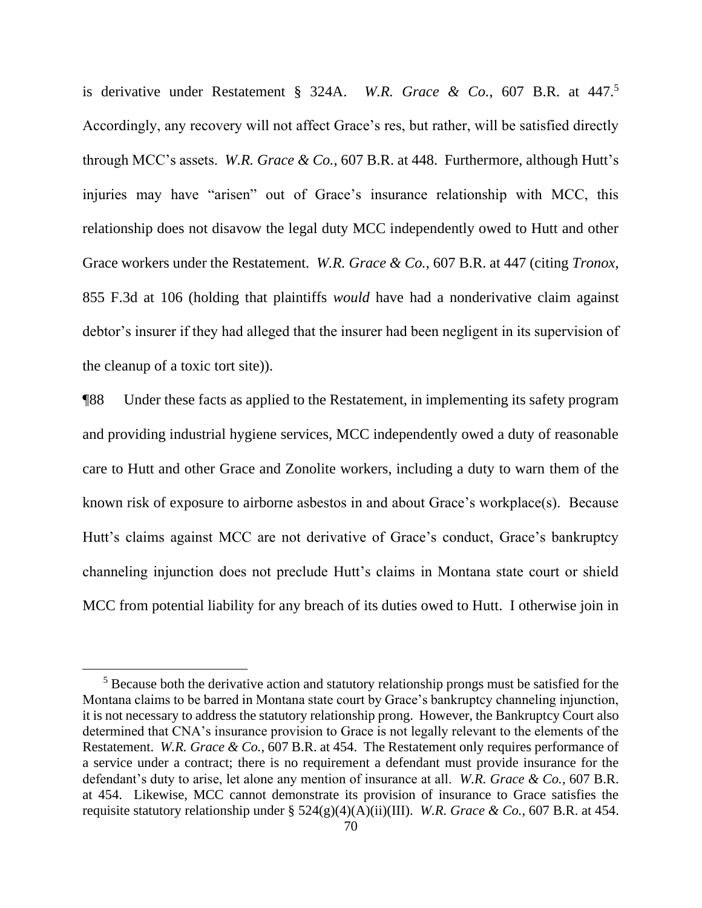is derivative under Restatement § 324A. *W.R. Grace & Co.*, 607 B.R. at 447.[5] Accordingly, any recovery will not affect Grace's res, but rather, will be satisfied directly through MCC's assets. *W.R. Grace & Co.*, 607 B.R. at 448. Furthermore, although Hutt's injuries may have "arisen" out of Grace's insurance relationship with MCC, this relationship does not disavow the legal duty MCC independently owed to Hutt and other Grace workers under the Restatement. *W.R. Grace & Co.*, 607 B.R. at 447 (citing *Tronox*, 855 F.3d at 106 (holding that plaintiffs *would* have had a nonderivative claim against debtor's insurer if they had alleged that the insurer had been negligent in its supervision of the cleanup of a toxic tort site)).

¶88 Under these facts as applied to the Restatement, in implementing its safety program and providing industrial hygiene services, MCC independently owed a duty of reasonable care to Hutt and other Grace and Zonolite workers, including a duty to warn them of the known risk of exposure to airborne asbestos in and about Grace's workplace(s). Because Hutt's claims against MCC are not derivative of Grace's conduct, Grace's bankruptcy channeling injunction does not preclude Hutt's claims in Montana state court or shield MCC from potential liability for any breach of its duties owed to Hutt. I otherwise join in

[5] Because both the derivative action and statutory relationship prongs must be satisfied for the Montana claims to be barred in Montana state court by Grace's bankruptcy channeling injunction, it is not necessary to address the statutory relationship prong. However, the Bankruptcy Court also determined that CNA's insurance provision to Grace is not legally relevant to the elements of the Restatement. *W.R. Grace & Co.*, 607 B.R. at 454. The Restatement only requires performance of a service under a contract; there is no requirement a defendant must provide insurance for the defendant's duty to arise, let alone any mention of insurance at all. *W.R. Grace & Co.*, 607 B.R. at 454. Likewise, MCC cannot demonstrate its provision of insurance to Grace satisfies the requisite statutory relationship under § 524(g)(4)(A)(ii)(III). *W.R. Grace & Co.*, 607 B.R. at 454.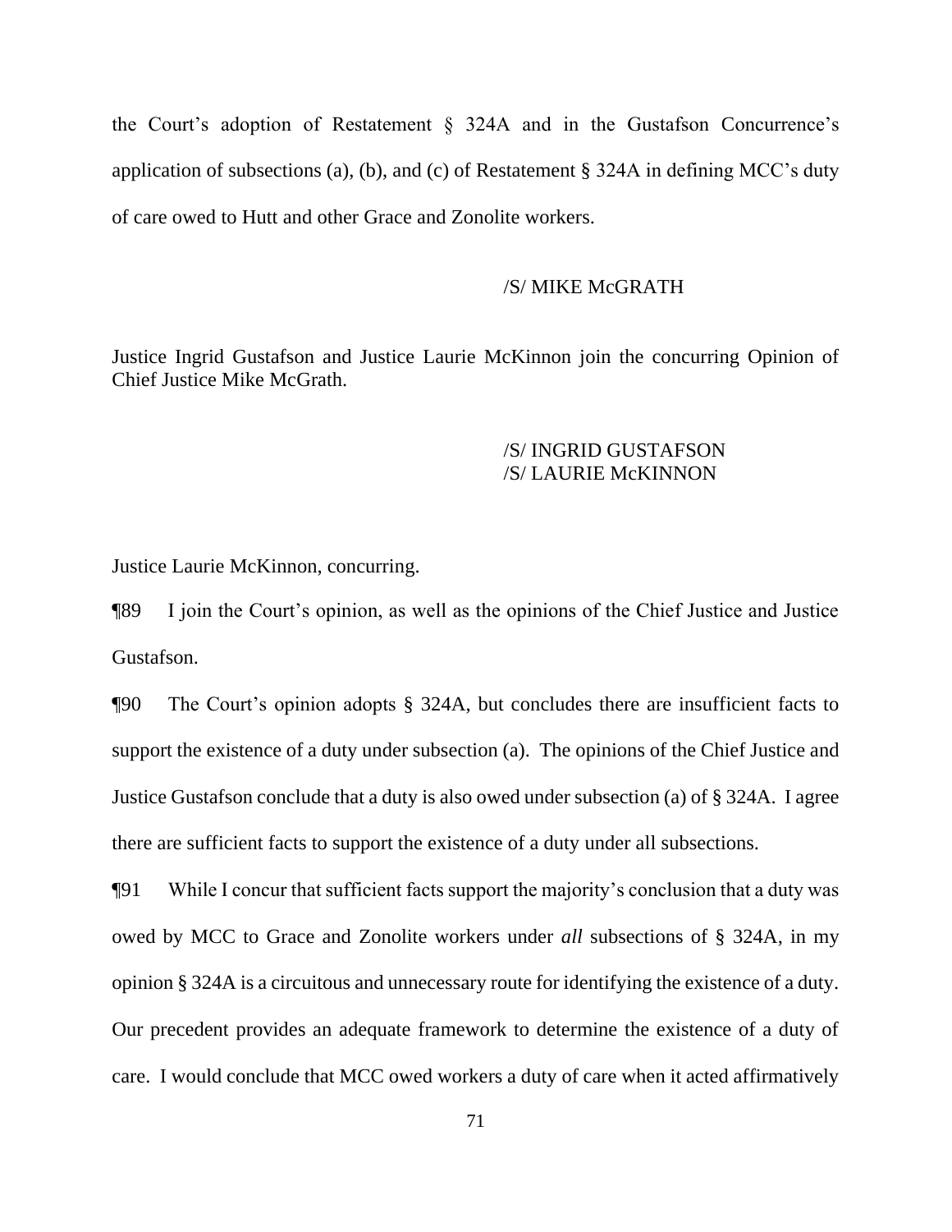the Court's adoption of Restatement § 324A and in the Gustafson Concurrence's application of subsections (a), (b), and (c) of Restatement § 324A in defining MCC's duty of care owed to Hutt and other Grace and Zonolite workers.

/S/ MIKE McGRATH

Justice Ingrid Gustafson and Justice Laurie McKinnon join the concurring Opinion of Chief Justice Mike McGrath.

/S/ INGRID GUSTAFSON
/S/ LAURIE McKINNON

Justice Laurie McKinnon, concurring.

¶89 I join the Court's opinion, as well as the opinions of the Chief Justice and Justice Gustafson.

¶90 The Court's opinion adopts § 324A, but concludes there are insufficient facts to support the existence of a duty under subsection (a). The opinions of the Chief Justice and Justice Gustafson conclude that a duty is also owed under subsection (a) of § 324A. I agree there are sufficient facts to support the existence of a duty under all subsections.

¶91 While I concur that sufficient facts support the majority's conclusion that a duty was owed by MCC to Grace and Zonolite workers under *all* subsections of § 324A, in my opinion § 324A is a circuitous and unnecessary route for identifying the existence of a duty. Our precedent provides an adequate framework to determine the existence of a duty of care. I would conclude that MCC owed workers a duty of care when it acted affirmatively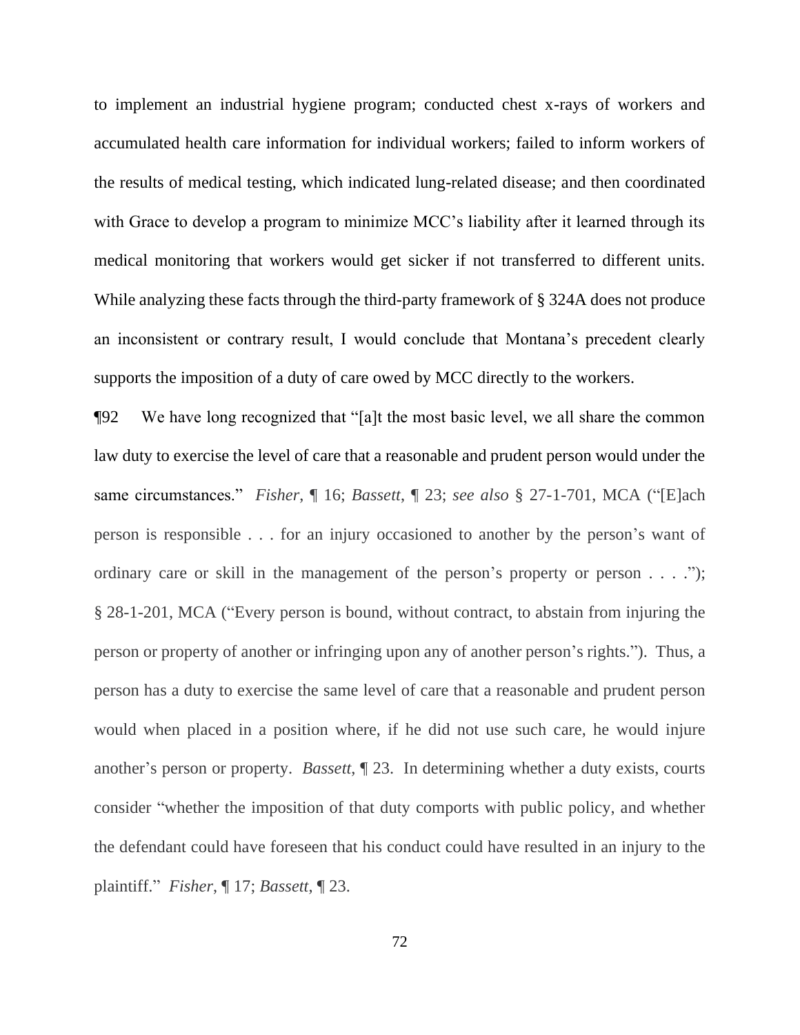to implement an industrial hygiene program; conducted chest x-rays of workers and accumulated health care information for individual workers; failed to inform workers of the results of medical testing, which indicated lung-related disease; and then coordinated with Grace to develop a program to minimize MCC's liability after it learned through its medical monitoring that workers would get sicker if not transferred to different units. While analyzing these facts through the third-party framework of § 324A does not produce an inconsistent or contrary result, I would conclude that Montana's precedent clearly supports the imposition of a duty of care owed by MCC directly to the workers.

¶92 We have long recognized that "[a]t the most basic level, we all share the common law duty to exercise the level of care that a reasonable and prudent person would under the same circumstances." *Fisher*, ¶ 16; *Bassett*, ¶ 23; *see also* § 27-1-701, MCA ("[E]ach person is responsible . . . for an injury occasioned to another by the person's want of ordinary care or skill in the management of the person's property or person . . . ."); § 28-1-201, MCA ("Every person is bound, without contract, to abstain from injuring the person or property of another or infringing upon any of another person's rights."). Thus, a person has a duty to exercise the same level of care that a reasonable and prudent person would when placed in a position where, if he did not use such care, he would injure another's person or property. *Bassett*, ¶ 23. In determining whether a duty exists, courts consider "whether the imposition of that duty comports with public policy, and whether the defendant could have foreseen that his conduct could have resulted in an injury to the plaintiff." *Fisher*, ¶ 17; *Bassett*, ¶ 23.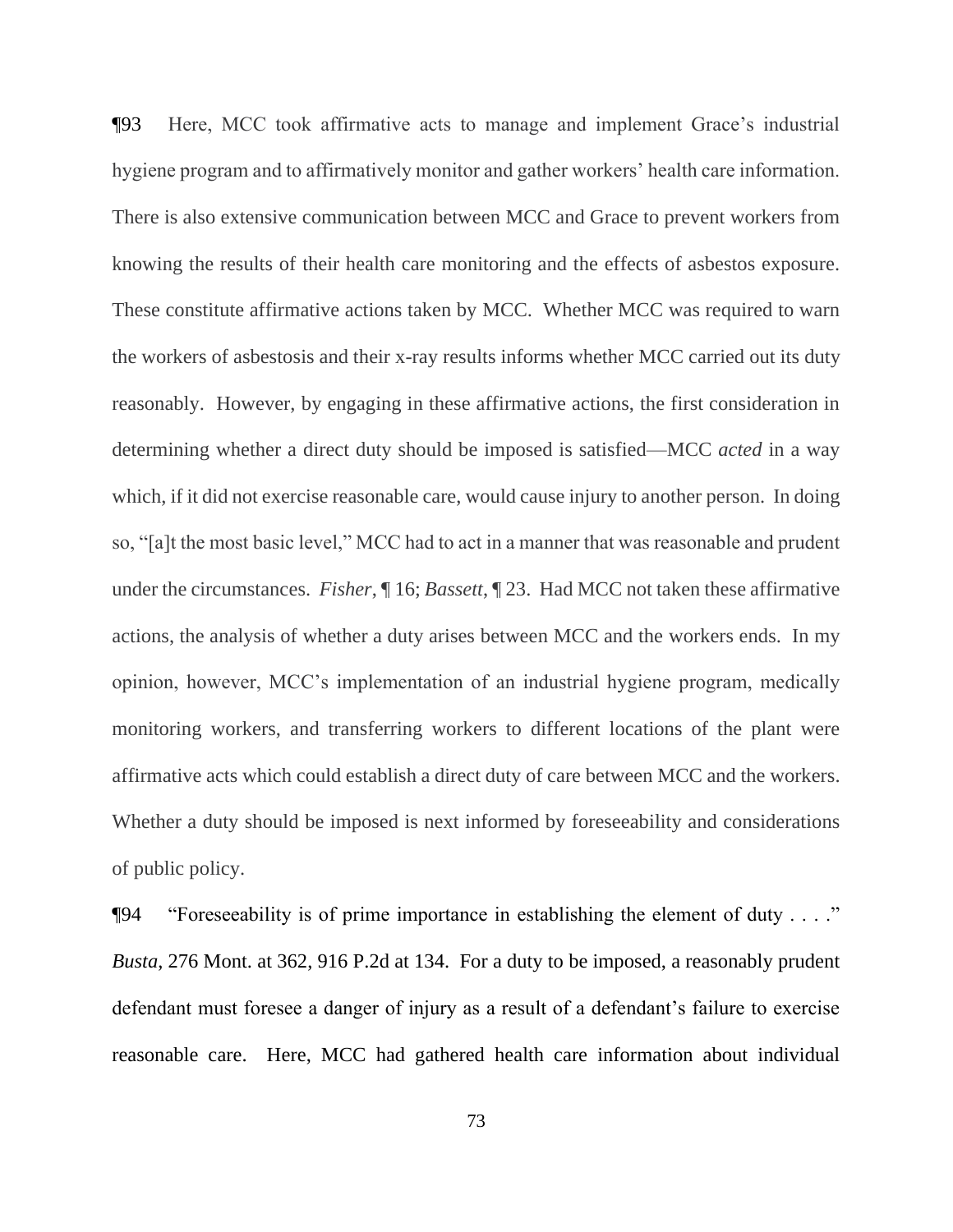¶93 Here, MCC took affirmative acts to manage and implement Grace's industrial hygiene program and to affirmatively monitor and gather workers' health care information. There is also extensive communication between MCC and Grace to prevent workers from knowing the results of their health care monitoring and the effects of asbestos exposure. These constitute affirmative actions taken by MCC. Whether MCC was required to warn the workers of asbestosis and their x-ray results informs whether MCC carried out its duty reasonably. However, by engaging in these affirmative actions, the first consideration in determining whether a direct duty should be imposed is satisfied—MCC *acted* in a way which, if it did not exercise reasonable care, would cause injury to another person. In doing so, "[a]t the most basic level," MCC had to act in a manner that was reasonable and prudent under the circumstances. *Fisher*, ¶ 16; *Bassett*, ¶ 23. Had MCC not taken these affirmative actions, the analysis of whether a duty arises between MCC and the workers ends. In my opinion, however, MCC's implementation of an industrial hygiene program, medically monitoring workers, and transferring workers to different locations of the plant were affirmative acts which could establish a direct duty of care between MCC and the workers. Whether a duty should be imposed is next informed by foreseeability and considerations of public policy.

¶94 "Foreseeability is of prime importance in establishing the element of duty . . . ." *Busta*, 276 Mont. at 362, 916 P.2d at 134. For a duty to be imposed, a reasonably prudent defendant must foresee a danger of injury as a result of a defendant's failure to exercise reasonable care. Here, MCC had gathered health care information about individual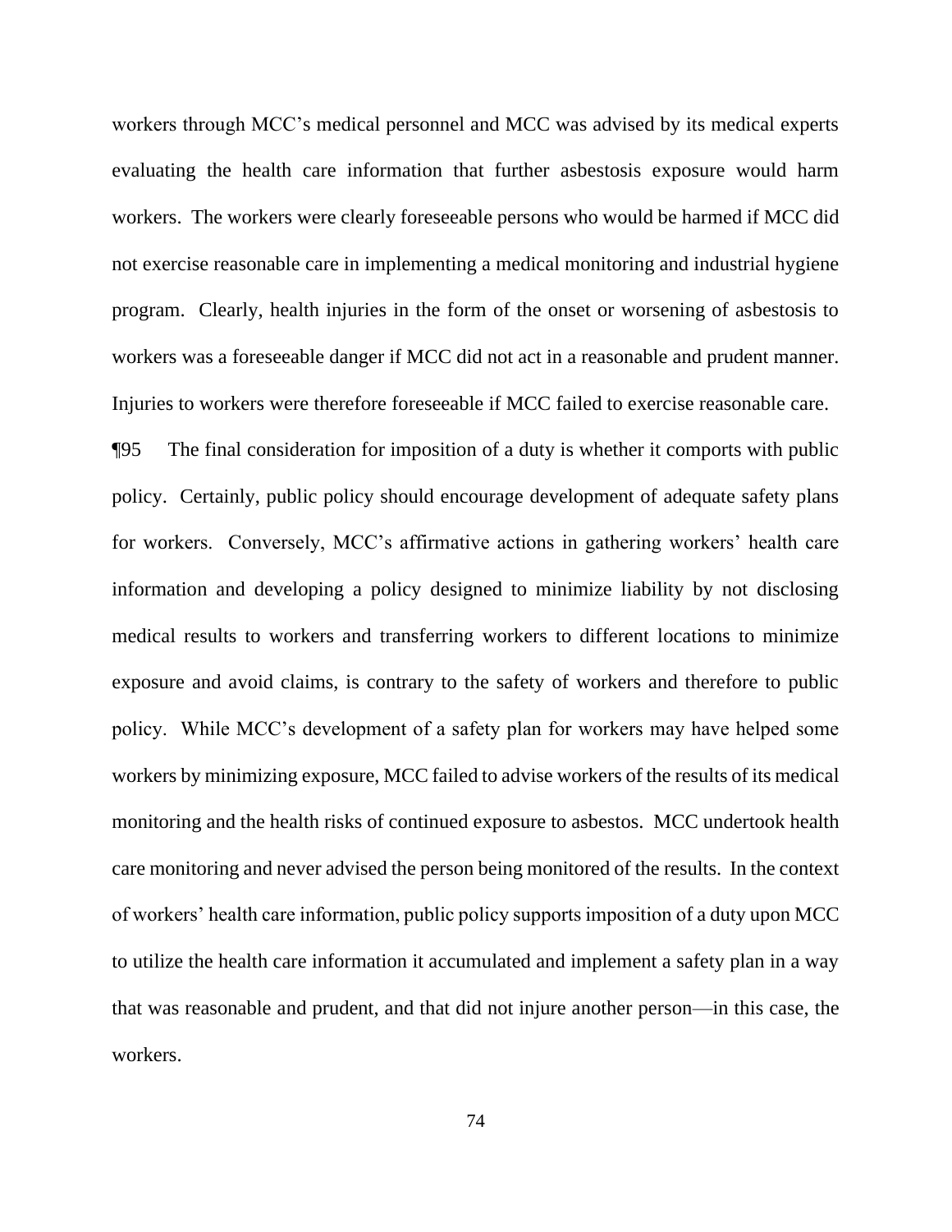workers through MCC's medical personnel and MCC was advised by its medical experts evaluating the health care information that further asbestosis exposure would harm workers. The workers were clearly foreseeable persons who would be harmed if MCC did not exercise reasonable care in implementing a medical monitoring and industrial hygiene program. Clearly, health injuries in the form of the onset or worsening of asbestosis to workers was a foreseeable danger if MCC did not act in a reasonable and prudent manner. Injuries to workers were therefore foreseeable if MCC failed to exercise reasonable care.

¶95 The final consideration for imposition of a duty is whether it comports with public policy. Certainly, public policy should encourage development of adequate safety plans for workers. Conversely, MCC's affirmative actions in gathering workers' health care information and developing a policy designed to minimize liability by not disclosing medical results to workers and transferring workers to different locations to minimize exposure and avoid claims, is contrary to the safety of workers and therefore to public policy. While MCC's development of a safety plan for workers may have helped some workers by minimizing exposure, MCC failed to advise workers of the results of its medical monitoring and the health risks of continued exposure to asbestos. MCC undertook health care monitoring and never advised the person being monitored of the results. In the context of workers' health care information, public policy supports imposition of a duty upon MCC to utilize the health care information it accumulated and implement a safety plan in a way that was reasonable and prudent, and that did not injure another person—in this case, the workers.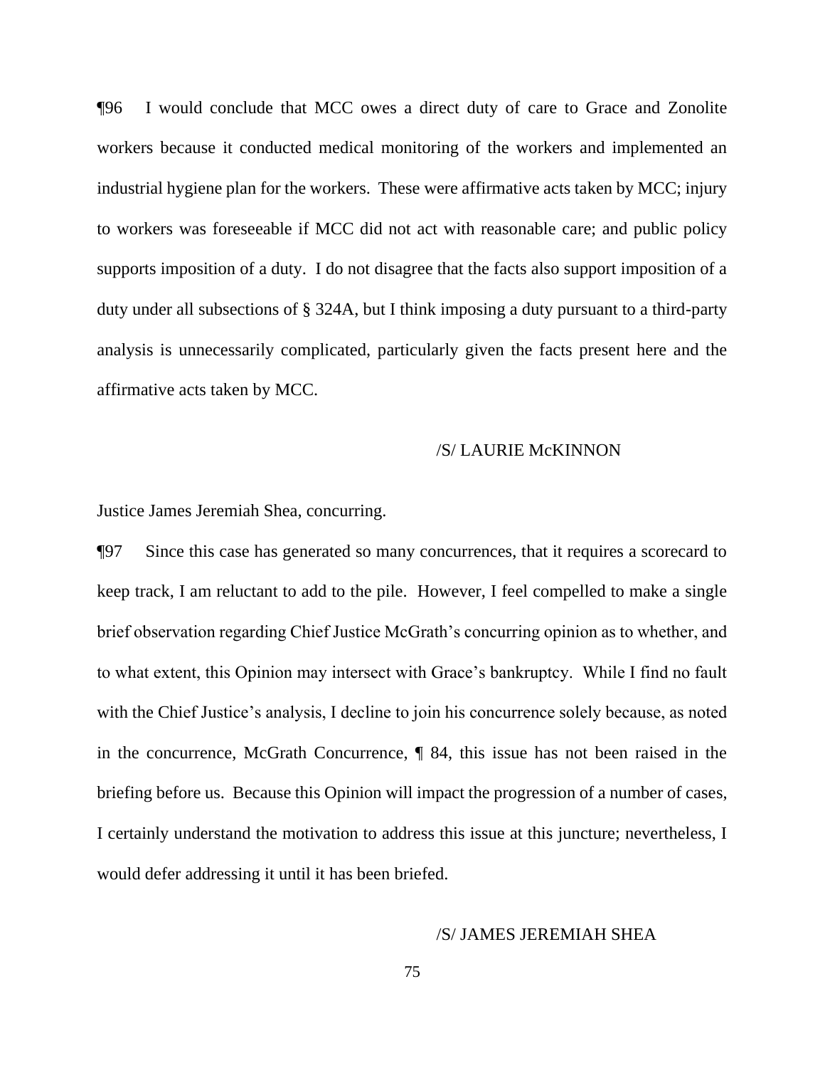¶96 I would conclude that MCC owes a direct duty of care to Grace and Zonolite workers because it conducted medical monitoring of the workers and implemented an industrial hygiene plan for the workers. These were affirmative acts taken by MCC; injury to workers was foreseeable if MCC did not act with reasonable care; and public policy supports imposition of a duty. I do not disagree that the facts also support imposition of a duty under all subsections of § 324A, but I think imposing a duty pursuant to a third-party analysis is unnecessarily complicated, particularly given the facts present here and the affirmative acts taken by MCC.

/S/ LAURIE McKINNON

Justice James Jeremiah Shea, concurring.

¶97 Since this case has generated so many concurrences, that it requires a scorecard to keep track, I am reluctant to add to the pile. However, I feel compelled to make a single brief observation regarding Chief Justice McGrath's concurring opinion as to whether, and to what extent, this Opinion may intersect with Grace's bankruptcy. While I find no fault with the Chief Justice's analysis, I decline to join his concurrence solely because, as noted in the concurrence, McGrath Concurrence, ¶ 84, this issue has not been raised in the briefing before us. Because this Opinion will impact the progression of a number of cases, I certainly understand the motivation to address this issue at this juncture; nevertheless, I would defer addressing it until it has been briefed.

/S/ JAMES JEREMIAH SHEA